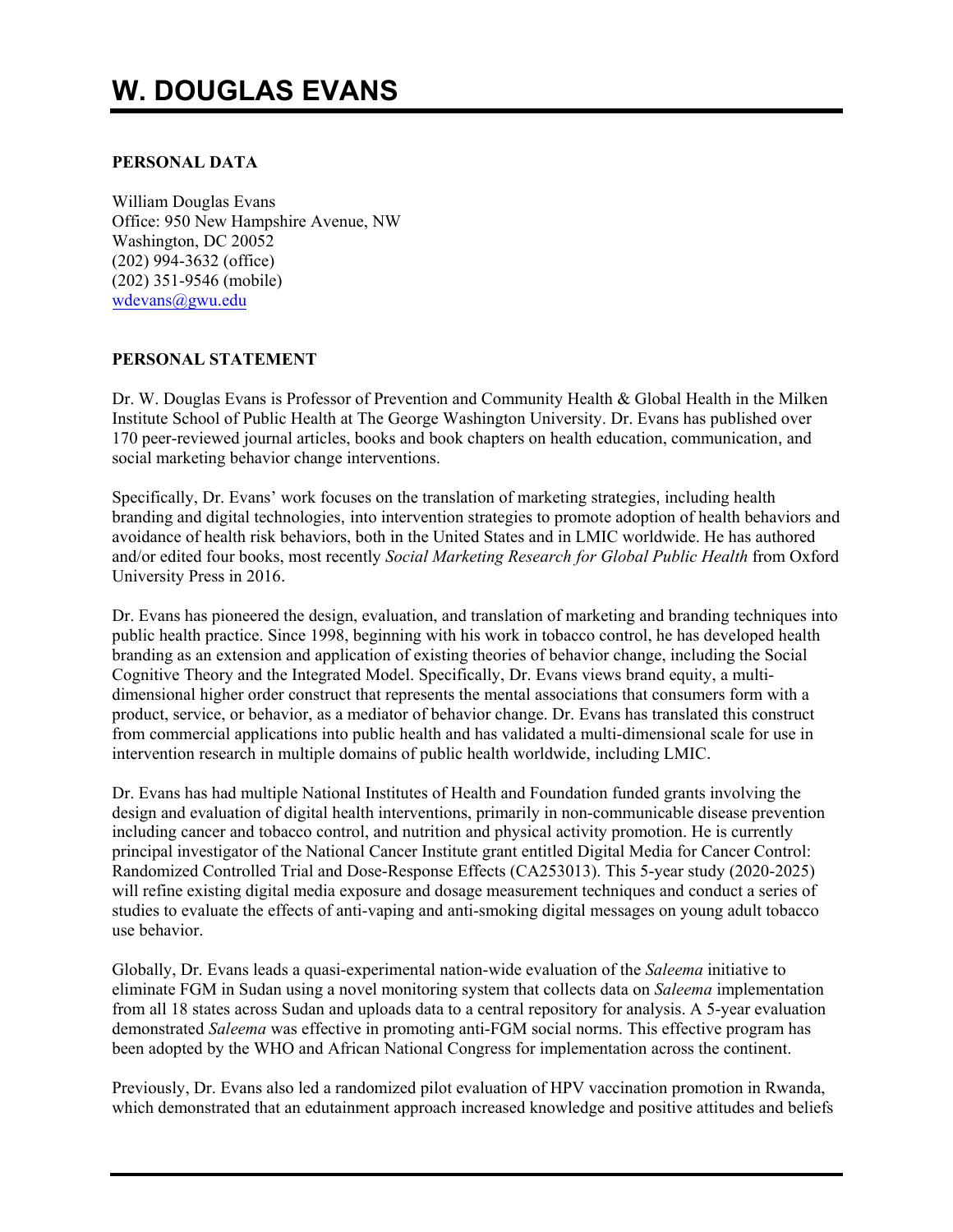# W. DOUGLAS EVANS

**PERSONAL DATA**

William Douglas Evans
Office: 950 New Hampshire Avenue, NW
Washington, DC 20052
(202) 994-3632 (office)
(202) 351-9546 (mobile)
wdevans@gwu.edu

**PERSONAL STATEMENT**

Dr. W. Douglas Evans is Professor of Prevention and Community Health & Global Health in the Milken Institute School of Public Health at The George Washington University. Dr. Evans has published over 170 peer-reviewed journal articles, books and book chapters on health education, communication, and social marketing behavior change interventions.

Specifically, Dr. Evans' work focuses on the translation of marketing strategies, including health branding and digital technologies, into intervention strategies to promote adoption of health behaviors and avoidance of health risk behaviors, both in the United States and in LMIC worldwide. He has authored and/or edited four books, most recently *Social Marketing Research for Global Public Health* from Oxford University Press in 2016.

Dr. Evans has pioneered the design, evaluation, and translation of marketing and branding techniques into public health practice. Since 1998, beginning with his work in tobacco control, he has developed health branding as an extension and application of existing theories of behavior change, including the Social Cognitive Theory and the Integrated Model. Specifically, Dr. Evans views brand equity, a multi-dimensional higher order construct that represents the mental associations that consumers form with a product, service, or behavior, as a mediator of behavior change. Dr. Evans has translated this construct from commercial applications into public health and has validated a multi-dimensional scale for use in intervention research in multiple domains of public health worldwide, including LMIC.

Dr. Evans has had multiple National Institutes of Health and Foundation funded grants involving the design and evaluation of digital health interventions, primarily in non-communicable disease prevention including cancer and tobacco control, and nutrition and physical activity promotion. He is currently principal investigator of the National Cancer Institute grant entitled Digital Media for Cancer Control: Randomized Controlled Trial and Dose-Response Effects (CA253013). This 5-year study (2020-2025) will refine existing digital media exposure and dosage measurement techniques and conduct a series of studies to evaluate the effects of anti-vaping and anti-smoking digital messages on young adult tobacco use behavior.

Globally, Dr. Evans leads a quasi-experimental nation-wide evaluation of the *Saleema* initiative to eliminate FGM in Sudan using a novel monitoring system that collects data on *Saleema* implementation from all 18 states across Sudan and uploads data to a central repository for analysis. A 5-year evaluation demonstrated *Saleema* was effective in promoting anti-FGM social norms. This effective program has been adopted by the WHO and African National Congress for implementation across the continent.

Previously, Dr. Evans also led a randomized pilot evaluation of HPV vaccination promotion in Rwanda, which demonstrated that an edutainment approach increased knowledge and positive attitudes and beliefs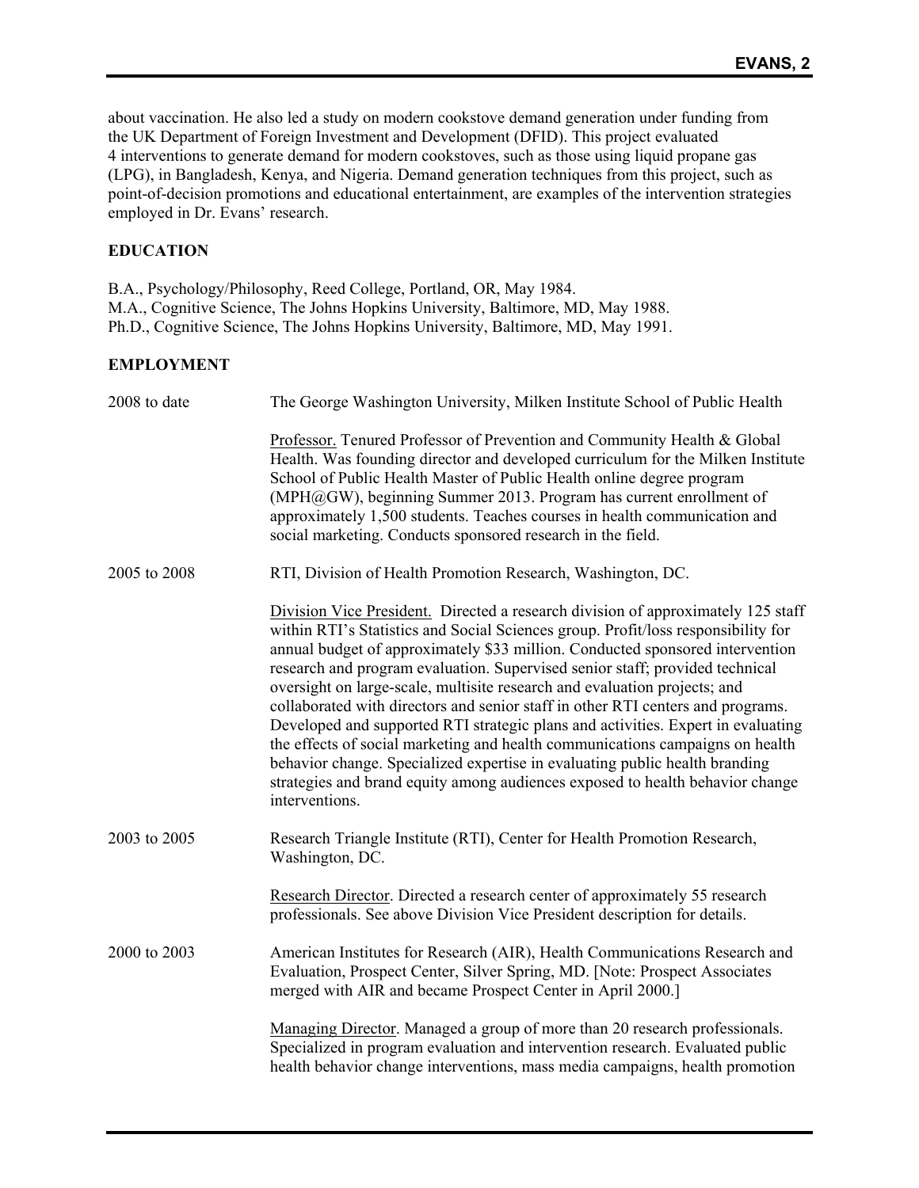about vaccination. He also led a study on modern cookstove demand generation under funding from the UK Department of Foreign Investment and Development (DFID). This project evaluated 4 interventions to generate demand for modern cookstoves, such as those using liquid propane gas (LPG), in Bangladesh, Kenya, and Nigeria. Demand generation techniques from this project, such as point-of-decision promotions and educational entertainment, are examples of the intervention strategies employed in Dr. Evans' research.

## EDUCATION

B.A., Psychology/Philosophy, Reed College, Portland, OR, May 1984.
M.A., Cognitive Science, The Johns Hopkins University, Baltimore, MD, May 1988.
Ph.D., Cognitive Science, The Johns Hopkins University, Baltimore, MD, May 1991.

## EMPLOYMENT

**2008 to date** — The George Washington University, Milken Institute School of Public Health

Professor. Tenured Professor of Prevention and Community Health & Global Health. Was founding director and developed curriculum for the Milken Institute School of Public Health Master of Public Health online degree program (MPH@GW), beginning Summer 2013. Program has current enrollment of approximately 1,500 students. Teaches courses in health communication and social marketing. Conducts sponsored research in the field.

**2005 to 2008** — RTI, Division of Health Promotion Research, Washington, DC.

Division Vice President. Directed a research division of approximately 125 staff within RTI's Statistics and Social Sciences group. Profit/loss responsibility for annual budget of approximately $33 million. Conducted sponsored intervention research and program evaluation. Supervised senior staff; provided technical oversight on large-scale, multisite research and evaluation projects; and collaborated with directors and senior staff in other RTI centers and programs. Developed and supported RTI strategic plans and activities. Expert in evaluating the effects of social marketing and health communications campaigns on health behavior change. Specialized expertise in evaluating public health branding strategies and brand equity among audiences exposed to health behavior change interventions.

**2003 to 2005** — Research Triangle Institute (RTI), Center for Health Promotion Research, Washington, DC.

Research Director. Directed a research center of approximately 55 research professionals. See above Division Vice President description for details.

**2000 to 2003** — American Institutes for Research (AIR), Health Communications Research and Evaluation, Prospect Center, Silver Spring, MD. [Note: Prospect Associates merged with AIR and became Prospect Center in April 2000.]

Managing Director. Managed a group of more than 20 research professionals. Specialized in program evaluation and intervention research. Evaluated public health behavior change interventions, mass media campaigns, health promotion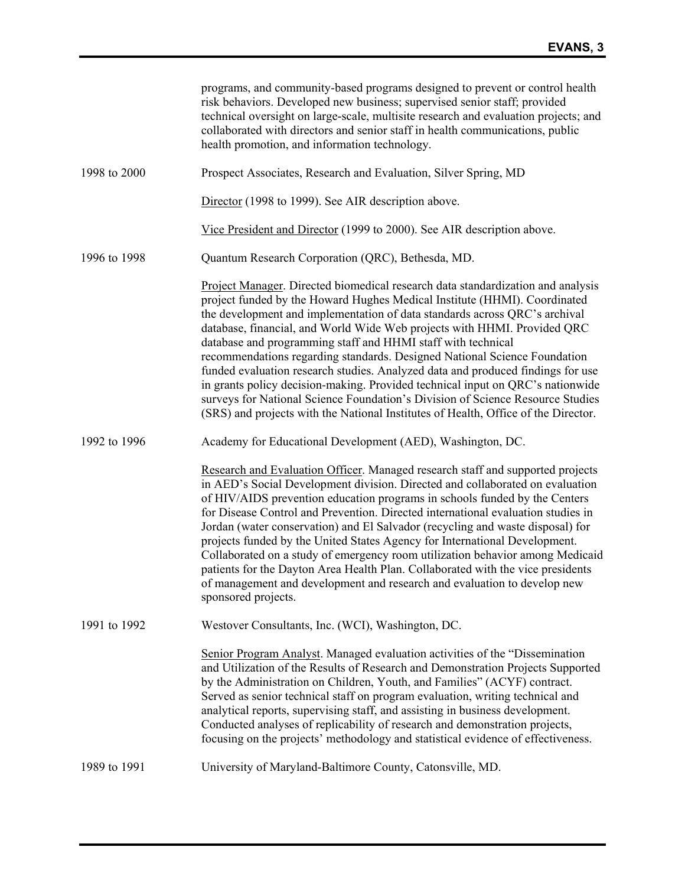programs, and community-based programs designed to prevent or control health risk behaviors. Developed new business; supervised senior staff; provided technical oversight on large-scale, multisite research and evaluation projects; and collaborated with directors and senior staff in health communications, public health promotion, and information technology.

**1998 to 2000** — Prospect Associates, Research and Evaluation, Silver Spring, MD

Director (1998 to 1999). See AIR description above.

Vice President and Director (1999 to 2000). See AIR description above.

**1996 to 1998** — Quantum Research Corporation (QRC), Bethesda, MD.

Project Manager. Directed biomedical research data standardization and analysis project funded by the Howard Hughes Medical Institute (HHMI). Coordinated the development and implementation of data standards across QRC's archival database, financial, and World Wide Web projects with HHMI. Provided QRC database and programming staff and HHMI staff with technical recommendations regarding standards. Designed National Science Foundation funded evaluation research studies. Analyzed data and produced findings for use in grants policy decision-making. Provided technical input on QRC's nationwide surveys for National Science Foundation's Division of Science Resource Studies (SRS) and projects with the National Institutes of Health, Office of the Director.

**1992 to 1996** — Academy for Educational Development (AED), Washington, DC.

Research and Evaluation Officer. Managed research staff and supported projects in AED's Social Development division. Directed and collaborated on evaluation of HIV/AIDS prevention education programs in schools funded by the Centers for Disease Control and Prevention. Directed international evaluation studies in Jordan (water conservation) and El Salvador (recycling and waste disposal) for projects funded by the United States Agency for International Development. Collaborated on a study of emergency room utilization behavior among Medicaid patients for the Dayton Area Health Plan. Collaborated with the vice presidents of management and development and research and evaluation to develop new sponsored projects.

**1991 to 1992** — Westover Consultants, Inc. (WCI), Washington, DC.

Senior Program Analyst. Managed evaluation activities of the "Dissemination and Utilization of the Results of Research and Demonstration Projects Supported by the Administration on Children, Youth, and Families" (ACYF) contract. Served as senior technical staff on program evaluation, writing technical and analytical reports, supervising staff, and assisting in business development. Conducted analyses of replicability of research and demonstration projects, focusing on the projects' methodology and statistical evidence of effectiveness.

**1989 to 1991** — University of Maryland-Baltimore County, Catonsville, MD.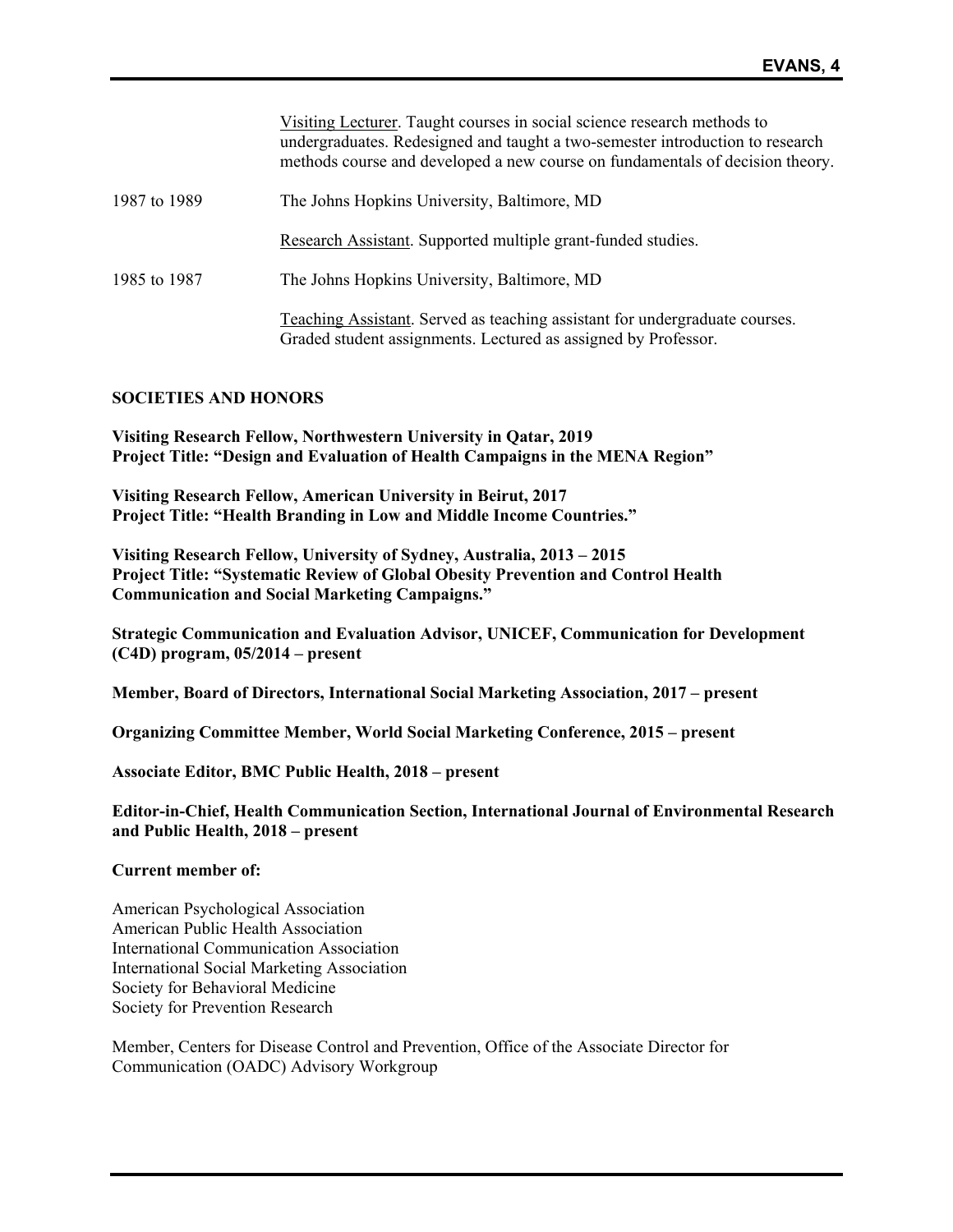Visiting Lecturer. Taught courses in social science research methods to undergraduates. Redesigned and taught a two-semester introduction to research methods course and developed a new course on fundamentals of decision theory.

1987 to 1989 — The Johns Hopkins University, Baltimore, MD

Research Assistant. Supported multiple grant-funded studies.

1985 to 1987 — The Johns Hopkins University, Baltimore, MD

Teaching Assistant. Served as teaching assistant for undergraduate courses. Graded student assignments. Lectured as assigned by Professor.

## SOCIETIES AND HONORS

**Visiting Research Fellow, Northwestern University in Qatar, 2019**
**Project Title: "Design and Evaluation of Health Campaigns in the MENA Region"**

**Visiting Research Fellow, American University in Beirut, 2017**
**Project Title: "Health Branding in Low and Middle Income Countries."**

**Visiting Research Fellow, University of Sydney, Australia, 2013 – 2015**
**Project Title: "Systematic Review of Global Obesity Prevention and Control Health Communication and Social Marketing Campaigns."**

**Strategic Communication and Evaluation Advisor, UNICEF, Communication for Development (C4D) program, 05/2014 – present**

**Member, Board of Directors, International Social Marketing Association, 2017 – present**

**Organizing Committee Member, World Social Marketing Conference, 2015 – present**

**Associate Editor, BMC Public Health, 2018 – present**

**Editor-in-Chief, Health Communication Section, International Journal of Environmental Research and Public Health, 2018 – present**

**Current member of:**

American Psychological Association
American Public Health Association
International Communication Association
International Social Marketing Association
Society for Behavioral Medicine
Society for Prevention Research

Member, Centers for Disease Control and Prevention, Office of the Associate Director for Communication (OADC) Advisory Workgroup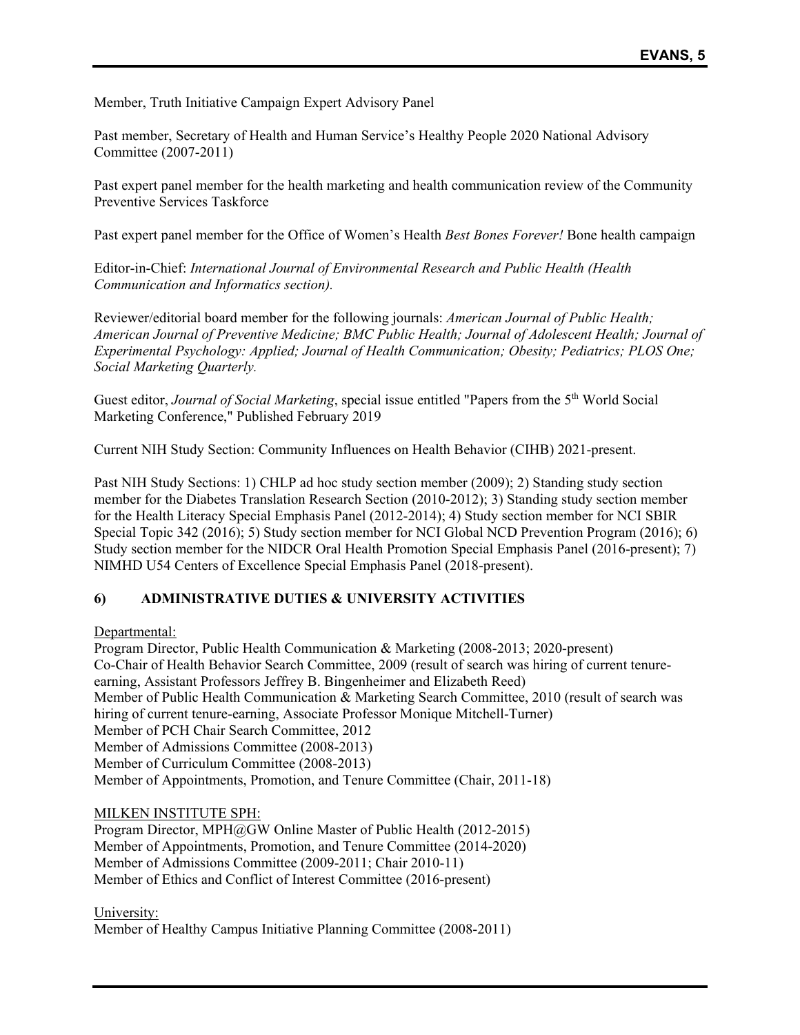Member, Truth Initiative Campaign Expert Advisory Panel

Past member, Secretary of Health and Human Service's Healthy People 2020 National Advisory Committee (2007-2011)

Past expert panel member for the health marketing and health communication review of the Community Preventive Services Taskforce

Past expert panel member for the Office of Women's Health *Best Bones Forever!* Bone health campaign

Editor-in-Chief: *International Journal of Environmental Research and Public Health (Health Communication and Informatics section).*

Reviewer/editorial board member for the following journals: *American Journal of Public Health; American Journal of Preventive Medicine; BMC Public Health; Journal of Adolescent Health; Journal of Experimental Psychology: Applied; Journal of Health Communication; Obesity; Pediatrics; PLOS One; Social Marketing Quarterly.*

Guest editor, *Journal of Social Marketing*, special issue entitled "Papers from the 5th World Social Marketing Conference," Published February 2019

Current NIH Study Section: Community Influences on Health Behavior (CIHB) 2021-present.

Past NIH Study Sections: 1) CHLP ad hoc study section member (2009); 2) Standing study section member for the Diabetes Translation Research Section (2010-2012); 3) Standing study section member for the Health Literacy Special Emphasis Panel (2012-2014); 4) Study section member for NCI SBIR Special Topic 342 (2016); 5) Study section member for NCI Global NCD Prevention Program (2016); 6) Study section member for the NIDCR Oral Health Promotion Special Emphasis Panel (2016-present); 7) NIMHD U54 Centers of Excellence Special Emphasis Panel (2018-present).

## 6) ADMINISTRATIVE DUTIES & UNIVERSITY ACTIVITIES

Departmental:

Program Director, Public Health Communication & Marketing (2008-2013; 2020-present)
Co-Chair of Health Behavior Search Committee, 2009 (result of search was hiring of current tenure-earning, Assistant Professors Jeffrey B. Bingenheimer and Elizabeth Reed)
Member of Public Health Communication & Marketing Search Committee, 2010 (result of search was hiring of current tenure-earning, Associate Professor Monique Mitchell-Turner)
Member of PCH Chair Search Committee, 2012
Member of Admissions Committee (2008-2013)
Member of Curriculum Committee (2008-2013)
Member of Appointments, Promotion, and Tenure Committee (Chair, 2011-18)

MILKEN INSTITUTE SPH:

Program Director, MPH@GW Online Master of Public Health (2012-2015)
Member of Appointments, Promotion, and Tenure Committee (2014-2020)
Member of Admissions Committee (2009-2011; Chair 2010-11)
Member of Ethics and Conflict of Interest Committee (2016-present)

University:

Member of Healthy Campus Initiative Planning Committee (2008-2011)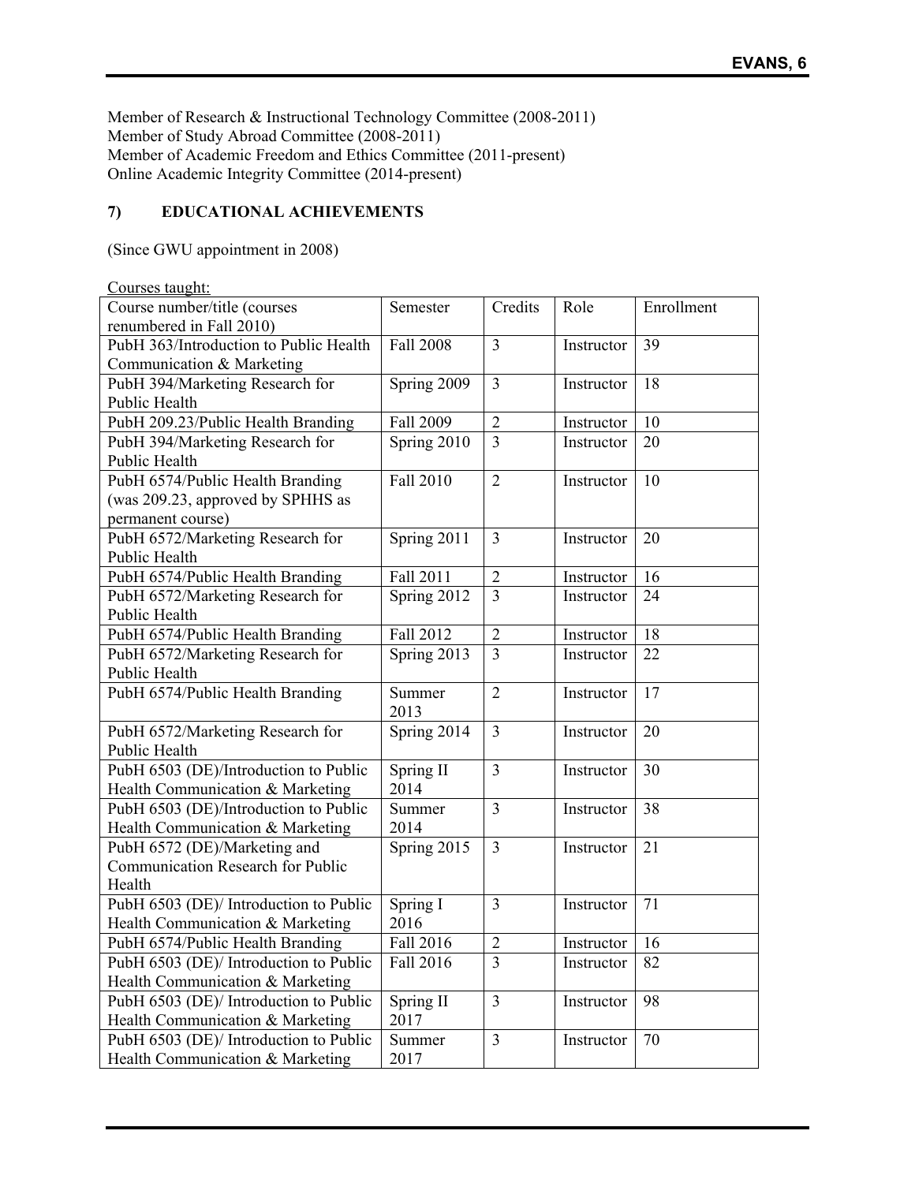Member of Research & Instructional Technology Committee (2008-2011)
Member of Study Abroad Committee (2008-2011)
Member of Academic Freedom and Ethics Committee (2011-present)
Online Academic Integrity Committee (2014-present)

## 7) EDUCATIONAL ACHIEVEMENTS

(Since GWU appointment in 2008)

Courses taught:

| Course number/title (courses renumbered in Fall 2010) | Semester | Credits | Role | Enrollment |
|---|---|---|---|---|
| PubH 363/Introduction to Public Health Communication & Marketing | Fall 2008 | 3 | Instructor | 39 |
| PubH 394/Marketing Research for Public Health | Spring 2009 | 3 | Instructor | 18 |
| PubH 209.23/Public Health Branding | Fall 2009 | 2 | Instructor | 10 |
| PubH 394/Marketing Research for Public Health | Spring 2010 | 3 | Instructor | 20 |
| PubH 6574/Public Health Branding (was 209.23, approved by SPHHS as permanent course) | Fall 2010 | 2 | Instructor | 10 |
| PubH 6572/Marketing Research for Public Health | Spring 2011 | 3 | Instructor | 20 |
| PubH 6574/Public Health Branding | Fall 2011 | 2 | Instructor | 16 |
| PubH 6572/Marketing Research for Public Health | Spring 2012 | 3 | Instructor | 24 |
| PubH 6574/Public Health Branding | Fall 2012 | 2 | Instructor | 18 |
| PubH 6572/Marketing Research for Public Health | Spring 2013 | 3 | Instructor | 22 |
| PubH 6574/Public Health Branding | Summer 2013 | 2 | Instructor | 17 |
| PubH 6572/Marketing Research for Public Health | Spring 2014 | 3 | Instructor | 20 |
| PubH 6503 (DE)/Introduction to Public Health Communication & Marketing | Spring II 2014 | 3 | Instructor | 30 |
| PubH 6503 (DE)/Introduction to Public Health Communication & Marketing | Summer 2014 | 3 | Instructor | 38 |
| PubH 6572 (DE)/Marketing and Communication Research for Public Health | Spring 2015 | 3 | Instructor | 21 |
| PubH 6503 (DE)/ Introduction to Public Health Communication & Marketing | Spring I 2016 | 3 | Instructor | 71 |
| PubH 6574/Public Health Branding | Fall 2016 | 2 | Instructor | 16 |
| PubH 6503 (DE)/ Introduction to Public Health Communication & Marketing | Fall 2016 | 3 | Instructor | 82 |
| PubH 6503 (DE)/ Introduction to Public Health Communication & Marketing | Spring II 2017 | 3 | Instructor | 98 |
| PubH 6503 (DE)/ Introduction to Public Health Communication & Marketing | Summer 2017 | 3 | Instructor | 70 |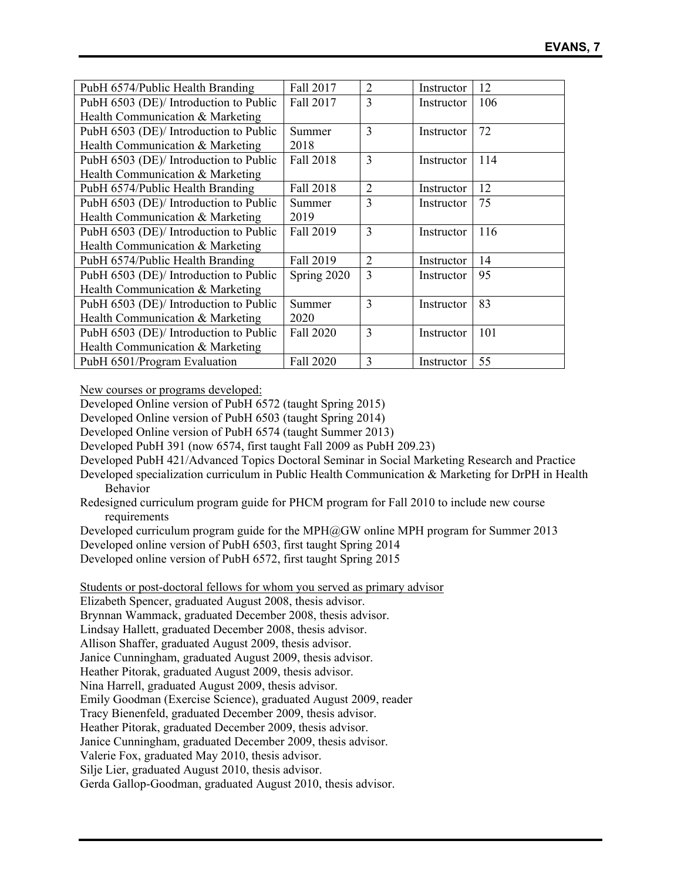| PubH 6574/Public Health Branding | Fall 2017 | 2 | Instructor | 12 |
|---|---|---|---|---|
| PubH 6503 (DE)/ Introduction to Public Health Communication & Marketing | Fall 2017 | 3 | Instructor | 106 |
| PubH 6503 (DE)/ Introduction to Public Health Communication & Marketing | Summer 2018 | 3 | Instructor | 72 |
| PubH 6503 (DE)/ Introduction to Public Health Communication & Marketing | Fall 2018 | 3 | Instructor | 114 |
| PubH 6574/Public Health Branding | Fall 2018 | 2 | Instructor | 12 |
| PubH 6503 (DE)/ Introduction to Public Health Communication & Marketing | Summer 2019 | 3 | Instructor | 75 |
| PubH 6503 (DE)/ Introduction to Public Health Communication & Marketing | Fall 2019 | 3 | Instructor | 116 |
| PubH 6574/Public Health Branding | Fall 2019 | 2 | Instructor | 14 |
| PubH 6503 (DE)/ Introduction to Public Health Communication & Marketing | Spring 2020 | 3 | Instructor | 95 |
| PubH 6503 (DE)/ Introduction to Public Health Communication & Marketing | Summer 2020 | 3 | Instructor | 83 |
| PubH 6503 (DE)/ Introduction to Public Health Communication & Marketing | Fall 2020 | 3 | Instructor | 101 |
| PubH 6501/Program Evaluation | Fall 2020 | 3 | Instructor | 55 |

New courses or programs developed:

Developed Online version of PubH 6572 (taught Spring 2015)
Developed Online version of PubH 6503 (taught Spring 2014)
Developed Online version of PubH 6574 (taught Summer 2013)
Developed PubH 391 (now 6574, first taught Fall 2009 as PubH 209.23)
Developed PubH 421/Advanced Topics Doctoral Seminar in Social Marketing Research and Practice
Developed specialization curriculum in Public Health Communication & Marketing for DrPH in Health Behavior
Redesigned curriculum program guide for PHCM program for Fall 2010 to include new course requirements
Developed curriculum program guide for the MPH@GW online MPH program for Summer 2013
Developed online version of PubH 6503, first taught Spring 2014
Developed online version of PubH 6572, first taught Spring 2015

Students or post-doctoral fellows for whom you served as primary advisor

Elizabeth Spencer, graduated August 2008, thesis advisor.
Brynnan Wammack, graduated December 2008, thesis advisor.
Lindsay Hallett, graduated December 2008, thesis advisor.
Allison Shaffer, graduated August 2009, thesis advisor.
Janice Cunningham, graduated August 2009, thesis advisor.
Heather Pitorak, graduated August 2009, thesis advisor.
Nina Harrell, graduated August 2009, thesis advisor.
Emily Goodman (Exercise Science), graduated August 2009, reader
Tracy Bienenfeld, graduated December 2009, thesis advisor.
Heather Pitorak, graduated December 2009, thesis advisor.
Janice Cunningham, graduated December 2009, thesis advisor.
Valerie Fox, graduated May 2010, thesis advisor.
Silje Lier, graduated August 2010, thesis advisor.
Gerda Gallop-Goodman, graduated August 2010, thesis advisor.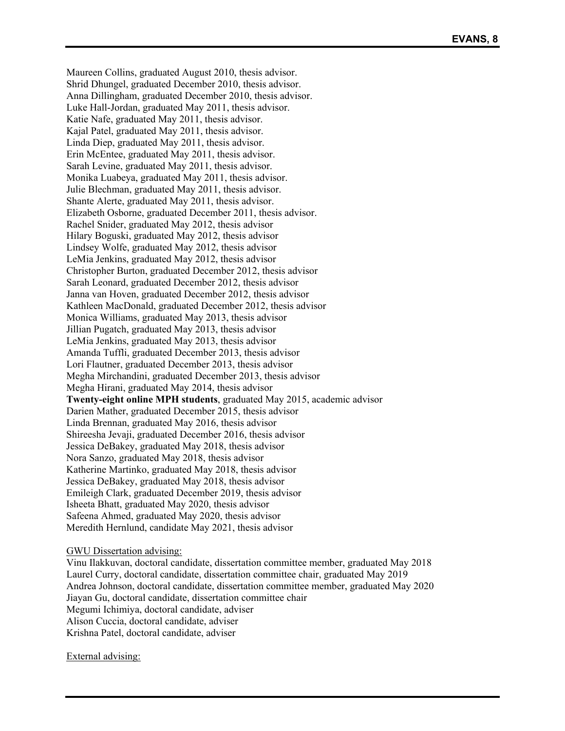Maureen Collins, graduated August 2010, thesis advisor.
Shrid Dhungel, graduated December 2010, thesis advisor.
Anna Dillingham, graduated December 2010, thesis advisor.
Luke Hall-Jordan, graduated May 2011, thesis advisor.
Katie Nafe, graduated May 2011, thesis advisor.
Kajal Patel, graduated May 2011, thesis advisor.
Linda Diep, graduated May 2011, thesis advisor.
Erin McEntee, graduated May 2011, thesis advisor.
Sarah Levine, graduated May 2011, thesis advisor.
Monika Luabeya, graduated May 2011, thesis advisor.
Julie Blechman, graduated May 2011, thesis advisor.
Shante Alerte, graduated May 2011, thesis advisor.
Elizabeth Osborne, graduated December 2011, thesis advisor.
Rachel Snider, graduated May 2012, thesis advisor
Hilary Boguski, graduated May 2012, thesis advisor
Lindsey Wolfe, graduated May 2012, thesis advisor
LeMia Jenkins, graduated May 2012, thesis advisor
Christopher Burton, graduated December 2012, thesis advisor
Sarah Leonard, graduated December 2012, thesis advisor
Janna van Hoven, graduated December 2012, thesis advisor
Kathleen MacDonald, graduated December 2012, thesis advisor
Monica Williams, graduated May 2013, thesis advisor
Jillian Pugatch, graduated May 2013, thesis advisor
LeMia Jenkins, graduated May 2013, thesis advisor
Amanda Tuffli, graduated December 2013, thesis advisor
Lori Flautner, graduated December 2013, thesis advisor
Megha Mirchandini, graduated December 2013, thesis advisor
Megha Hirani, graduated May 2014, thesis advisor
**Twenty-eight online MPH students**, graduated May 2015, academic advisor
Darien Mather, graduated December 2015, thesis advisor
Linda Brennan, graduated May 2016, thesis advisor
Shireesha Jevaji, graduated December 2016, thesis advisor
Jessica DeBakey, graduated May 2018, thesis advisor
Nora Sanzo, graduated May 2018, thesis advisor
Katherine Martinko, graduated May 2018, thesis advisor
Jessica DeBakey, graduated May 2018, thesis advisor
Emileigh Clark, graduated December 2019, thesis advisor
Isheeta Bhatt, graduated May 2020, thesis advisor
Safeena Ahmed, graduated May 2020, thesis advisor
Meredith Hernlund, candidate May 2021, thesis advisor

<u>GWU Dissertation advising:</u>

Vinu Ilakkuvan, doctoral candidate, dissertation committee member, graduated May 2018
Laurel Curry, doctoral candidate, dissertation committee chair, graduated May 2019
Andrea Johnson, doctoral candidate, dissertation committee member, graduated May 2020
Jiayan Gu, doctoral candidate, dissertation committee chair
Megumi Ichimiya, doctoral candidate, adviser
Alison Cuccia, doctoral candidate, adviser
Krishna Patel, doctoral candidate, adviser

<u>External advising:</u>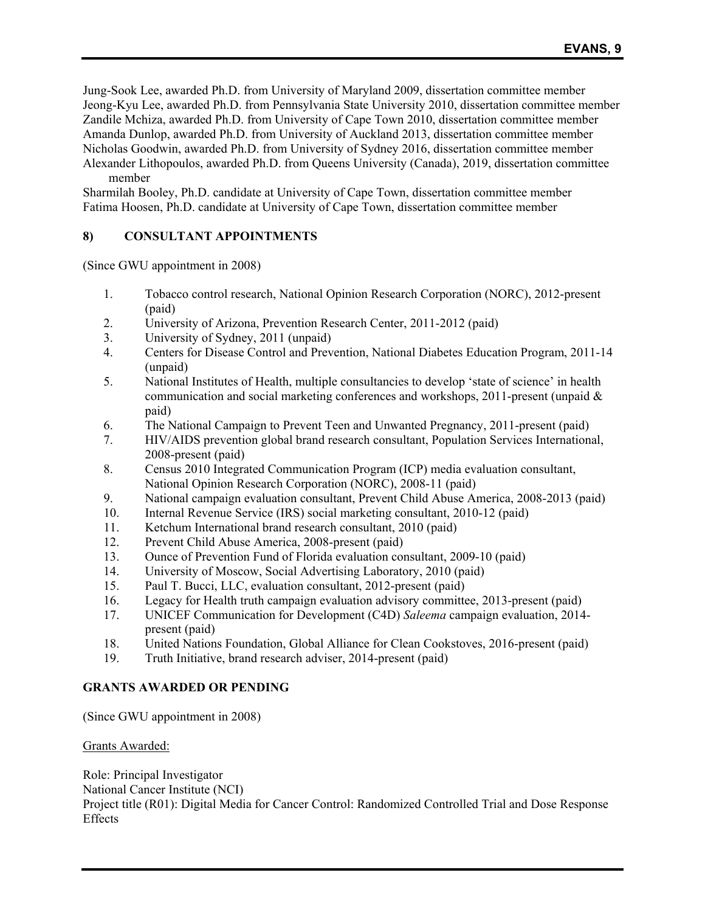Jung-Sook Lee, awarded Ph.D. from University of Maryland 2009, dissertation committee member
Jeong-Kyu Lee, awarded Ph.D. from Pennsylvania State University 2010, dissertation committee member
Zandile Mchiza, awarded Ph.D. from University of Cape Town 2010, dissertation committee member
Amanda Dunlop, awarded Ph.D. from University of Auckland 2013, dissertation committee member
Nicholas Goodwin, awarded Ph.D. from University of Sydney 2016, dissertation committee member
Alexander Lithopoulos, awarded Ph.D. from Queens University (Canada), 2019, dissertation committee member
Sharmilah Booley, Ph.D. candidate at University of Cape Town, dissertation committee member
Fatima Hoosen, Ph.D. candidate at University of Cape Town, dissertation committee member

## 8) CONSULTANT APPOINTMENTS

(Since GWU appointment in 2008)

1. Tobacco control research, National Opinion Research Corporation (NORC), 2012-present (paid)
2. University of Arizona, Prevention Research Center, 2011-2012 (paid)
3. University of Sydney, 2011 (unpaid)
4. Centers for Disease Control and Prevention, National Diabetes Education Program, 2011-14 (unpaid)
5. National Institutes of Health, multiple consultancies to develop 'state of science' in health communication and social marketing conferences and workshops, 2011-present (unpaid & paid)
6. The National Campaign to Prevent Teen and Unwanted Pregnancy, 2011-present (paid)
7. HIV/AIDS prevention global brand research consultant, Population Services International, 2008-present (paid)
8. Census 2010 Integrated Communication Program (ICP) media evaluation consultant, National Opinion Research Corporation (NORC), 2008-11 (paid)
9. National campaign evaluation consultant, Prevent Child Abuse America, 2008-2013 (paid)
10. Internal Revenue Service (IRS) social marketing consultant, 2010-12 (paid)
11. Ketchum International brand research consultant, 2010 (paid)
12. Prevent Child Abuse America, 2008-present (paid)
13. Ounce of Prevention Fund of Florida evaluation consultant, 2009-10 (paid)
14. University of Moscow, Social Advertising Laboratory, 2010 (paid)
15. Paul T. Bucci, LLC, evaluation consultant, 2012-present (paid)
16. Legacy for Health truth campaign evaluation advisory committee, 2013-present (paid)
17. UNICEF Communication for Development (C4D) *Saleema* campaign evaluation, 2014-present (paid)
18. United Nations Foundation, Global Alliance for Clean Cookstoves, 2016-present (paid)
19. Truth Initiative, brand research adviser, 2014-present (paid)

## GRANTS AWARDED OR PENDING

(Since GWU appointment in 2008)

Grants Awarded:

Role: Principal Investigator
National Cancer Institute (NCI)
Project title (R01): Digital Media for Cancer Control: Randomized Controlled Trial and Dose Response Effects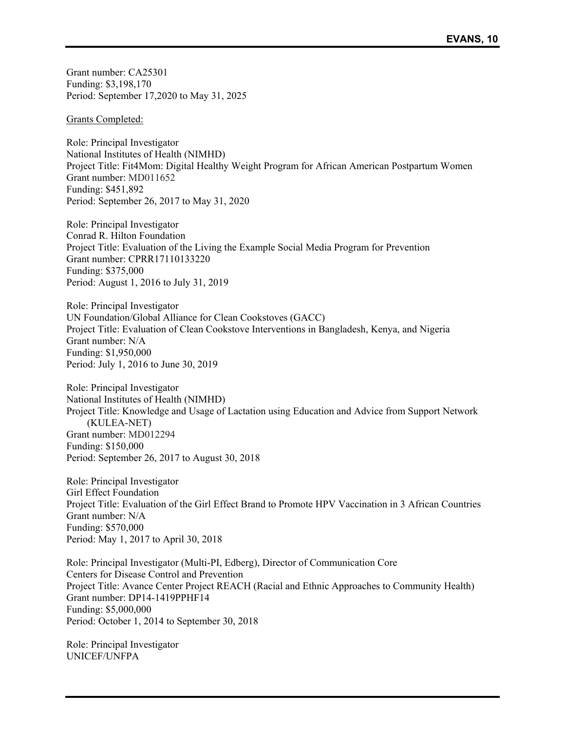Grant number: CA25301
Funding: $3,198,170
Period: September 17,2020 to May 31, 2025

<u>Grants Completed:</u>

Role: Principal Investigator
National Institutes of Health (NIMHD)
Project Title: Fit4Mom: Digital Healthy Weight Program for African American Postpartum Women
Grant number: MD011652
Funding: $451,892
Period: September 26, 2017 to May 31, 2020

Role: Principal Investigator
Conrad R. Hilton Foundation
Project Title: Evaluation of the Living the Example Social Media Program for Prevention
Grant number: CPRR17110133220
Funding: $375,000
Period: August 1, 2016 to July 31, 2019

Role: Principal Investigator
UN Foundation/Global Alliance for Clean Cookstoves (GACC)
Project Title: Evaluation of Clean Cookstove Interventions in Bangladesh, Kenya, and Nigeria
Grant number: N/A
Funding: $1,950,000
Period: July 1, 2016 to June 30, 2019

Role: Principal Investigator
National Institutes of Health (NIMHD)
Project Title: Knowledge and Usage of Lactation using Education and Advice from Support Network (KULEA-NET)
Grant number: MD012294
Funding: $150,000
Period: September 26, 2017 to August 30, 2018

Role: Principal Investigator
Girl Effect Foundation
Project Title: Evaluation of the Girl Effect Brand to Promote HPV Vaccination in 3 African Countries
Grant number: N/A
Funding: $570,000
Period: May 1, 2017 to April 30, 2018

Role: Principal Investigator (Multi-PI, Edberg), Director of Communication Core
Centers for Disease Control and Prevention
Project Title: Avance Center Project REACH (Racial and Ethnic Approaches to Community Health)
Grant number: DP14-1419PPHF14
Funding: $5,000,000
Period: October 1, 2014 to September 30, 2018

Role: Principal Investigator
UNICEF/UNFPA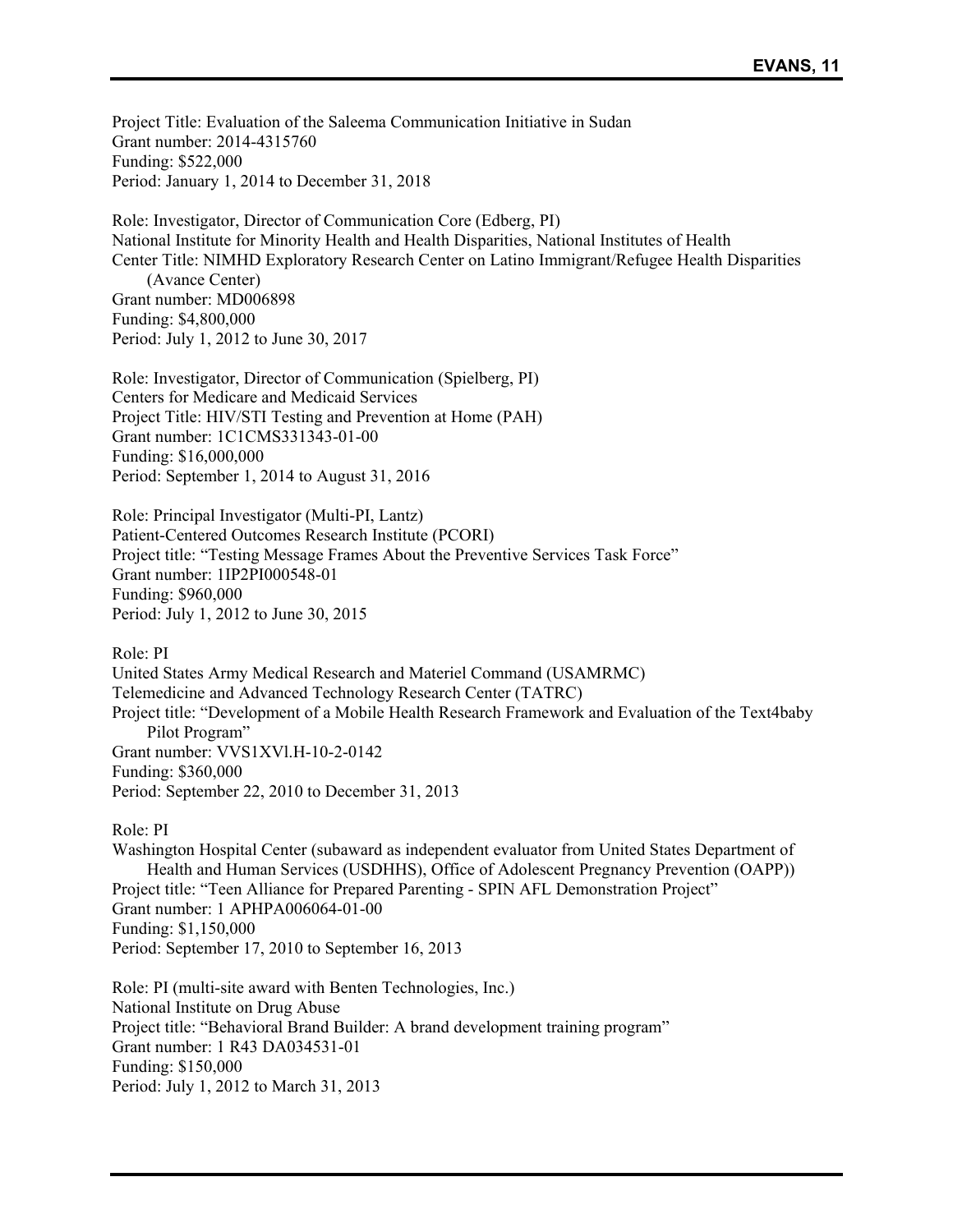Project Title: Evaluation of the Saleema Communication Initiative in Sudan
Grant number: 2014-4315760
Funding: $522,000
Period: January 1, 2014 to December 31, 2018

Role: Investigator, Director of Communication Core (Edberg, PI)
National Institute for Minority Health and Health Disparities, National Institutes of Health
Center Title: NIMHD Exploratory Research Center on Latino Immigrant/Refugee Health Disparities (Avance Center)
Grant number: MD006898
Funding: $4,800,000
Period: July 1, 2012 to June 30, 2017

Role: Investigator, Director of Communication (Spielberg, PI)
Centers for Medicare and Medicaid Services
Project Title: HIV/STI Testing and Prevention at Home (PAH)
Grant number: 1C1CMS331343-01-00
Funding: $16,000,000
Period: September 1, 2014 to August 31, 2016

Role: Principal Investigator (Multi-PI, Lantz)
Patient-Centered Outcomes Research Institute (PCORI)
Project title: "Testing Message Frames About the Preventive Services Task Force"
Grant number: 1IP2PI000548-01
Funding: $960,000
Period: July 1, 2012 to June 30, 2015

Role: PI
United States Army Medical Research and Materiel Command (USAMRMC)
Telemedicine and Advanced Technology Research Center (TATRC)
Project title: "Development of a Mobile Health Research Framework and Evaluation of the Text4baby Pilot Program"
Grant number: VVS1XVl.H-10-2-0142
Funding: $360,000
Period: September 22, 2010 to December 31, 2013

Role: PI
Washington Hospital Center (subaward as independent evaluator from United States Department of Health and Human Services (USDHHS), Office of Adolescent Pregnancy Prevention (OAPP))
Project title: "Teen Alliance for Prepared Parenting - SPIN AFL Demonstration Project"
Grant number: 1 APHPA006064-01-00
Funding: $1,150,000
Period: September 17, 2010 to September 16, 2013

Role: PI (multi-site award with Benten Technologies, Inc.)
National Institute on Drug Abuse
Project title: "Behavioral Brand Builder: A brand development training program"
Grant number: 1 R43 DA034531-01
Funding: $150,000
Period: July 1, 2012 to March 31, 2013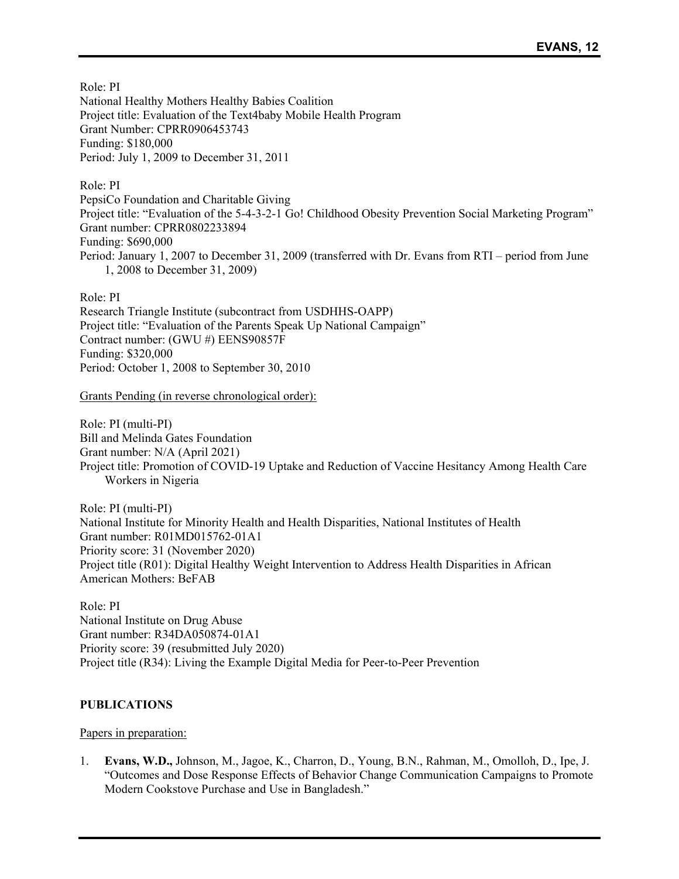Role: PI
National Healthy Mothers Healthy Babies Coalition
Project title: Evaluation of the Text4baby Mobile Health Program
Grant Number: CPRR0906453743
Funding: $180,000
Period: July 1, 2009 to December 31, 2011

Role: PI
PepsiCo Foundation and Charitable Giving
Project title: "Evaluation of the 5-4-3-2-1 Go! Childhood Obesity Prevention Social Marketing Program"
Grant number: CPRR0802233894
Funding: $690,000
Period: January 1, 2007 to December 31, 2009 (transferred with Dr. Evans from RTI – period from June 1, 2008 to December 31, 2009)

Role: PI
Research Triangle Institute (subcontract from USDHHS-OAPP)
Project title: "Evaluation of the Parents Speak Up National Campaign"
Contract number: (GWU #) EENS90857F
Funding: $320,000
Period: October 1, 2008 to September 30, 2010

Grants Pending (in reverse chronological order):

Role: PI (multi-PI)
Bill and Melinda Gates Foundation
Grant number: N/A (April 2021)
Project title: Promotion of COVID-19 Uptake and Reduction of Vaccine Hesitancy Among Health Care Workers in Nigeria

Role: PI (multi-PI)
National Institute for Minority Health and Health Disparities, National Institutes of Health
Grant number: R01MD015762-01A1
Priority score: 31 (November 2020)
Project title (R01): Digital Healthy Weight Intervention to Address Health Disparities in African American Mothers: BeFAB

Role: PI
National Institute on Drug Abuse
Grant number: R34DA050874-01A1
Priority score: 39 (resubmitted July 2020)
Project title (R34): Living the Example Digital Media for Peer-to-Peer Prevention

## PUBLICATIONS

Papers in preparation:

1. **Evans, W.D.,** Johnson, M., Jagoe, K., Charron, D., Young, B.N., Rahman, M., Omolloh, D., Ipe, J. "Outcomes and Dose Response Effects of Behavior Change Communication Campaigns to Promote Modern Cookstove Purchase and Use in Bangladesh."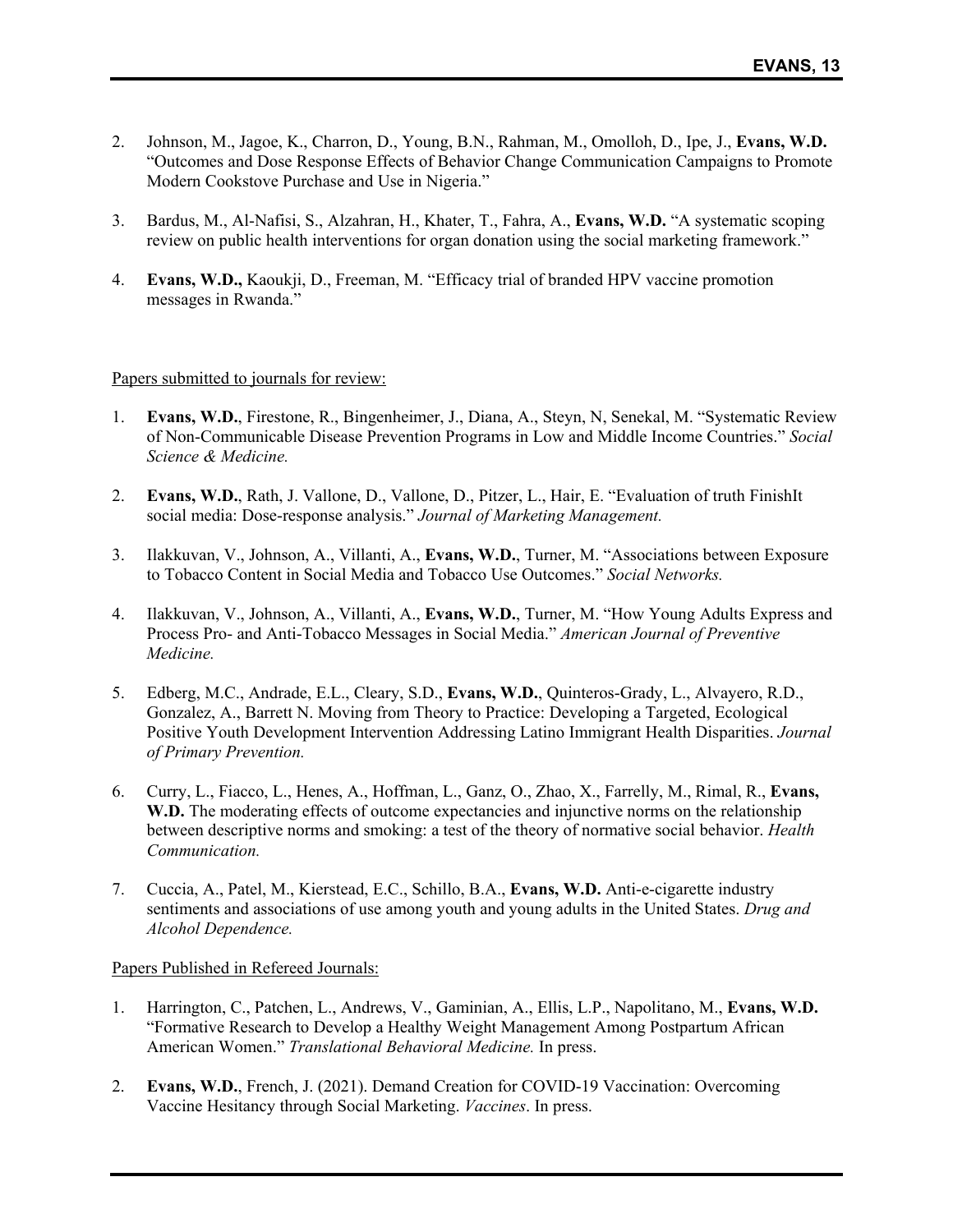2. Johnson, M., Jagoe, K., Charron, D., Young, B.N., Rahman, M., Omolloh, D., Ipe, J., **Evans, W.D.** "Outcomes and Dose Response Effects of Behavior Change Communication Campaigns to Promote Modern Cookstove Purchase and Use in Nigeria."

3. Bardus, M., Al-Nafisi, S., Alzahran, H., Khater, T., Fahra, A., **Evans, W.D.** "A systematic scoping review on public health interventions for organ donation using the social marketing framework."

4. **Evans, W.D.,** Kaoukji, D., Freeman, M. "Efficacy trial of branded HPV vaccine promotion messages in Rwanda."

Papers submitted to journals for review:

1. **Evans, W.D.**, Firestone, R., Bingenheimer, J., Diana, A., Steyn, N, Senekal, M. "Systematic Review of Non-Communicable Disease Prevention Programs in Low and Middle Income Countries." *Social Science & Medicine.*

2. **Evans, W.D.**, Rath, J. Vallone, D., Vallone, D., Pitzer, L., Hair, E. "Evaluation of truth FinishIt social media: Dose-response analysis." *Journal of Marketing Management.*

3. Ilakkuvan, V., Johnson, A., Villanti, A., **Evans, W.D.**, Turner, M. "Associations between Exposure to Tobacco Content in Social Media and Tobacco Use Outcomes." *Social Networks.*

4. Ilakkuvan, V., Johnson, A., Villanti, A., **Evans, W.D.**, Turner, M. "How Young Adults Express and Process Pro- and Anti-Tobacco Messages in Social Media." *American Journal of Preventive Medicine.*

5. Edberg, M.C., Andrade, E.L., Cleary, S.D., **Evans, W.D.**, Quinteros-Grady, L., Alvayero, R.D., Gonzalez, A., Barrett N. Moving from Theory to Practice: Developing a Targeted, Ecological Positive Youth Development Intervention Addressing Latino Immigrant Health Disparities. *Journal of Primary Prevention.*

6. Curry, L., Fiacco, L., Henes, A., Hoffman, L., Ganz, O., Zhao, X., Farrelly, M., Rimal, R., **Evans, W.D.** The moderating effects of outcome expectancies and injunctive norms on the relationship between descriptive norms and smoking: a test of the theory of normative social behavior. *Health Communication.*

7. Cuccia, A., Patel, M., Kierstead, E.C., Schillo, B.A., **Evans, W.D.** Anti-e-cigarette industry sentiments and associations of use among youth and young adults in the United States. *Drug and Alcohol Dependence.*

Papers Published in Refereed Journals:

1. Harrington, C., Patchen, L., Andrews, V., Gaminian, A., Ellis, L.P., Napolitano, M., **Evans, W.D.** "Formative Research to Develop a Healthy Weight Management Among Postpartum African American Women." *Translational Behavioral Medicine.* In press.

2. **Evans, W.D.**, French, J. (2021). Demand Creation for COVID-19 Vaccination: Overcoming Vaccine Hesitancy through Social Marketing. *Vaccines*. In press.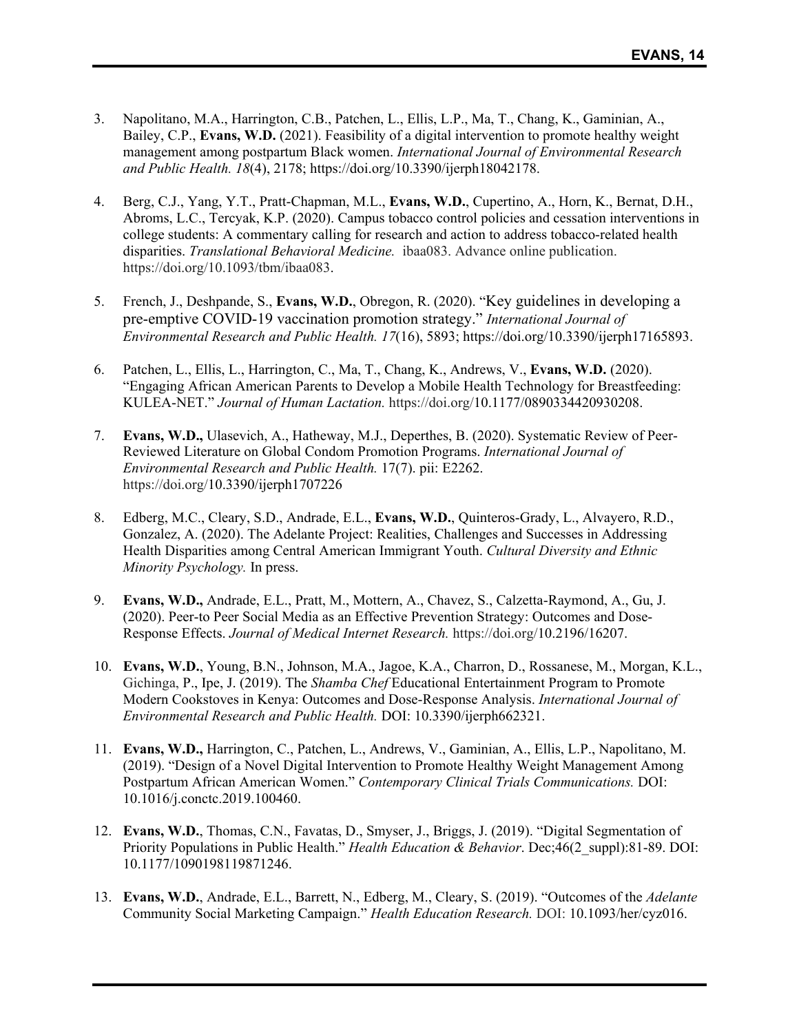3. Napolitano, M.A., Harrington, C.B., Patchen, L., Ellis, L.P., Ma, T., Chang, K., Gaminian, A., Bailey, C.P., **Evans, W.D.** (2021). Feasibility of a digital intervention to promote healthy weight management among postpartum Black women. *International Journal of Environmental Research and Public Health. 18*(4), 2178; https://doi.org/10.3390/ijerph18042178.

4. Berg, C.J., Yang, Y.T., Pratt-Chapman, M.L., **Evans, W.D.**, Cupertino, A., Horn, K., Bernat, D.H., Abroms, L.C., Tercyak, K.P. (2020). Campus tobacco control policies and cessation interventions in college students: A commentary calling for research and action to address tobacco-related health disparities. *Translational Behavioral Medicine.* ibaa083. Advance online publication. https://doi.org/10.1093/tbm/ibaa083.

5. French, J., Deshpande, S., **Evans, W.D.**, Obregon, R. (2020). "Key guidelines in developing a pre-emptive COVID-19 vaccination promotion strategy." *International Journal of Environmental Research and Public Health. 17*(16), 5893; https://doi.org/10.3390/ijerph17165893.

6. Patchen, L., Ellis, L., Harrington, C., Ma, T., Chang, K., Andrews, V., **Evans, W.D.** (2020). "Engaging African American Parents to Develop a Mobile Health Technology for Breastfeeding: KULEA-NET." *Journal of Human Lactation.* https://doi.org/10.1177/0890334420930208.

7. **Evans, W.D.,** Ulasevich, A., Hatheway, M.J., Deperthes, B. (2020). Systematic Review of Peer-Reviewed Literature on Global Condom Promotion Programs. *International Journal of Environmental Research and Public Health.* 17(7). pii: E2262. https://doi.org/10.3390/ijerph1707226

8. Edberg, M.C., Cleary, S.D., Andrade, E.L., **Evans, W.D.**, Quinteros-Grady, L., Alvayero, R.D., Gonzalez, A. (2020). The Adelante Project: Realities, Challenges and Successes in Addressing Health Disparities among Central American Immigrant Youth. *Cultural Diversity and Ethnic Minority Psychology.* In press.

9. **Evans, W.D.,** Andrade, E.L., Pratt, M., Mottern, A., Chavez, S., Calzetta-Raymond, A., Gu, J. (2020). Peer-to Peer Social Media as an Effective Prevention Strategy: Outcomes and Dose-Response Effects. *Journal of Medical Internet Research.* https://doi.org/10.2196/16207.

10. **Evans, W.D.**, Young, B.N., Johnson, M.A., Jagoe, K.A., Charron, D., Rossanese, M., Morgan, K.L., Gichinga, P., Ipe, J. (2019). The *Shamba Chef* Educational Entertainment Program to Promote Modern Cookstoves in Kenya: Outcomes and Dose-Response Analysis. *International Journal of Environmental Research and Public Health.* DOI: 10.3390/ijerph662321.

11. **Evans, W.D.,** Harrington, C., Patchen, L., Andrews, V., Gaminian, A., Ellis, L.P., Napolitano, M. (2019). "Design of a Novel Digital Intervention to Promote Healthy Weight Management Among Postpartum African American Women." *Contemporary Clinical Trials Communications.* DOI: 10.1016/j.conctc.2019.100460.

12. **Evans, W.D.**, Thomas, C.N., Favatas, D., Smyser, J., Briggs, J. (2019). "Digital Segmentation of Priority Populations in Public Health." *Health Education & Behavior*. Dec;46(2_suppl):81-89. DOI: 10.1177/1090198119871246.

13. **Evans, W.D.**, Andrade, E.L., Barrett, N., Edberg, M., Cleary, S. (2019). "Outcomes of the *Adelante* Community Social Marketing Campaign." *Health Education Research.* DOI: 10.1093/her/cyz016.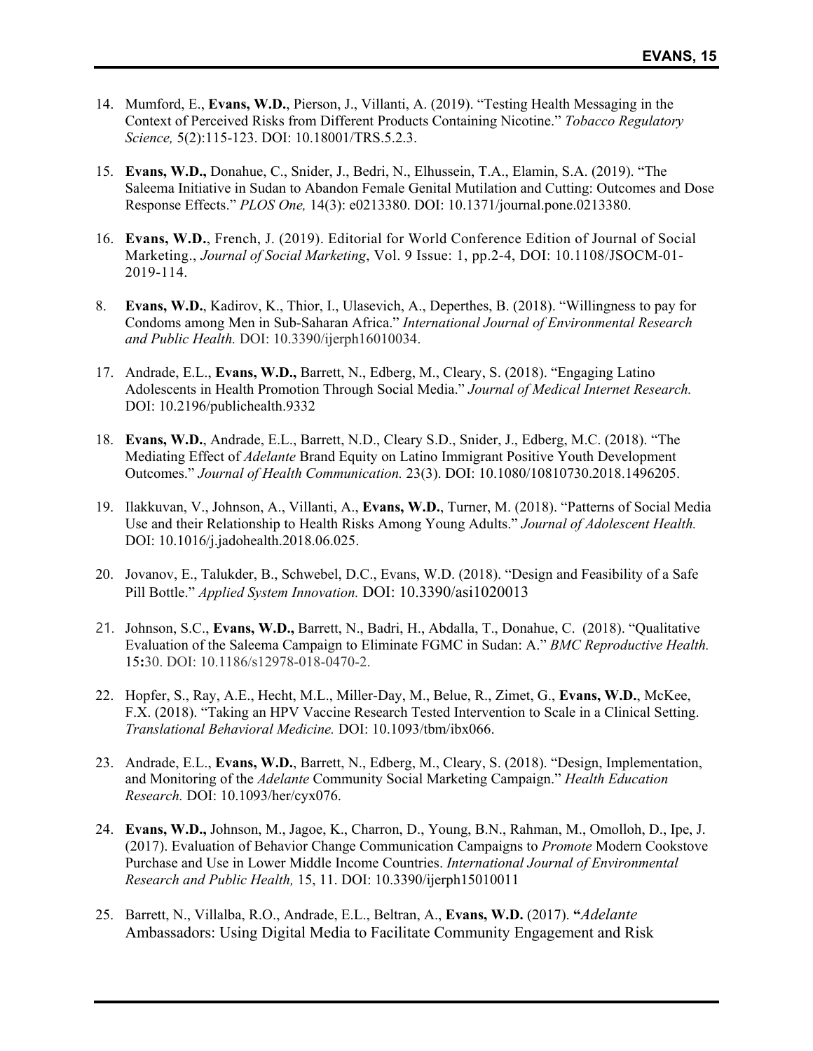14. Mumford, E., **Evans, W.D.**, Pierson, J., Villanti, A. (2019). "Testing Health Messaging in the Context of Perceived Risks from Different Products Containing Nicotine." *Tobacco Regulatory Science,* 5(2):115-123. DOI: 10.18001/TRS.5.2.3.

15. **Evans, W.D.,** Donahue, C., Snider, J., Bedri, N., Elhussein, T.A., Elamin, S.A. (2019). "The Saleema Initiative in Sudan to Abandon Female Genital Mutilation and Cutting: Outcomes and Dose Response Effects." *PLOS One,* 14(3): e0213380. DOI: 10.1371/journal.pone.0213380.

16. **Evans, W.D.**, French, J. (2019). Editorial for World Conference Edition of Journal of Social Marketing., *Journal of Social Marketing*, Vol. 9 Issue: 1, pp.2-4, DOI: 10.1108/JSOCM-01-2019-114.

8. **Evans, W.D.**, Kadirov, K., Thior, I., Ulasevich, A., Deperthes, B. (2018). "Willingness to pay for Condoms among Men in Sub-Saharan Africa." *International Journal of Environmental Research and Public Health.* DOI: 10.3390/ijerph16010034.

17. Andrade, E.L., **Evans, W.D.,** Barrett, N., Edberg, M., Cleary, S. (2018). "Engaging Latino Adolescents in Health Promotion Through Social Media." *Journal of Medical Internet Research.* DOI: 10.2196/publichealth.9332

18. **Evans, W.D.**, Andrade, E.L., Barrett, N.D., Cleary S.D., Snider, J., Edberg, M.C. (2018). "The Mediating Effect of *Adelante* Brand Equity on Latino Immigrant Positive Youth Development Outcomes." *Journal of Health Communication.* 23(3). DOI: 10.1080/10810730.2018.1496205.

19. Ilakkuvan, V., Johnson, A., Villanti, A., **Evans, W.D.**, Turner, M. (2018). "Patterns of Social Media Use and their Relationship to Health Risks Among Young Adults." *Journal of Adolescent Health.* DOI: 10.1016/j.jadohealth.2018.06.025.

20. Jovanov, E., Talukder, B., Schwebel, D.C., Evans, W.D. (2018). "Design and Feasibility of a Safe Pill Bottle." *Applied System Innovation.* DOI: 10.3390/asi1020013

21. Johnson, S.C., **Evans, W.D.,** Barrett, N., Badri, H., Abdalla, T., Donahue, C. (2018). "Qualitative Evaluation of the Saleema Campaign to Eliminate FGMC in Sudan: A." *BMC Reproductive Health.* 15**:**30. DOI: 10.1186/s12978-018-0470-2.

22. Hopfer, S., Ray, A.E., Hecht, M.L., Miller-Day, M., Belue, R., Zimet, G., **Evans, W.D.**, McKee, F.X. (2018). "Taking an HPV Vaccine Research Tested Intervention to Scale in a Clinical Setting. *Translational Behavioral Medicine.* DOI: 10.1093/tbm/ibx066.

23. Andrade, E.L., **Evans, W.D.**, Barrett, N., Edberg, M., Cleary, S. (2018). "Design, Implementation, and Monitoring of the *Adelante* Community Social Marketing Campaign." *Health Education Research.* DOI: 10.1093/her/cyx076.

24. **Evans, W.D.,** Johnson, M., Jagoe, K., Charron, D., Young, B.N., Rahman, M., Omolloh, D., Ipe, J. (2017). Evaluation of Behavior Change Communication Campaigns to *Promote* Modern Cookstove Purchase and Use in Lower Middle Income Countries. *International Journal of Environmental Research and Public Health,* 15, 11. DOI: 10.3390/ijerph15010011

25. Barrett, N., Villalba, R.O., Andrade, E.L., Beltran, A., **Evans, W.D.** (2017). **"***Adelante* Ambassadors: Using Digital Media to Facilitate Community Engagement and Risk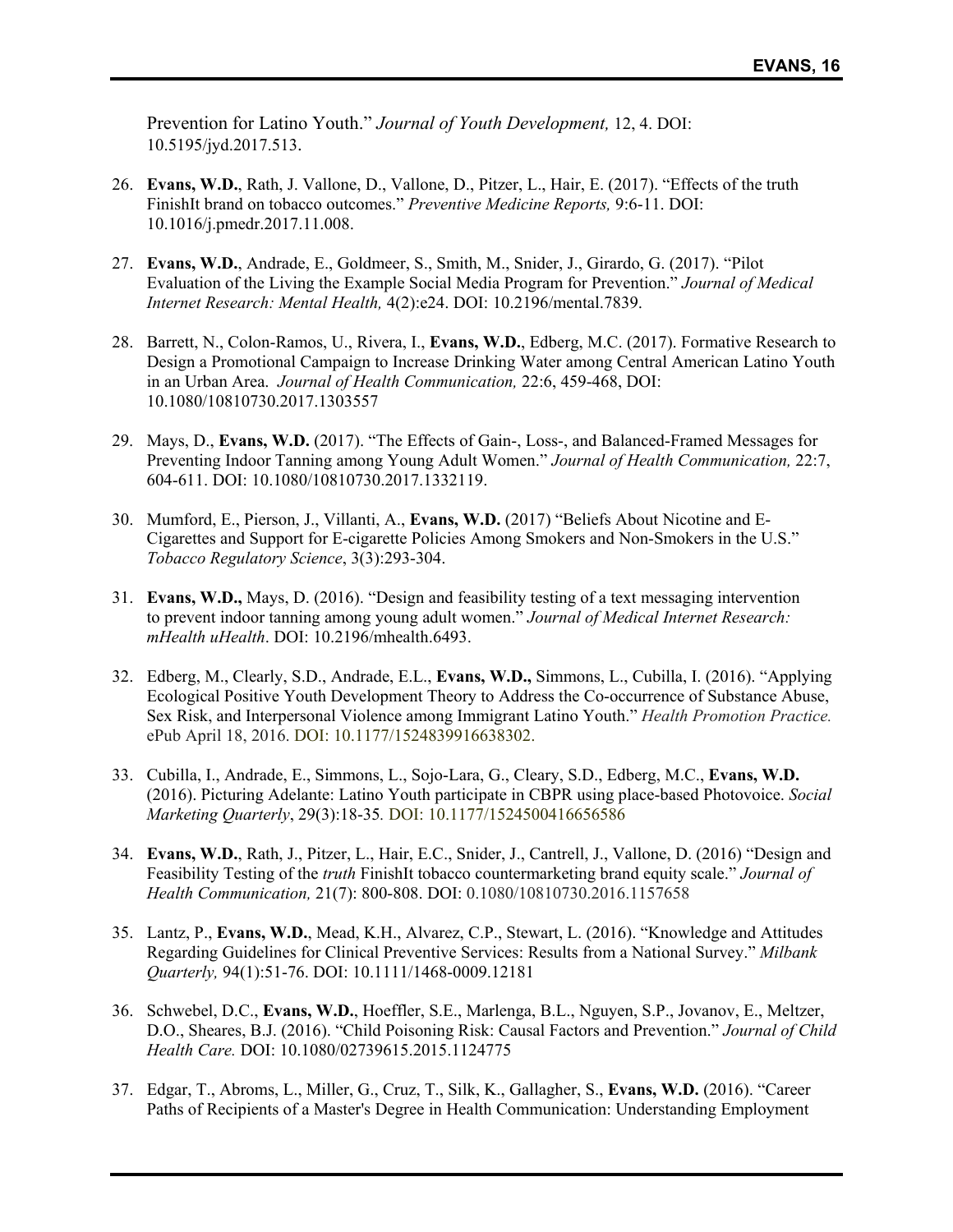Prevention for Latino Youth." *Journal of Youth Development,* 12, 4. DOI: 10.5195/jyd.2017.513.

26. **Evans, W.D.**, Rath, J. Vallone, D., Vallone, D., Pitzer, L., Hair, E. (2017). "Effects of the truth FinishIt brand on tobacco outcomes." *Preventive Medicine Reports,* 9:6-11. DOI: 10.1016/j.pmedr.2017.11.008.

27. **Evans, W.D.**, Andrade, E., Goldmeer, S., Smith, M., Snider, J., Girardo, G. (2017). "Pilot Evaluation of the Living the Example Social Media Program for Prevention." *Journal of Medical Internet Research: Mental Health,* 4(2):e24. DOI: 10.2196/mental.7839.

28. Barrett, N., Colon-Ramos, U., Rivera, I., **Evans, W.D.**, Edberg, M.C. (2017). Formative Research to Design a Promotional Campaign to Increase Drinking Water among Central American Latino Youth in an Urban Area. *Journal of Health Communication,* 22:6, 459-468, DOI: 10.1080/10810730.2017.1303557

29. Mays, D., **Evans, W.D.** (2017). "The Effects of Gain-, Loss-, and Balanced-Framed Messages for Preventing Indoor Tanning among Young Adult Women." *Journal of Health Communication,* 22:7, 604-611. DOI: 10.1080/10810730.2017.1332119.

30. Mumford, E., Pierson, J., Villanti, A., **Evans, W.D.** (2017) "Beliefs About Nicotine and E-Cigarettes and Support for E-cigarette Policies Among Smokers and Non-Smokers in the U.S." *Tobacco Regulatory Science*, 3(3):293-304.

31. **Evans, W.D.,** Mays, D. (2016). "Design and feasibility testing of a text messaging intervention to prevent indoor tanning among young adult women." *Journal of Medical Internet Research: mHealth uHealth*. DOI: 10.2196/mhealth.6493.

32. Edberg, M., Clearly, S.D., Andrade, E.L., **Evans, W.D.,** Simmons, L., Cubilla, I. (2016). "Applying Ecological Positive Youth Development Theory to Address the Co-occurrence of Substance Abuse, Sex Risk, and Interpersonal Violence among Immigrant Latino Youth." *Health Promotion Practice.* ePub April 18, 2016. DOI: 10.1177/1524839916638302.

33. Cubilla, I., Andrade, E., Simmons, L., Sojo-Lara, G., Cleary, S.D., Edberg, M.C., **Evans, W.D.** (2016). Picturing Adelante: Latino Youth participate in CBPR using place-based Photovoice. *Social Marketing Quarterly*, 29(3):18-35*.* DOI: 10.1177/1524500416656586

34. **Evans, W.D.**, Rath, J., Pitzer, L., Hair, E.C., Snider, J., Cantrell, J., Vallone, D. (2016) "Design and Feasibility Testing of the *truth* FinishIt tobacco countermarketing brand equity scale." *Journal of Health Communication,* 21(7): 800-808. DOI: 0.1080/10810730.2016.1157658

35. Lantz, P., **Evans, W.D.**, Mead, K.H., Alvarez, C.P., Stewart, L. (2016). "Knowledge and Attitudes Regarding Guidelines for Clinical Preventive Services: Results from a National Survey." *Milbank Quarterly,* 94(1):51-76. DOI: 10.1111/1468-0009.12181

36. Schwebel, D.C., **Evans, W.D.**, Hoeffler, S.E., Marlenga, B.L., Nguyen, S.P., Jovanov, E., Meltzer, D.O., Sheares, B.J. (2016). "Child Poisoning Risk: Causal Factors and Prevention." *Journal of Child Health Care.* DOI: 10.1080/02739615.2015.1124775

37. Edgar, T., Abroms, L., Miller, G., Cruz, T., Silk, K., Gallagher, S., **Evans, W.D.** (2016). "Career Paths of Recipients of a Master's Degree in Health Communication: Understanding Employment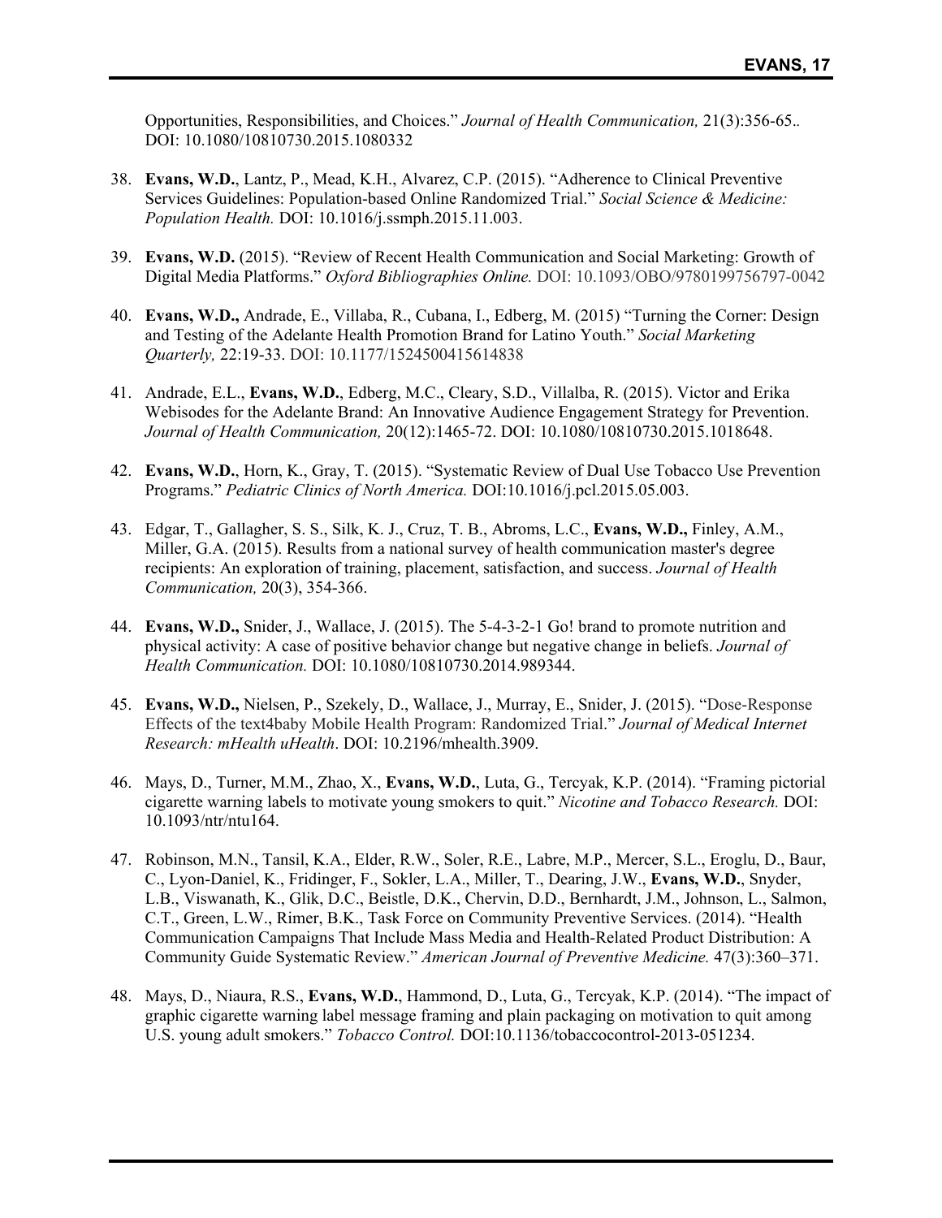Opportunities, Responsibilities, and Choices." *Journal of Health Communication,* 21(3):356-65.. DOI: 10.1080/10810730.2015.1080332

38. **Evans, W.D.**, Lantz, P., Mead, K.H., Alvarez, C.P. (2015). "Adherence to Clinical Preventive Services Guidelines: Population-based Online Randomized Trial." *Social Science & Medicine: Population Health.* DOI: 10.1016/j.ssmph.2015.11.003.

39. **Evans, W.D.** (2015). "Review of Recent Health Communication and Social Marketing: Growth of Digital Media Platforms." *Oxford Bibliographies Online.* DOI: 10.1093/OBO/9780199756797-0042

40. **Evans, W.D.,** Andrade, E., Villaba, R., Cubana, I., Edberg, M. (2015) "Turning the Corner: Design and Testing of the Adelante Health Promotion Brand for Latino Youth." *Social Marketing Quarterly,* 22:19-33. DOI: 10.1177/1524500415614838

41. Andrade, E.L., **Evans, W.D.**, Edberg, M.C., Cleary, S.D., Villalba, R. (2015). Victor and Erika Webisodes for the Adelante Brand: An Innovative Audience Engagement Strategy for Prevention. *Journal of Health Communication,* 20(12):1465-72. DOI: 10.1080/10810730.2015.1018648.

42. **Evans, W.D.**, Horn, K., Gray, T. (2015). "Systematic Review of Dual Use Tobacco Use Prevention Programs." *Pediatric Clinics of North America.* DOI:10.1016/j.pcl.2015.05.003.

43. Edgar, T., Gallagher, S. S., Silk, K. J., Cruz, T. B., Abroms, L.C., **Evans, W.D.,** Finley, A.M., Miller, G.A. (2015). Results from a national survey of health communication master's degree recipients: An exploration of training, placement, satisfaction, and success. *Journal of Health Communication,* 20(3), 354-366.

44. **Evans, W.D.,** Snider, J., Wallace, J. (2015). The 5-4-3-2-1 Go! brand to promote nutrition and physical activity: A case of positive behavior change but negative change in beliefs. *Journal of Health Communication.* DOI: 10.1080/10810730.2014.989344.

45. **Evans, W.D.,** Nielsen, P., Szekely, D., Wallace, J., Murray, E., Snider, J. (2015). "Dose-Response Effects of the text4baby Mobile Health Program: Randomized Trial." *Journal of Medical Internet Research: mHealth uHealth*. DOI: 10.2196/mhealth.3909.

46. Mays, D., Turner, M.M., Zhao, X., **Evans, W.D.**, Luta, G., Tercyak, K.P. (2014). "Framing pictorial cigarette warning labels to motivate young smokers to quit." *Nicotine and Tobacco Research.* DOI: 10.1093/ntr/ntu164.

47. Robinson, M.N., Tansil, K.A., Elder, R.W., Soler, R.E., Labre, M.P., Mercer, S.L., Eroglu, D., Baur, C., Lyon-Daniel, K., Fridinger, F., Sokler, L.A., Miller, T., Dearing, J.W., **Evans, W.D.**, Snyder, L.B., Viswanath, K., Glik, D.C., Beistle, D.K., Chervin, D.D., Bernhardt, J.M., Johnson, L., Salmon, C.T., Green, L.W., Rimer, B.K., Task Force on Community Preventive Services. (2014). "Health Communication Campaigns That Include Mass Media and Health-Related Product Distribution: A Community Guide Systematic Review." *American Journal of Preventive Medicine.* 47(3):360–371.

48. Mays, D., Niaura, R.S., **Evans, W.D.**, Hammond, D., Luta, G., Tercyak, K.P. (2014). "The impact of graphic cigarette warning label message framing and plain packaging on motivation to quit among U.S. young adult smokers." *Tobacco Control.* DOI:10.1136/tobaccocontrol-2013-051234.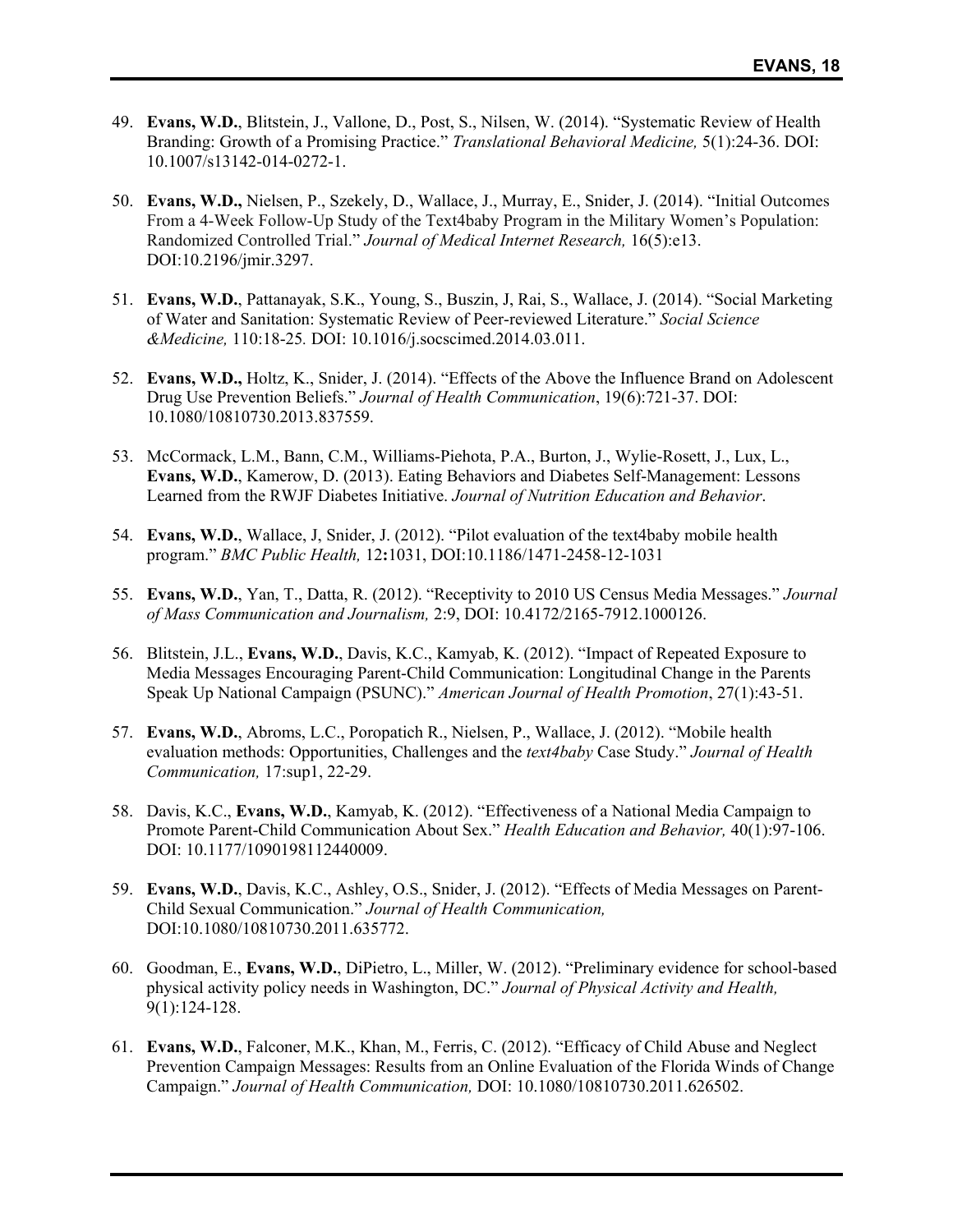49. **Evans, W.D.**, Blitstein, J., Vallone, D., Post, S., Nilsen, W. (2014). "Systematic Review of Health Branding: Growth of a Promising Practice." *Translational Behavioral Medicine,* 5(1):24-36. DOI: 10.1007/s13142-014-0272-1.

50. **Evans, W.D.,** Nielsen, P., Szekely, D., Wallace, J., Murray, E., Snider, J. (2014). "Initial Outcomes From a 4-Week Follow-Up Study of the Text4baby Program in the Military Women's Population: Randomized Controlled Trial." *Journal of Medical Internet Research,* 16(5):e13. DOI:10.2196/jmir.3297.

51. **Evans, W.D.**, Pattanayak, S.K., Young, S., Buszin, J, Rai, S., Wallace, J. (2014). "Social Marketing of Water and Sanitation: Systematic Review of Peer-reviewed Literature." *Social Science &Medicine,* 110:18-25*.* DOI: 10.1016/j.socscimed.2014.03.011.

52. **Evans, W.D.,** Holtz, K., Snider, J. (2014). "Effects of the Above the Influence Brand on Adolescent Drug Use Prevention Beliefs." *Journal of Health Communication*, 19(6):721-37. DOI: 10.1080/10810730.2013.837559.

53. McCormack, L.M., Bann, C.M., Williams-Piehota, P.A., Burton, J., Wylie-Rosett, J., Lux, L., **Evans, W.D.**, Kamerow, D. (2013). Eating Behaviors and Diabetes Self-Management: Lessons Learned from the RWJF Diabetes Initiative. *Journal of Nutrition Education and Behavior*.

54. **Evans, W.D.**, Wallace, J, Snider, J. (2012). "Pilot evaluation of the text4baby mobile health program." *BMC Public Health,* 12**:**1031, DOI:10.1186/1471-2458-12-1031

55. **Evans, W.D.**, Yan, T., Datta, R. (2012). "Receptivity to 2010 US Census Media Messages." *Journal of Mass Communication and Journalism,* 2:9, DOI: 10.4172/2165-7912.1000126.

56. Blitstein, J.L., **Evans, W.D.**, Davis, K.C., Kamyab, K. (2012). "Impact of Repeated Exposure to Media Messages Encouraging Parent-Child Communication: Longitudinal Change in the Parents Speak Up National Campaign (PSUNC)." *American Journal of Health Promotion*, 27(1):43-51.

57. **Evans, W.D.**, Abroms, L.C., Poropatich R., Nielsen, P., Wallace, J. (2012). "Mobile health evaluation methods: Opportunities, Challenges and the *text4baby* Case Study." *Journal of Health Communication,* 17:sup1, 22-29.

58. Davis, K.C., **Evans, W.D.**, Kamyab, K. (2012). "Effectiveness of a National Media Campaign to Promote Parent-Child Communication About Sex." *Health Education and Behavior,* 40(1):97-106. DOI: 10.1177/1090198112440009.

59. **Evans, W.D.**, Davis, K.C., Ashley, O.S., Snider, J. (2012). "Effects of Media Messages on Parent-Child Sexual Communication." *Journal of Health Communication,* DOI:10.1080/10810730.2011.635772.

60. Goodman, E., **Evans, W.D.**, DiPietro, L., Miller, W. (2012). "Preliminary evidence for school-based physical activity policy needs in Washington, DC." *Journal of Physical Activity and Health,* 9(1):124-128.

61. **Evans, W.D.**, Falconer, M.K., Khan, M., Ferris, C. (2012). "Efficacy of Child Abuse and Neglect Prevention Campaign Messages: Results from an Online Evaluation of the Florida Winds of Change Campaign." *Journal of Health Communication,* DOI: 10.1080/10810730.2011.626502.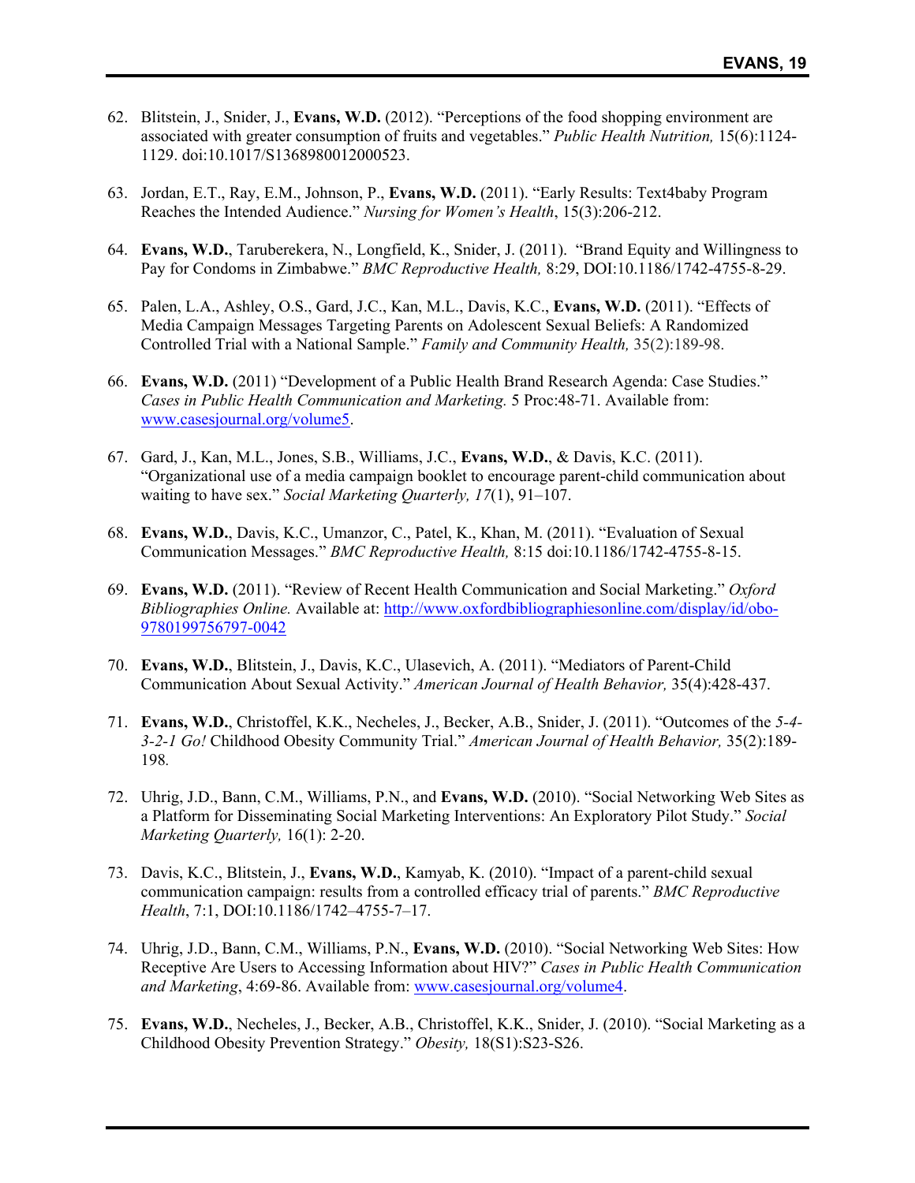62. Blitstein, J., Snider, J., **Evans, W.D.** (2012). "Perceptions of the food shopping environment are associated with greater consumption of fruits and vegetables." *Public Health Nutrition,* 15(6):1124-1129. doi:10.1017/S1368980012000523.

63. Jordan, E.T., Ray, E.M., Johnson, P., **Evans, W.D.** (2011). "Early Results: Text4baby Program Reaches the Intended Audience." *Nursing for Women's Health*, 15(3):206-212.

64. **Evans, W.D.**, Taruberekera, N., Longfield, K., Snider, J. (2011). "Brand Equity and Willingness to Pay for Condoms in Zimbabwe." *BMC Reproductive Health,* 8:29, DOI:10.1186/1742-4755-8-29.

65. Palen, L.A., Ashley, O.S., Gard, J.C., Kan, M.L., Davis, K.C., **Evans, W.D.** (2011). "Effects of Media Campaign Messages Targeting Parents on Adolescent Sexual Beliefs: A Randomized Controlled Trial with a National Sample." *Family and Community Health,* 35(2):189-98.

66. **Evans, W.D.** (2011) "Development of a Public Health Brand Research Agenda: Case Studies." *Cases in Public Health Communication and Marketing.* 5 Proc:48-71. Available from: www.casesjournal.org/volume5.

67. Gard, J., Kan, M.L., Jones, S.B., Williams, J.C., **Evans, W.D.**, & Davis, K.C. (2011). "Organizational use of a media campaign booklet to encourage parent-child communication about waiting to have sex." *Social Marketing Quarterly, 17*(1), 91–107.

68. **Evans, W.D.**, Davis, K.C., Umanzor, C., Patel, K., Khan, M. (2011). "Evaluation of Sexual Communication Messages." *BMC Reproductive Health,* 8:15 doi:10.1186/1742-4755-8-15.

69. **Evans, W.D.** (2011). "Review of Recent Health Communication and Social Marketing." *Oxford Bibliographies Online.* Available at: http://www.oxfordbibliographiesonline.com/display/id/obo-9780199756797-0042

70. **Evans, W.D.**, Blitstein, J., Davis, K.C., Ulasevich, A. (2011). "Mediators of Parent-Child Communication About Sexual Activity." *American Journal of Health Behavior,* 35(4):428-437.

71. **Evans, W.D.**, Christoffel, K.K., Necheles, J., Becker, A.B., Snider, J. (2011). "Outcomes of the *5-4-3-2-1 Go!* Childhood Obesity Community Trial." *American Journal of Health Behavior,* 35(2):189-198.

72. Uhrig, J.D., Bann, C.M., Williams, P.N., and **Evans, W.D.** (2010). "Social Networking Web Sites as a Platform for Disseminating Social Marketing Interventions: An Exploratory Pilot Study." *Social Marketing Quarterly,* 16(1): 2-20.

73. Davis, K.C., Blitstein, J., **Evans, W.D.**, Kamyab, K. (2010). "Impact of a parent-child sexual communication campaign: results from a controlled efficacy trial of parents." *BMC Reproductive Health*, 7:1, DOI:10.1186/1742–4755–7–17.

74. Uhrig, J.D., Bann, C.M., Williams, P.N., **Evans, W.D.** (2010). "Social Networking Web Sites: How Receptive Are Users to Accessing Information about HIV?" *Cases in Public Health Communication and Marketing*, 4:69-86. Available from: www.casesjournal.org/volume4.

75. **Evans, W.D.**, Necheles, J., Becker, A.B., Christoffel, K.K., Snider, J. (2010). "Social Marketing as a Childhood Obesity Prevention Strategy." *Obesity,* 18(S1):S23-S26.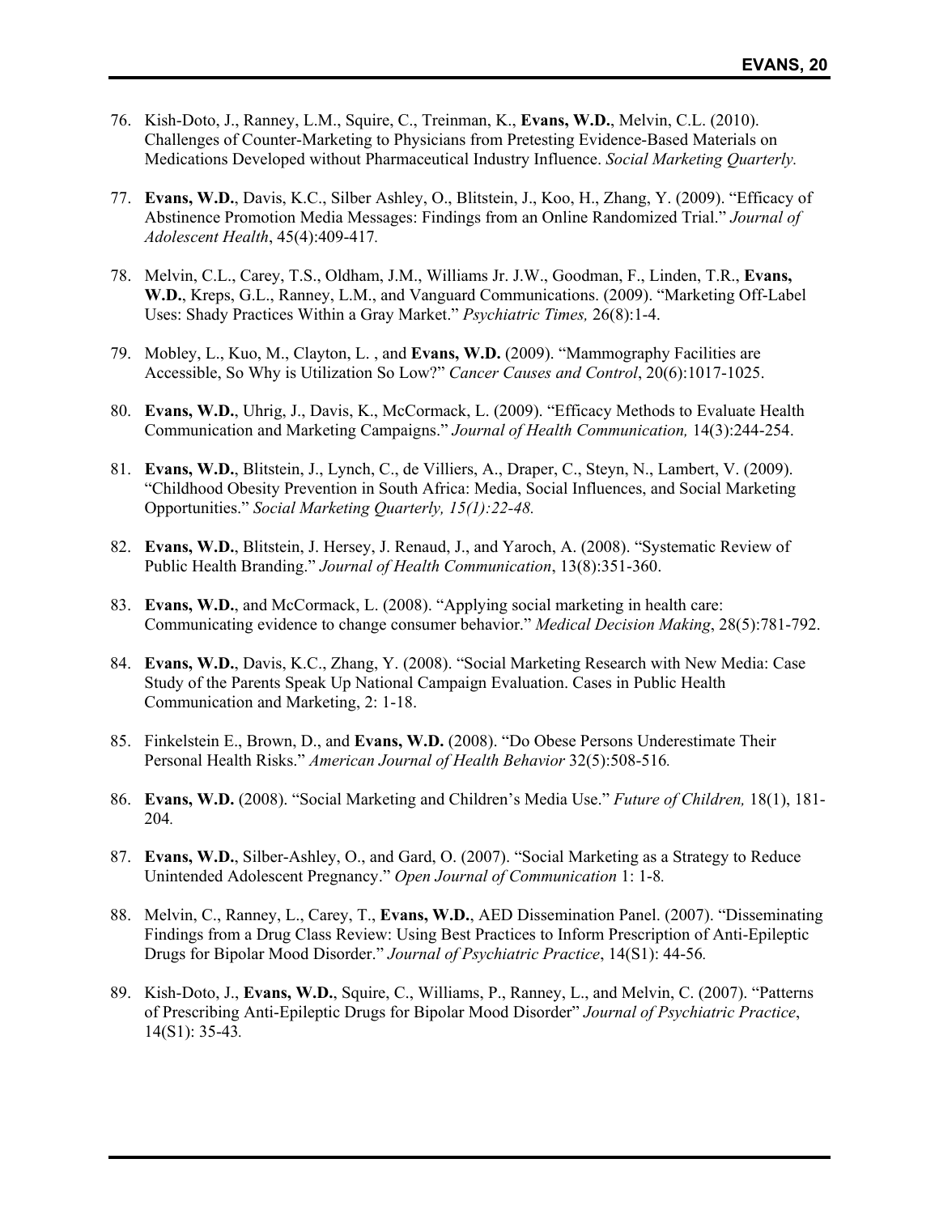76. Kish-Doto, J., Ranney, L.M., Squire, C., Treinman, K., **Evans, W.D.**, Melvin, C.L. (2010). Challenges of Counter-Marketing to Physicians from Pretesting Evidence-Based Materials on Medications Developed without Pharmaceutical Industry Influence. *Social Marketing Quarterly.*

77. **Evans, W.D.**, Davis, K.C., Silber Ashley, O., Blitstein, J., Koo, H., Zhang, Y. (2009). "Efficacy of Abstinence Promotion Media Messages: Findings from an Online Randomized Trial." *Journal of Adolescent Health*, 45(4):409-417*.*

78. Melvin, C.L., Carey, T.S., Oldham, J.M., Williams Jr. J.W., Goodman, F., Linden, T.R., **Evans, W.D.**, Kreps, G.L., Ranney, L.M., and Vanguard Communications. (2009). "Marketing Off-Label Uses: Shady Practices Within a Gray Market." *Psychiatric Times,* 26(8):1-4.

79. Mobley, L., Kuo, M., Clayton, L. , and **Evans, W.D.** (2009). "Mammography Facilities are Accessible, So Why is Utilization So Low?" *Cancer Causes and Control*, 20(6):1017-1025.

80. **Evans, W.D.**, Uhrig, J., Davis, K., McCormack, L. (2009). "Efficacy Methods to Evaluate Health Communication and Marketing Campaigns." *Journal of Health Communication,* 14(3):244-254.

81. **Evans, W.D.**, Blitstein, J., Lynch, C., de Villiers, A., Draper, C., Steyn, N., Lambert, V. (2009). "Childhood Obesity Prevention in South Africa: Media, Social Influences, and Social Marketing Opportunities." *Social Marketing Quarterly, 15(1):22-48.*

82. **Evans, W.D.**, Blitstein, J. Hersey, J. Renaud, J., and Yaroch, A. (2008). "Systematic Review of Public Health Branding." *Journal of Health Communication*, 13(8):351-360.

83. **Evans, W.D.**, and McCormack, L. (2008). "Applying social marketing in health care: Communicating evidence to change consumer behavior." *Medical Decision Making*, 28(5):781-792.

84. **Evans, W.D.**, Davis, K.C., Zhang, Y. (2008). "Social Marketing Research with New Media: Case Study of the Parents Speak Up National Campaign Evaluation. Cases in Public Health Communication and Marketing, 2: 1-18.

85. Finkelstein E., Brown, D., and **Evans, W.D.** (2008). "Do Obese Persons Underestimate Their Personal Health Risks." *American Journal of Health Behavior* 32(5):508-516*.*

86. **Evans, W.D.** (2008). "Social Marketing and Children's Media Use." *Future of Children,* 18(1), 181-204*.*

87. **Evans, W.D.**, Silber-Ashley, O., and Gard, O. (2007). "Social Marketing as a Strategy to Reduce Unintended Adolescent Pregnancy." *Open Journal of Communication* 1: 1-8*.*

88. Melvin, C., Ranney, L., Carey, T., **Evans, W.D.**, AED Dissemination Panel. (2007). "Disseminating Findings from a Drug Class Review: Using Best Practices to Inform Prescription of Anti-Epileptic Drugs for Bipolar Mood Disorder." *Journal of Psychiatric Practice*, 14(S1): 44-56*.*

89. Kish-Doto, J., **Evans, W.D.**, Squire, C., Williams, P., Ranney, L., and Melvin, C. (2007). "Patterns of Prescribing Anti-Epileptic Drugs for Bipolar Mood Disorder" *Journal of Psychiatric Practice*, 14(S1): 35-43*.*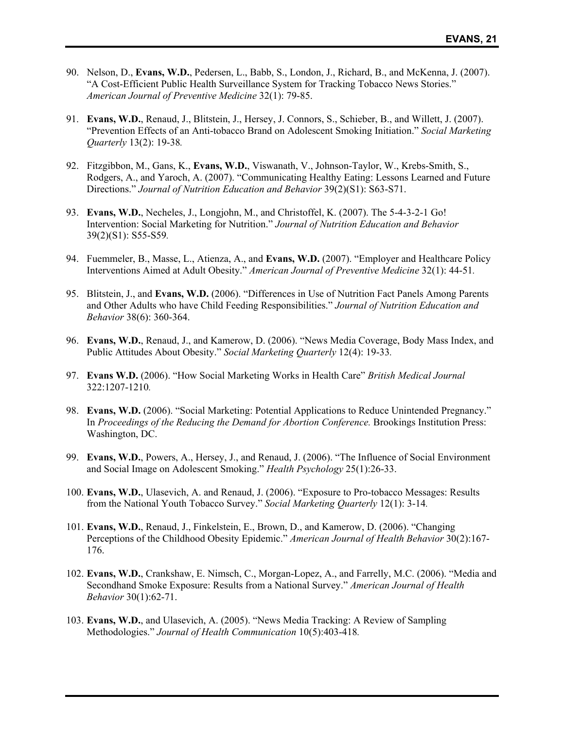90. Nelson, D., **Evans, W.D.**, Pedersen, L., Babb, S., London, J., Richard, B., and McKenna, J. (2007). "A Cost-Efficient Public Health Surveillance System for Tracking Tobacco News Stories." *American Journal of Preventive Medicine* 32(1): 79-85.

91. **Evans, W.D.**, Renaud, J., Blitstein, J., Hersey, J. Connors, S., Schieber, B., and Willett, J. (2007). "Prevention Effects of an Anti-tobacco Brand on Adolescent Smoking Initiation." *Social Marketing Quarterly* 13(2): 19-38.

92. Fitzgibbon, M., Gans, K., **Evans, W.D.**, Viswanath, V., Johnson-Taylor, W., Krebs-Smith, S., Rodgers, A., and Yaroch, A. (2007). "Communicating Healthy Eating: Lessons Learned and Future Directions." *Journal of Nutrition Education and Behavior* 39(2)(S1): S63-S71.

93. **Evans, W.D.**, Necheles, J., Longjohn, M., and Christoffel, K. (2007). The 5-4-3-2-1 Go! Intervention: Social Marketing for Nutrition." *Journal of Nutrition Education and Behavior* 39(2)(S1): S55-S59.

94. Fuemmeler, B., Masse, L., Atienza, A., and **Evans, W.D.** (2007). "Employer and Healthcare Policy Interventions Aimed at Adult Obesity." *American Journal of Preventive Medicine* 32(1): 44-51.

95. Blitstein, J., and **Evans, W.D.** (2006). "Differences in Use of Nutrition Fact Panels Among Parents and Other Adults who have Child Feeding Responsibilities." *Journal of Nutrition Education and Behavior* 38(6): 360-364.

96. **Evans, W.D.**, Renaud, J., and Kamerow, D. (2006). "News Media Coverage, Body Mass Index, and Public Attitudes About Obesity." *Social Marketing Quarterly* 12(4): 19-33.

97. **Evans W.D.** (2006). "How Social Marketing Works in Health Care" *British Medical Journal* 322:1207-1210.

98. **Evans, W.D.** (2006). "Social Marketing: Potential Applications to Reduce Unintended Pregnancy." In *Proceedings of the Reducing the Demand for Abortion Conference.* Brookings Institution Press: Washington, DC.

99. **Evans, W.D.**, Powers, A., Hersey, J., and Renaud, J. (2006). "The Influence of Social Environment and Social Image on Adolescent Smoking." *Health Psychology* 25(1):26-33.

100. **Evans, W.D.**, Ulasevich, A. and Renaud, J. (2006). "Exposure to Pro-tobacco Messages: Results from the National Youth Tobacco Survey." *Social Marketing Quarterly* 12(1): 3-14.

101. **Evans, W.D.**, Renaud, J., Finkelstein, E., Brown, D., and Kamerow, D. (2006). "Changing Perceptions of the Childhood Obesity Epidemic." *American Journal of Health Behavior* 30(2):167-176.

102. **Evans, W.D.**, Crankshaw, E. Nimsch, C., Morgan-Lopez, A., and Farrelly, M.C. (2006). "Media and Secondhand Smoke Exposure: Results from a National Survey." *American Journal of Health Behavior* 30(1):62-71.

103. **Evans, W.D.**, and Ulasevich, A. (2005). "News Media Tracking: A Review of Sampling Methodologies." *Journal of Health Communication* 10(5):403-418.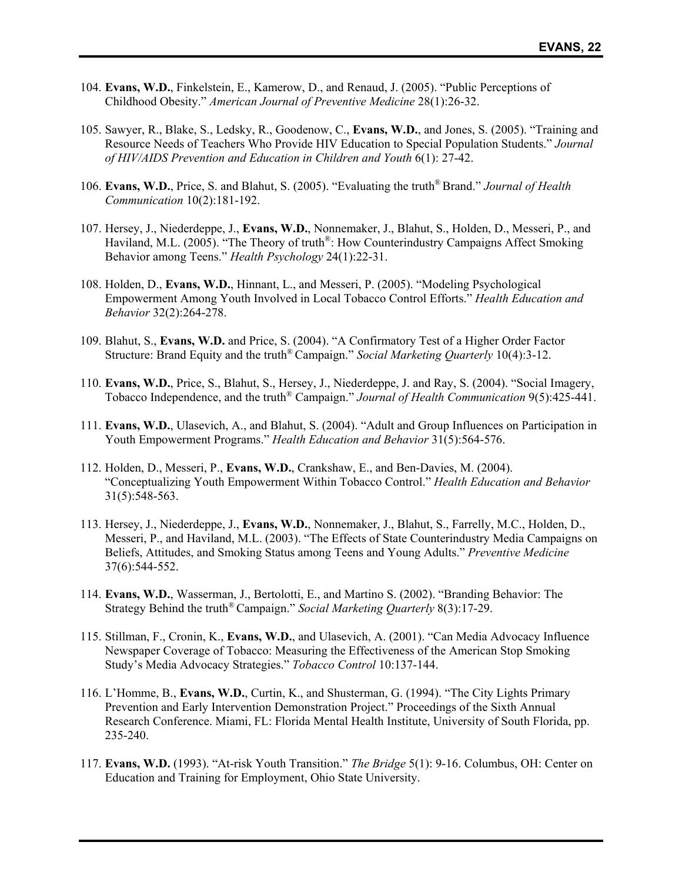104. **Evans, W.D.**, Finkelstein, E., Kamerow, D., and Renaud, J. (2005). "Public Perceptions of Childhood Obesity." *American Journal of Preventive Medicine* 28(1):26-32.

105. Sawyer, R., Blake, S., Ledsky, R., Goodenow, C., **Evans, W.D.**, and Jones, S. (2005). "Training and Resource Needs of Teachers Who Provide HIV Education to Special Population Students." *Journal of HIV/AIDS Prevention and Education in Children and Youth* 6(1): 27-42.

106. **Evans, W.D.**, Price, S. and Blahut, S. (2005). "Evaluating the truth® Brand." *Journal of Health Communication* 10(2):181-192.

107. Hersey, J., Niederdeppe, J., **Evans, W.D.**, Nonnemaker, J., Blahut, S., Holden, D., Messeri, P., and Haviland, M.L. (2005). "The Theory of truth®: How Counterindustry Campaigns Affect Smoking Behavior among Teens." *Health Psychology* 24(1):22-31.

108. Holden, D., **Evans, W.D.**, Hinnant, L., and Messeri, P. (2005). "Modeling Psychological Empowerment Among Youth Involved in Local Tobacco Control Efforts." *Health Education and Behavior* 32(2):264-278.

109. Blahut, S., **Evans, W.D.** and Price, S. (2004). "A Confirmatory Test of a Higher Order Factor Structure: Brand Equity and the truth® Campaign." *Social Marketing Quarterly* 10(4):3-12.

110. **Evans, W.D.**, Price, S., Blahut, S., Hersey, J., Niederdeppe, J. and Ray, S. (2004). "Social Imagery, Tobacco Independence, and the truth® Campaign." *Journal of Health Communication* 9(5):425-441.

111. **Evans, W.D.**, Ulasevich, A., and Blahut, S. (2004). "Adult and Group Influences on Participation in Youth Empowerment Programs." *Health Education and Behavior* 31(5):564-576.

112. Holden, D., Messeri, P., **Evans, W.D.**, Crankshaw, E., and Ben-Davies, M. (2004). "Conceptualizing Youth Empowerment Within Tobacco Control." *Health Education and Behavior* 31(5):548-563.

113. Hersey, J., Niederdeppe, J., **Evans, W.D.**, Nonnemaker, J., Blahut, S., Farrelly, M.C., Holden, D., Messeri, P., and Haviland, M.L. (2003). "The Effects of State Counterindustry Media Campaigns on Beliefs, Attitudes, and Smoking Status among Teens and Young Adults." *Preventive Medicine* 37(6):544-552.

114. **Evans, W.D.**, Wasserman, J., Bertolotti, E., and Martino S. (2002). "Branding Behavior: The Strategy Behind the truth® Campaign." *Social Marketing Quarterly* 8(3):17-29.

115. Stillman, F., Cronin, K., **Evans, W.D.**, and Ulasevich, A. (2001). "Can Media Advocacy Influence Newspaper Coverage of Tobacco: Measuring the Effectiveness of the American Stop Smoking Study's Media Advocacy Strategies." *Tobacco Control* 10:137-144.

116. L'Homme, B., **Evans, W.D.**, Curtin, K., and Shusterman, G. (1994). "The City Lights Primary Prevention and Early Intervention Demonstration Project." Proceedings of the Sixth Annual Research Conference. Miami, FL: Florida Mental Health Institute, University of South Florida, pp. 235-240.

117. **Evans, W.D.** (1993). "At-risk Youth Transition." *The Bridge* 5(1): 9-16. Columbus, OH: Center on Education and Training for Employment, Ohio State University.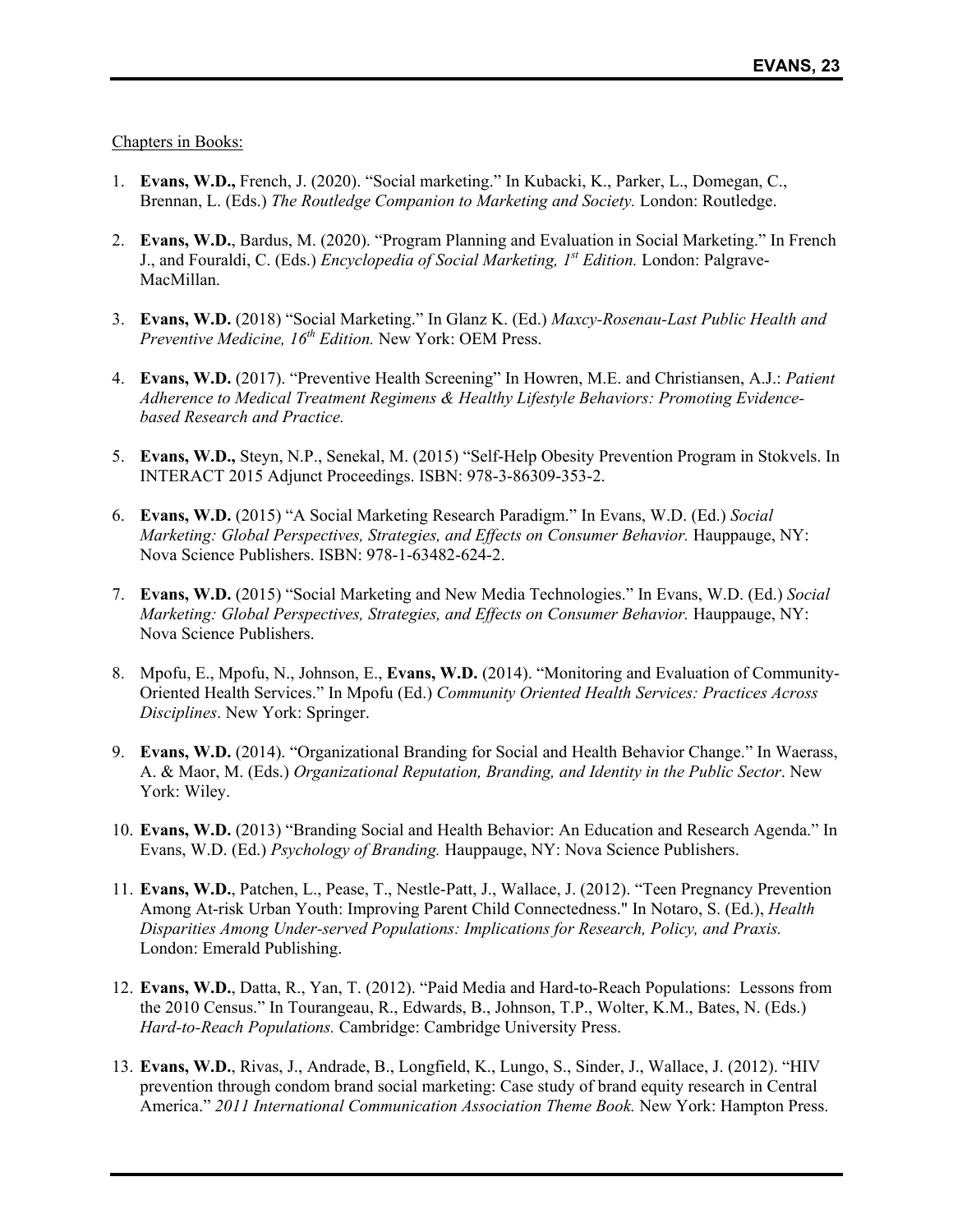Chapters in Books:

1. **Evans, W.D.,** French, J. (2020). "Social marketing." In Kubacki, K., Parker, L., Domegan, C., Brennan, L. (Eds.) *The Routledge Companion to Marketing and Society.* London: Routledge.

2. **Evans, W.D.**, Bardus, M. (2020). "Program Planning and Evaluation in Social Marketing." In French J., and Fouraldi, C. (Eds.) *Encyclopedia of Social Marketing, 1st Edition.* London: Palgrave-MacMillan.

3. **Evans, W.D.** (2018) "Social Marketing." In Glanz K. (Ed.) *Maxcy-Rosenau-Last Public Health and Preventive Medicine, 16th Edition.* New York: OEM Press.

4. **Evans, W.D.** (2017). "Preventive Health Screening" In Howren, M.E. and Christiansen, A.J.: *Patient Adherence to Medical Treatment Regimens & Healthy Lifestyle Behaviors: Promoting Evidence-based Research and Practice.*

5. **Evans, W.D.,** Steyn, N.P., Senekal, M. (2015) "Self-Help Obesity Prevention Program in Stokvels. In INTERACT 2015 Adjunct Proceedings. ISBN: 978-3-86309-353-2.

6. **Evans, W.D.** (2015) "A Social Marketing Research Paradigm." In Evans, W.D. (Ed.) *Social Marketing: Global Perspectives, Strategies, and Effects on Consumer Behavior.* Hauppauge, NY: Nova Science Publishers. ISBN: 978-1-63482-624-2.

7. **Evans, W.D.** (2015) "Social Marketing and New Media Technologies." In Evans, W.D. (Ed.) *Social Marketing: Global Perspectives, Strategies, and Effects on Consumer Behavior.* Hauppauge, NY: Nova Science Publishers.

8. Mpofu, E., Mpofu, N., Johnson, E., **Evans, W.D.** (2014). "Monitoring and Evaluation of Community-Oriented Health Services." In Mpofu (Ed.) *Community Oriented Health Services: Practices Across Disciplines*. New York: Springer.

9. **Evans, W.D.** (2014). "Organizational Branding for Social and Health Behavior Change." In Waerass, A. & Maor, M. (Eds.) *Organizational Reputation, Branding, and Identity in the Public Sector*. New York: Wiley.

10. **Evans, W.D.** (2013) "Branding Social and Health Behavior: An Education and Research Agenda." In Evans, W.D. (Ed.) *Psychology of Branding.* Hauppauge, NY: Nova Science Publishers.

11. **Evans, W.D.**, Patchen, L., Pease, T., Nestle-Patt, J., Wallace, J. (2012). "Teen Pregnancy Prevention Among At-risk Urban Youth: Improving Parent Child Connectedness." In Notaro, S. (Ed.), *Health Disparities Among Under-served Populations: Implications for Research, Policy, and Praxis.* London: Emerald Publishing.

12. **Evans, W.D.**, Datta, R., Yan, T. (2012). "Paid Media and Hard-to-Reach Populations: Lessons from the 2010 Census." In Tourangeau, R., Edwards, B., Johnson, T.P., Wolter, K.M., Bates, N. (Eds.) *Hard-to-Reach Populations.* Cambridge: Cambridge University Press.

13. **Evans, W.D.**, Rivas, J., Andrade, B., Longfield, K., Lungo, S., Sinder, J., Wallace, J. (2012). "HIV prevention through condom brand social marketing: Case study of brand equity research in Central America." *2011 International Communication Association Theme Book.* New York: Hampton Press.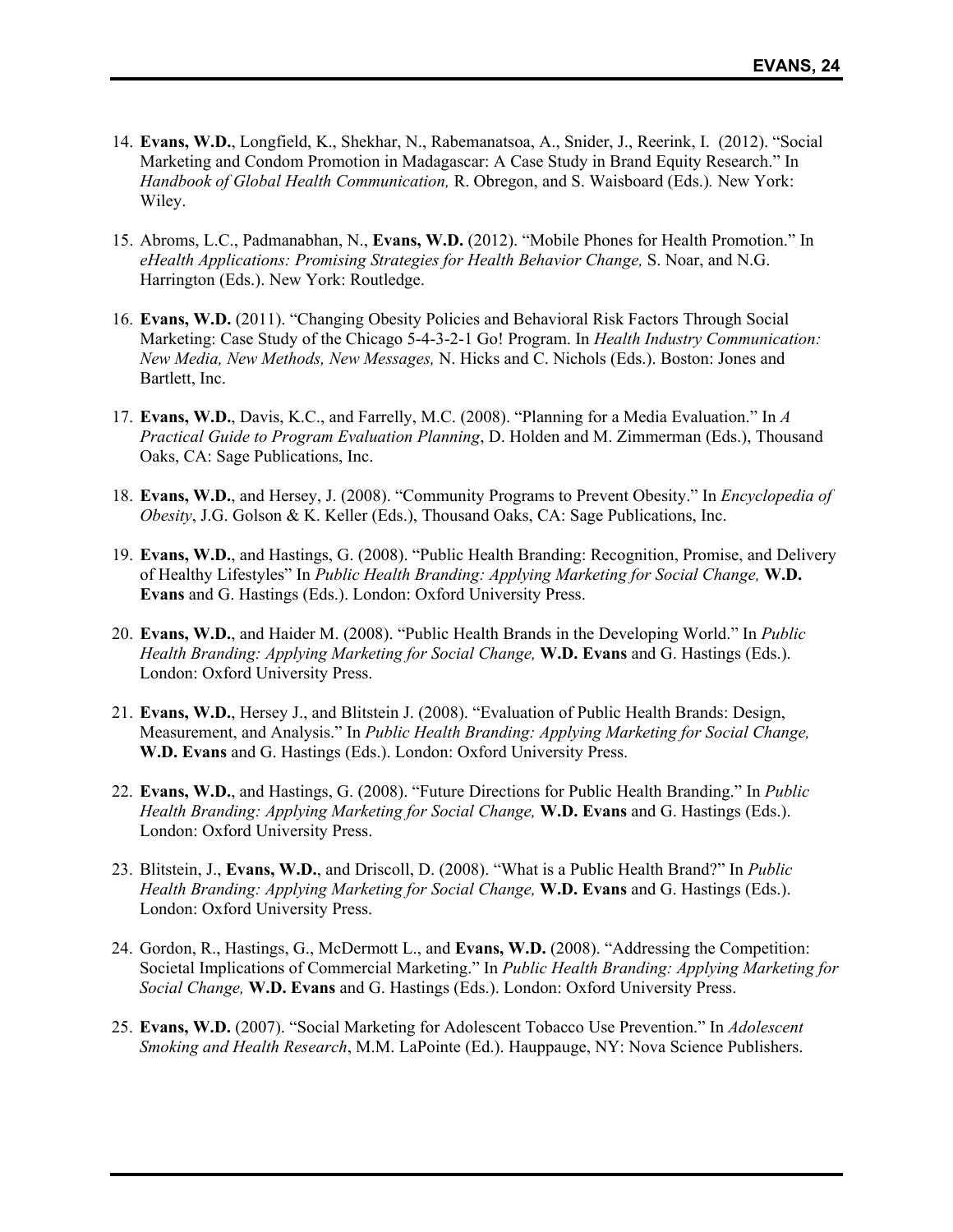14. **Evans, W.D.**, Longfield, K., Shekhar, N., Rabemanatsoa, A., Snider, J., Reerink, I. (2012). "Social Marketing and Condom Promotion in Madagascar: A Case Study in Brand Equity Research." In *Handbook of Global Health Communication,* R. Obregon, and S. Waisboard (Eds.)*.* New York: Wiley.

15. Abroms, L.C., Padmanabhan, N., **Evans, W.D.** (2012). "Mobile Phones for Health Promotion." In *eHealth Applications: Promising Strategies for Health Behavior Change,* S. Noar, and N.G. Harrington (Eds.). New York: Routledge.

16. **Evans, W.D.** (2011). "Changing Obesity Policies and Behavioral Risk Factors Through Social Marketing: Case Study of the Chicago 5-4-3-2-1 Go! Program. In *Health Industry Communication: New Media, New Methods, New Messages,* N. Hicks and C. Nichols (Eds.). Boston: Jones and Bartlett, Inc.

17. **Evans, W.D.**, Davis, K.C., and Farrelly, M.C. (2008). "Planning for a Media Evaluation." In *A Practical Guide to Program Evaluation Planning*, D. Holden and M. Zimmerman (Eds.), Thousand Oaks, CA: Sage Publications, Inc.

18. **Evans, W.D.**, and Hersey, J. (2008). "Community Programs to Prevent Obesity." In *Encyclopedia of Obesity*, J.G. Golson & K. Keller (Eds.), Thousand Oaks, CA: Sage Publications, Inc.

19. **Evans, W.D.**, and Hastings, G. (2008). "Public Health Branding: Recognition, Promise, and Delivery of Healthy Lifestyles" In *Public Health Branding: Applying Marketing for Social Change,* **W.D. Evans** and G. Hastings (Eds.). London: Oxford University Press.

20. **Evans, W.D.**, and Haider M. (2008). "Public Health Brands in the Developing World." In *Public Health Branding: Applying Marketing for Social Change,* **W.D. Evans** and G. Hastings (Eds.). London: Oxford University Press.

21. **Evans, W.D.**, Hersey J., and Blitstein J. (2008). "Evaluation of Public Health Brands: Design, Measurement, and Analysis." In *Public Health Branding: Applying Marketing for Social Change,* **W.D. Evans** and G. Hastings (Eds.). London: Oxford University Press.

22. **Evans, W.D.**, and Hastings, G. (2008). "Future Directions for Public Health Branding." In *Public Health Branding: Applying Marketing for Social Change,* **W.D. Evans** and G. Hastings (Eds.). London: Oxford University Press.

23. Blitstein, J., **Evans, W.D.**, and Driscoll, D. (2008). "What is a Public Health Brand?" In *Public Health Branding: Applying Marketing for Social Change,* **W.D. Evans** and G. Hastings (Eds.). London: Oxford University Press.

24. Gordon, R., Hastings, G., McDermott L., and **Evans, W.D.** (2008). "Addressing the Competition: Societal Implications of Commercial Marketing." In *Public Health Branding: Applying Marketing for Social Change,* **W.D. Evans** and G. Hastings (Eds.). London: Oxford University Press.

25. **Evans, W.D.** (2007). "Social Marketing for Adolescent Tobacco Use Prevention." In *Adolescent Smoking and Health Research*, M.M. LaPointe (Ed.). Hauppauge, NY: Nova Science Publishers.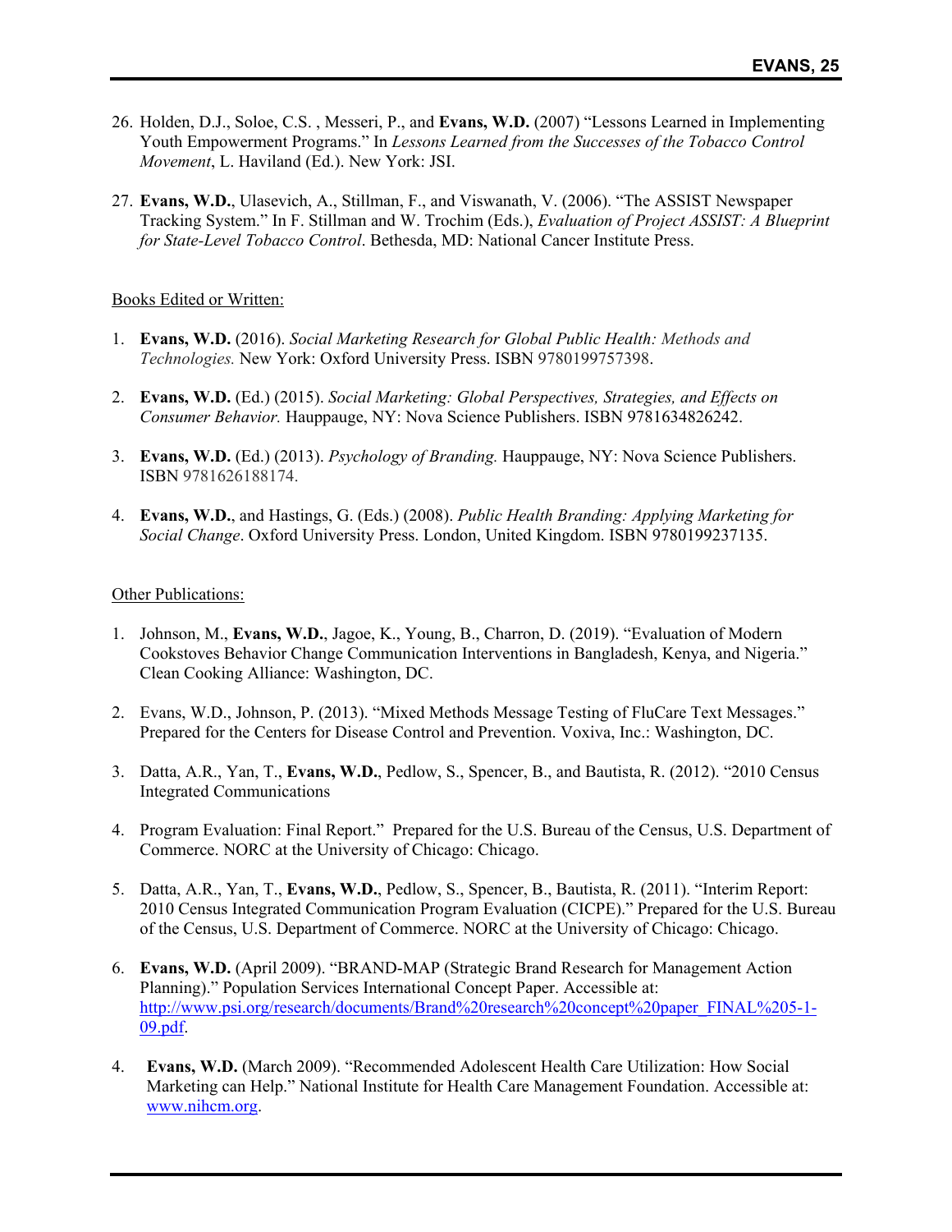26. Holden, D.J., Soloe, C.S. , Messeri, P., and **Evans, W.D.** (2007) "Lessons Learned in Implementing Youth Empowerment Programs." In *Lessons Learned from the Successes of the Tobacco Control Movement*, L. Haviland (Ed.). New York: JSI.

27. **Evans, W.D.**, Ulasevich, A., Stillman, F., and Viswanath, V. (2006). "The ASSIST Newspaper Tracking System." In F. Stillman and W. Trochim (Eds.), *Evaluation of Project ASSIST: A Blueprint for State-Level Tobacco Control*. Bethesda, MD: National Cancer Institute Press.

Books Edited or Written:

1. **Evans, W.D.** (2016). *Social Marketing Research for Global Public Health: Methods and Technologies.* New York: Oxford University Press. ISBN 9780199757398.

2. **Evans, W.D.** (Ed.) (2015). *Social Marketing: Global Perspectives, Strategies, and Effects on Consumer Behavior.* Hauppauge, NY: Nova Science Publishers. ISBN 9781634826242.

3. **Evans, W.D.** (Ed.) (2013). *Psychology of Branding.* Hauppauge, NY: Nova Science Publishers. ISBN 9781626188174.

4. **Evans, W.D.**, and Hastings, G. (Eds.) (2008). *Public Health Branding: Applying Marketing for Social Change*. Oxford University Press. London, United Kingdom. ISBN 9780199237135.

Other Publications:

1. Johnson, M., **Evans, W.D.**, Jagoe, K., Young, B., Charron, D. (2019). "Evaluation of Modern Cookstoves Behavior Change Communication Interventions in Bangladesh, Kenya, and Nigeria." Clean Cooking Alliance: Washington, DC.

2. Evans, W.D., Johnson, P. (2013). "Mixed Methods Message Testing of FluCare Text Messages." Prepared for the Centers for Disease Control and Prevention. Voxiva, Inc.: Washington, DC.

3. Datta, A.R., Yan, T., **Evans, W.D.**, Pedlow, S., Spencer, B., and Bautista, R. (2012). "2010 Census Integrated Communications

4. Program Evaluation: Final Report." Prepared for the U.S. Bureau of the Census, U.S. Department of Commerce. NORC at the University of Chicago: Chicago.

5. Datta, A.R., Yan, T., **Evans, W.D.**, Pedlow, S., Spencer, B., Bautista, R. (2011). "Interim Report: 2010 Census Integrated Communication Program Evaluation (CICPE)." Prepared for the U.S. Bureau of the Census, U.S. Department of Commerce. NORC at the University of Chicago: Chicago.

6. **Evans, W.D.** (April 2009). "BRAND-MAP (Strategic Brand Research for Management Action Planning)." Population Services International Concept Paper. Accessible at: [http://www.psi.org/research/documents/Brand%20research%20concept%20paper_FINAL%205-1-09.pdf](http://www.psi.org/research/documents/Brand%20research%20concept%20paper_FINAL%205-1-09.pdf).

4. **Evans, W.D.** (March 2009). "Recommended Adolescent Health Care Utilization: How Social Marketing can Help." National Institute for Health Care Management Foundation. Accessible at: [www.nihcm.org](www.nihcm.org).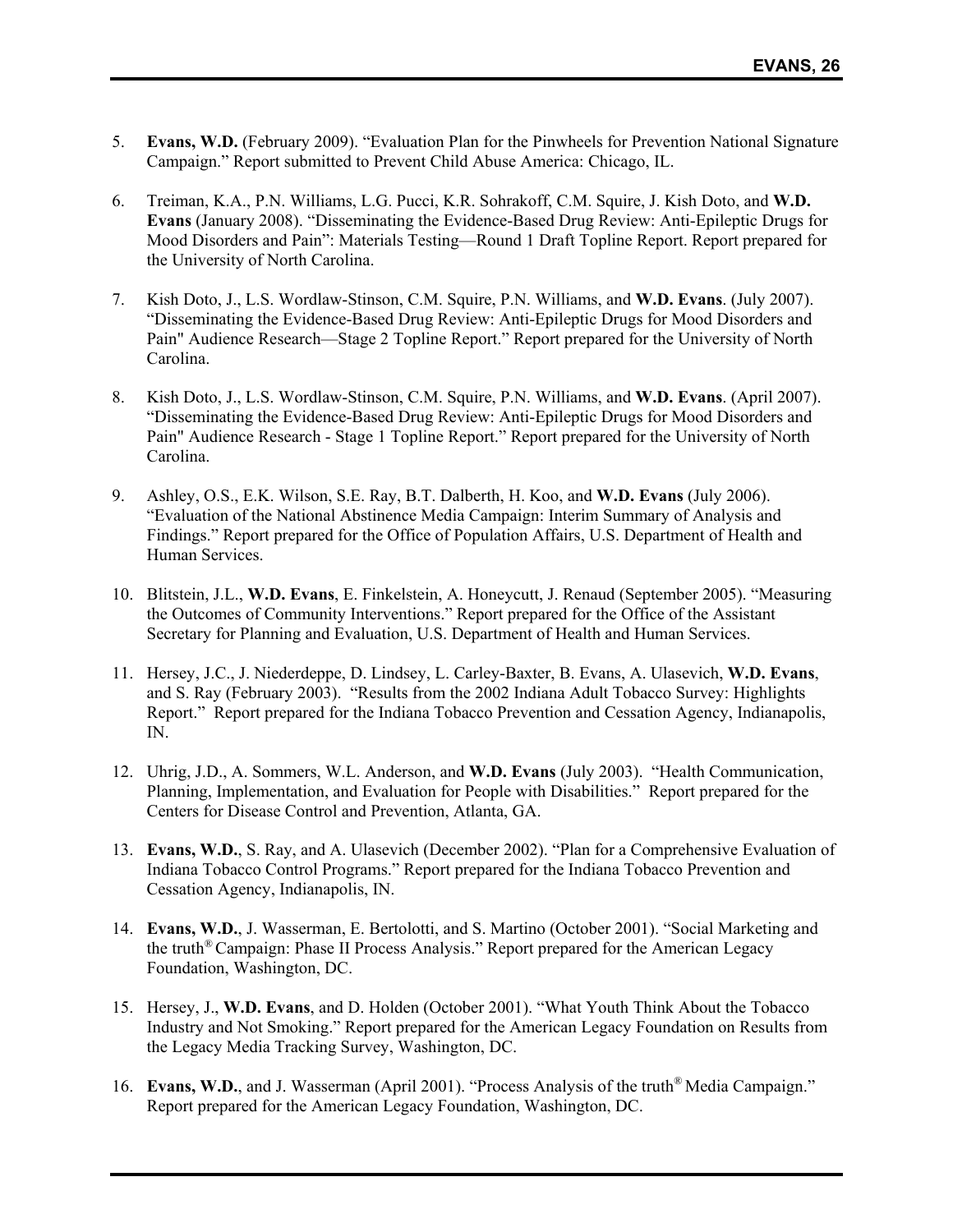5. **Evans, W.D.** (February 2009). "Evaluation Plan for the Pinwheels for Prevention National Signature Campaign." Report submitted to Prevent Child Abuse America: Chicago, IL.

6. Treiman, K.A., P.N. Williams, L.G. Pucci, K.R. Sohrakoff, C.M. Squire, J. Kish Doto, and **W.D. Evans** (January 2008). "Disseminating the Evidence-Based Drug Review: Anti-Epileptic Drugs for Mood Disorders and Pain": Materials Testing—Round 1 Draft Topline Report. Report prepared for the University of North Carolina.

7. Kish Doto, J., L.S. Wordlaw-Stinson, C.M. Squire, P.N. Williams, and **W.D. Evans**. (July 2007). "Disseminating the Evidence-Based Drug Review: Anti-Epileptic Drugs for Mood Disorders and Pain" Audience Research—Stage 2 Topline Report." Report prepared for the University of North Carolina.

8. Kish Doto, J., L.S. Wordlaw-Stinson, C.M. Squire, P.N. Williams, and **W.D. Evans**. (April 2007). "Disseminating the Evidence-Based Drug Review: Anti-Epileptic Drugs for Mood Disorders and Pain" Audience Research - Stage 1 Topline Report." Report prepared for the University of North Carolina.

9. Ashley, O.S., E.K. Wilson, S.E. Ray, B.T. Dalberth, H. Koo, and **W.D. Evans** (July 2006). "Evaluation of the National Abstinence Media Campaign: Interim Summary of Analysis and Findings." Report prepared for the Office of Population Affairs, U.S. Department of Health and Human Services.

10. Blitstein, J.L., **W.D. Evans**, E. Finkelstein, A. Honeycutt, J. Renaud (September 2005). "Measuring the Outcomes of Community Interventions." Report prepared for the Office of the Assistant Secretary for Planning and Evaluation, U.S. Department of Health and Human Services.

11. Hersey, J.C., J. Niederdeppe, D. Lindsey, L. Carley-Baxter, B. Evans, A. Ulasevich, **W.D. Evans**, and S. Ray (February 2003). "Results from the 2002 Indiana Adult Tobacco Survey: Highlights Report." Report prepared for the Indiana Tobacco Prevention and Cessation Agency, Indianapolis, IN.

12. Uhrig, J.D., A. Sommers, W.L. Anderson, and **W.D. Evans** (July 2003). "Health Communication, Planning, Implementation, and Evaluation for People with Disabilities." Report prepared for the Centers for Disease Control and Prevention, Atlanta, GA.

13. **Evans, W.D.**, S. Ray, and A. Ulasevich (December 2002). "Plan for a Comprehensive Evaluation of Indiana Tobacco Control Programs." Report prepared for the Indiana Tobacco Prevention and Cessation Agency, Indianapolis, IN.

14. **Evans, W.D.**, J. Wasserman, E. Bertolotti, and S. Martino (October 2001). "Social Marketing and the truth® Campaign: Phase II Process Analysis." Report prepared for the American Legacy Foundation, Washington, DC.

15. Hersey, J., **W.D. Evans**, and D. Holden (October 2001). "What Youth Think About the Tobacco Industry and Not Smoking." Report prepared for the American Legacy Foundation on Results from the Legacy Media Tracking Survey, Washington, DC.

16. **Evans, W.D.**, and J. Wasserman (April 2001). "Process Analysis of the truth® Media Campaign." Report prepared for the American Legacy Foundation, Washington, DC.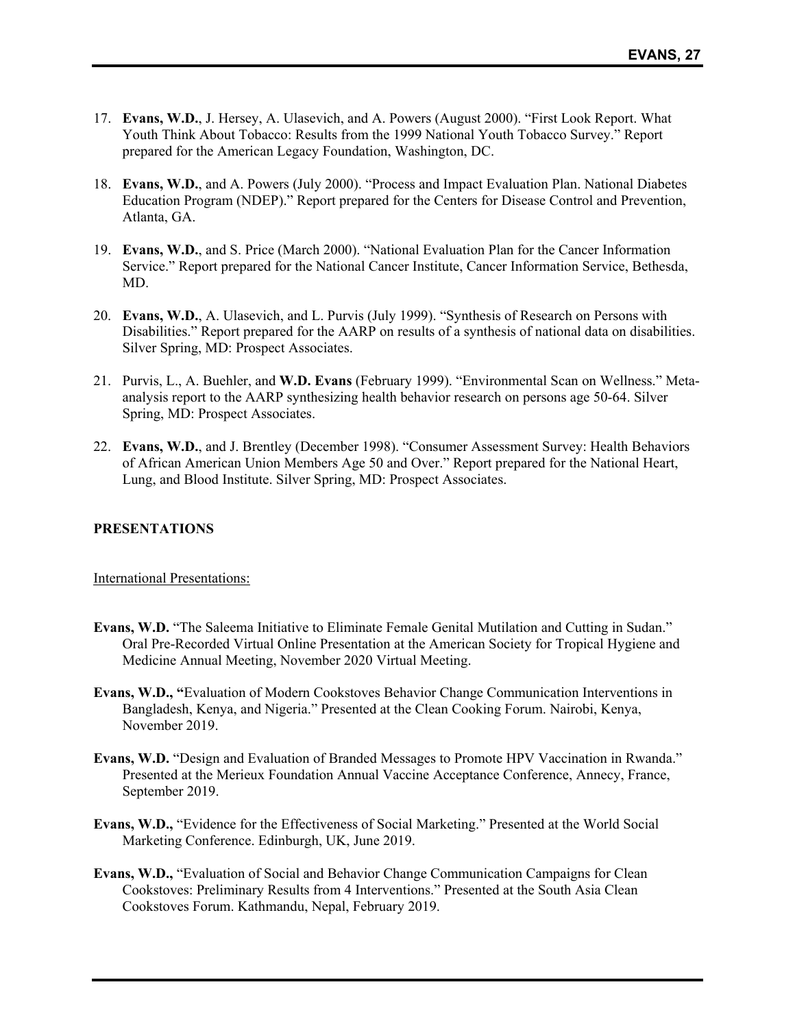17. **Evans, W.D.**, J. Hersey, A. Ulasevich, and A. Powers (August 2000). "First Look Report. What Youth Think About Tobacco: Results from the 1999 National Youth Tobacco Survey." Report prepared for the American Legacy Foundation, Washington, DC.

18. **Evans, W.D.**, and A. Powers (July 2000). "Process and Impact Evaluation Plan. National Diabetes Education Program (NDEP)." Report prepared for the Centers for Disease Control and Prevention, Atlanta, GA.

19. **Evans, W.D.**, and S. Price (March 2000). "National Evaluation Plan for the Cancer Information Service." Report prepared for the National Cancer Institute, Cancer Information Service, Bethesda, MD.

20. **Evans, W.D.**, A. Ulasevich, and L. Purvis (July 1999). "Synthesis of Research on Persons with Disabilities." Report prepared for the AARP on results of a synthesis of national data on disabilities. Silver Spring, MD: Prospect Associates.

21. Purvis, L., A. Buehler, and **W.D. Evans** (February 1999). "Environmental Scan on Wellness." Meta-analysis report to the AARP synthesizing health behavior research on persons age 50-64. Silver Spring, MD: Prospect Associates.

22. **Evans, W.D.**, and J. Brentley (December 1998). "Consumer Assessment Survey: Health Behaviors of African American Union Members Age 50 and Over." Report prepared for the National Heart, Lung, and Blood Institute. Silver Spring, MD: Prospect Associates.

## PRESENTATIONS

International Presentations:

**Evans, W.D.** "The Saleema Initiative to Eliminate Female Genital Mutilation and Cutting in Sudan." Oral Pre-Recorded Virtual Online Presentation at the American Society for Tropical Hygiene and Medicine Annual Meeting, November 2020 Virtual Meeting.

**Evans, W.D., "**Evaluation of Modern Cookstoves Behavior Change Communication Interventions in Bangladesh, Kenya, and Nigeria." Presented at the Clean Cooking Forum. Nairobi, Kenya, November 2019.

**Evans, W.D.** "Design and Evaluation of Branded Messages to Promote HPV Vaccination in Rwanda." Presented at the Merieux Foundation Annual Vaccine Acceptance Conference, Annecy, France, September 2019.

**Evans, W.D.,** "Evidence for the Effectiveness of Social Marketing." Presented at the World Social Marketing Conference. Edinburgh, UK, June 2019.

**Evans, W.D.,** "Evaluation of Social and Behavior Change Communication Campaigns for Clean Cookstoves: Preliminary Results from 4 Interventions." Presented at the South Asia Clean Cookstoves Forum. Kathmandu, Nepal, February 2019.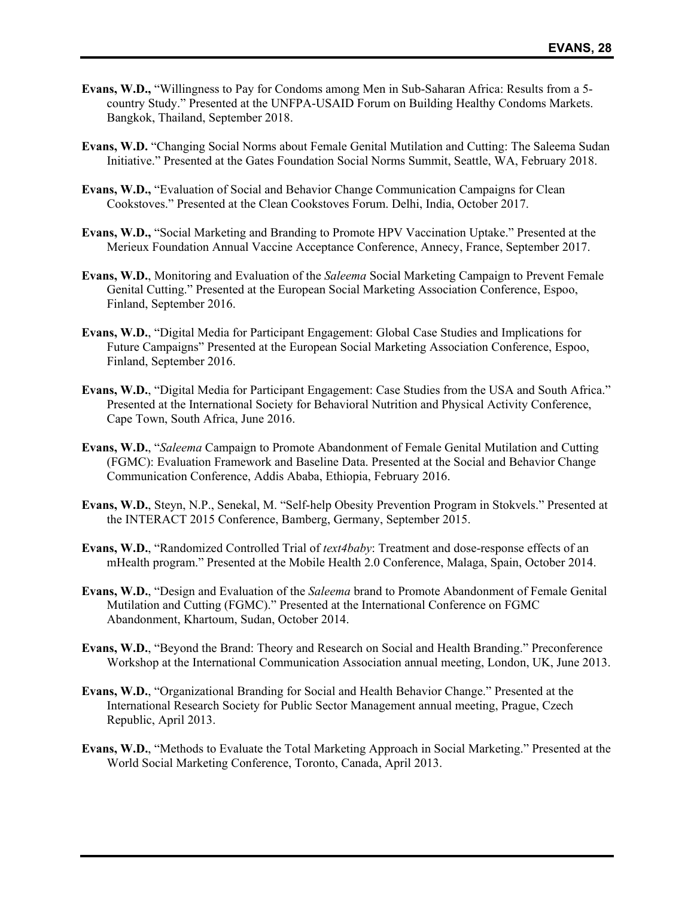**Evans, W.D.,** "Willingness to Pay for Condoms among Men in Sub-Saharan Africa: Results from a 5-country Study." Presented at the UNFPA-USAID Forum on Building Healthy Condoms Markets. Bangkok, Thailand, September 2018.

**Evans, W.D.** "Changing Social Norms about Female Genital Mutilation and Cutting: The Saleema Sudan Initiative." Presented at the Gates Foundation Social Norms Summit, Seattle, WA, February 2018.

**Evans, W.D.,** "Evaluation of Social and Behavior Change Communication Campaigns for Clean Cookstoves." Presented at the Clean Cookstoves Forum. Delhi, India, October 2017.

**Evans, W.D.,** "Social Marketing and Branding to Promote HPV Vaccination Uptake." Presented at the Merieux Foundation Annual Vaccine Acceptance Conference, Annecy, France, September 2017.

**Evans, W.D.**, Monitoring and Evaluation of the *Saleema* Social Marketing Campaign to Prevent Female Genital Cutting." Presented at the European Social Marketing Association Conference, Espoo, Finland, September 2016.

**Evans, W.D.**, "Digital Media for Participant Engagement: Global Case Studies and Implications for Future Campaigns" Presented at the European Social Marketing Association Conference, Espoo, Finland, September 2016.

**Evans, W.D.**, "Digital Media for Participant Engagement: Case Studies from the USA and South Africa." Presented at the International Society for Behavioral Nutrition and Physical Activity Conference, Cape Town, South Africa, June 2016.

**Evans, W.D.**, "*Saleema* Campaign to Promote Abandonment of Female Genital Mutilation and Cutting (FGMC): Evaluation Framework and Baseline Data. Presented at the Social and Behavior Change Communication Conference, Addis Ababa, Ethiopia, February 2016.

**Evans, W.D.**, Steyn, N.P., Senekal, M. "Self-help Obesity Prevention Program in Stokvels." Presented at the INTERACT 2015 Conference, Bamberg, Germany, September 2015.

**Evans, W.D.**, "Randomized Controlled Trial of *text4baby*: Treatment and dose-response effects of an mHealth program." Presented at the Mobile Health 2.0 Conference, Malaga, Spain, October 2014.

**Evans, W.D.**, "Design and Evaluation of the *Saleema* brand to Promote Abandonment of Female Genital Mutilation and Cutting (FGMC)." Presented at the International Conference on FGMC Abandonment, Khartoum, Sudan, October 2014.

**Evans, W.D.**, "Beyond the Brand: Theory and Research on Social and Health Branding." Preconference Workshop at the International Communication Association annual meeting, London, UK, June 2013.

**Evans, W.D.**, "Organizational Branding for Social and Health Behavior Change." Presented at the International Research Society for Public Sector Management annual meeting, Prague, Czech Republic, April 2013.

**Evans, W.D.**, "Methods to Evaluate the Total Marketing Approach in Social Marketing." Presented at the World Social Marketing Conference, Toronto, Canada, April 2013.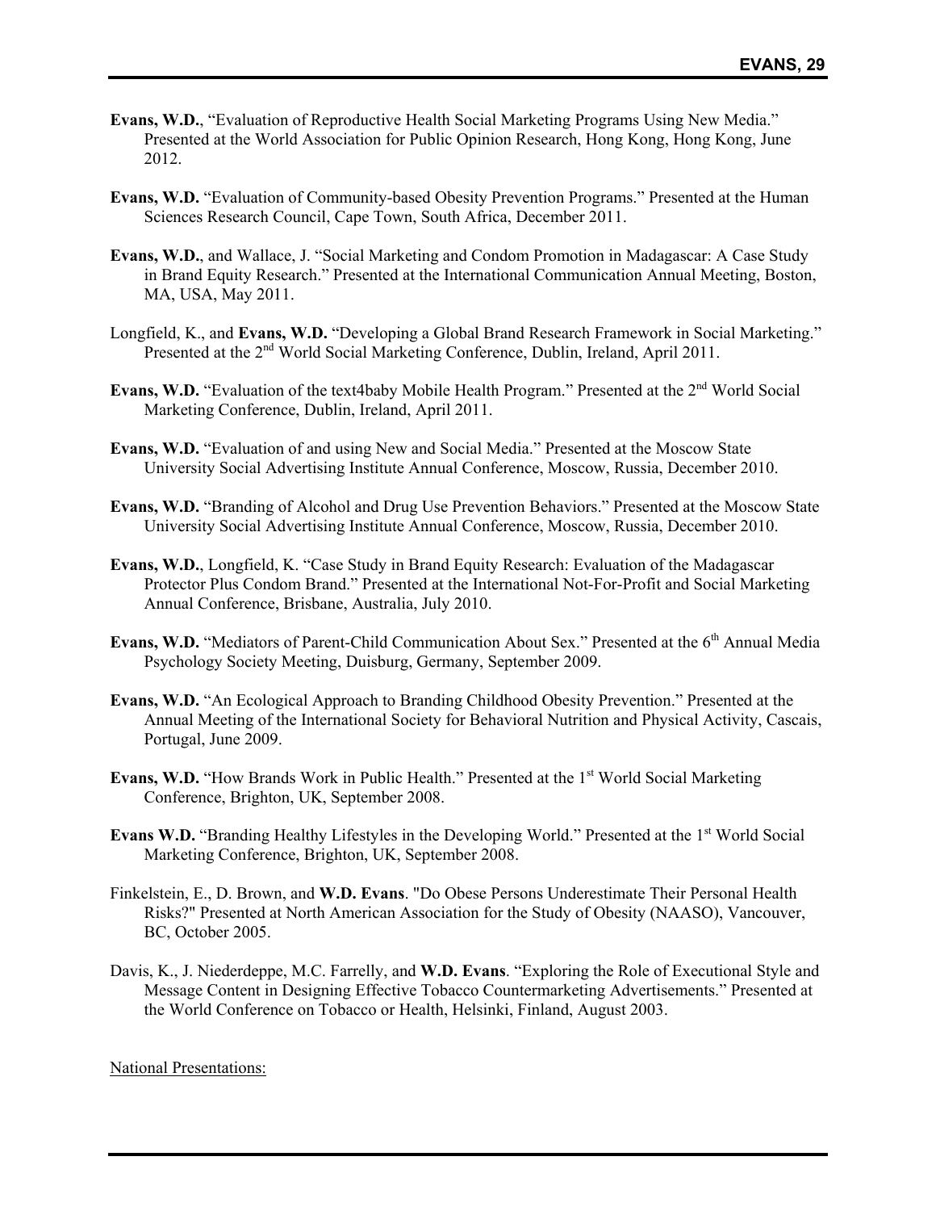**Evans, W.D.**, "Evaluation of Reproductive Health Social Marketing Programs Using New Media." Presented at the World Association for Public Opinion Research, Hong Kong, Hong Kong, June 2012.

**Evans, W.D.** "Evaluation of Community-based Obesity Prevention Programs." Presented at the Human Sciences Research Council, Cape Town, South Africa, December 2011.

**Evans, W.D.**, and Wallace, J. "Social Marketing and Condom Promotion in Madagascar: A Case Study in Brand Equity Research." Presented at the International Communication Annual Meeting, Boston, MA, USA, May 2011.

Longfield, K., and **Evans, W.D.** "Developing a Global Brand Research Framework in Social Marketing." Presented at the 2nd World Social Marketing Conference, Dublin, Ireland, April 2011.

**Evans, W.D.** "Evaluation of the text4baby Mobile Health Program." Presented at the 2nd World Social Marketing Conference, Dublin, Ireland, April 2011.

**Evans, W.D.** "Evaluation of and using New and Social Media." Presented at the Moscow State University Social Advertising Institute Annual Conference, Moscow, Russia, December 2010.

**Evans, W.D.** "Branding of Alcohol and Drug Use Prevention Behaviors." Presented at the Moscow State University Social Advertising Institute Annual Conference, Moscow, Russia, December 2010.

**Evans, W.D.**, Longfield, K. "Case Study in Brand Equity Research: Evaluation of the Madagascar Protector Plus Condom Brand." Presented at the International Not-For-Profit and Social Marketing Annual Conference, Brisbane, Australia, July 2010.

**Evans, W.D.** "Mediators of Parent-Child Communication About Sex." Presented at the 6th Annual Media Psychology Society Meeting, Duisburg, Germany, September 2009.

**Evans, W.D.** "An Ecological Approach to Branding Childhood Obesity Prevention." Presented at the Annual Meeting of the International Society for Behavioral Nutrition and Physical Activity, Cascais, Portugal, June 2009.

**Evans, W.D.** "How Brands Work in Public Health." Presented at the 1st World Social Marketing Conference, Brighton, UK, September 2008.

**Evans W.D.** "Branding Healthy Lifestyles in the Developing World." Presented at the 1st World Social Marketing Conference, Brighton, UK, September 2008.

Finkelstein, E., D. Brown, and **W.D. Evans**. "Do Obese Persons Underestimate Their Personal Health Risks?" Presented at North American Association for the Study of Obesity (NAASO), Vancouver, BC, October 2005.

Davis, K., J. Niederdeppe, M.C. Farrelly, and **W.D. Evans**. "Exploring the Role of Executional Style and Message Content in Designing Effective Tobacco Countermarketing Advertisements." Presented at the World Conference on Tobacco or Health, Helsinki, Finland, August 2003.

National Presentations: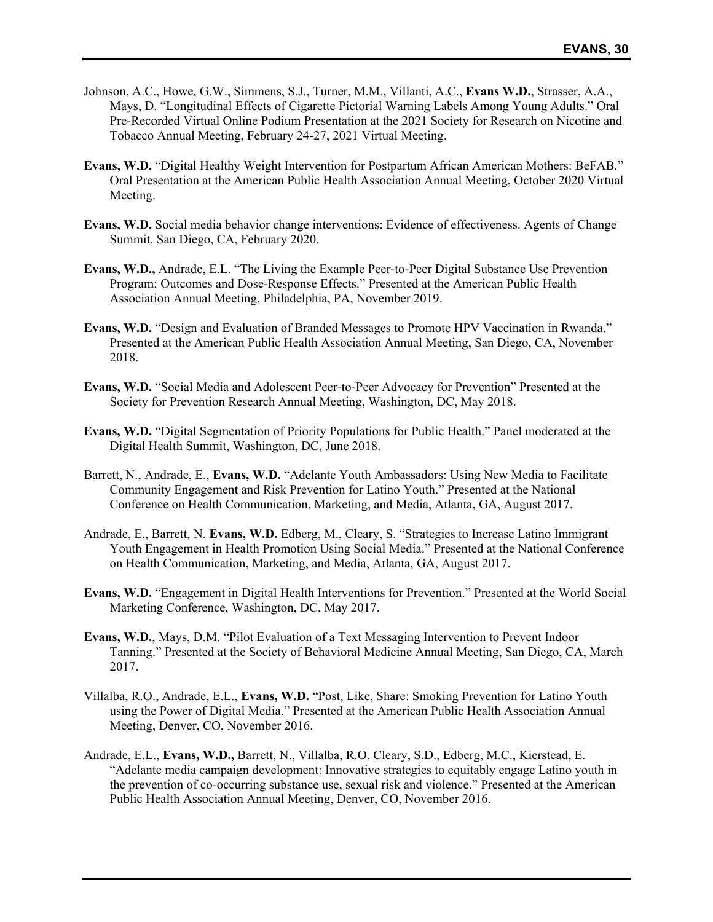Johnson, A.C., Howe, G.W., Simmens, S.J., Turner, M.M., Villanti, A.C., **Evans W.D.**, Strasser, A.A., Mays, D. "Longitudinal Effects of Cigarette Pictorial Warning Labels Among Young Adults." Oral Pre-Recorded Virtual Online Podium Presentation at the 2021 Society for Research on Nicotine and Tobacco Annual Meeting, February 24-27, 2021 Virtual Meeting.

**Evans, W.D.** "Digital Healthy Weight Intervention for Postpartum African American Mothers: BeFAB." Oral Presentation at the American Public Health Association Annual Meeting, October 2020 Virtual Meeting.

**Evans, W.D.** Social media behavior change interventions: Evidence of effectiveness. Agents of Change Summit. San Diego, CA, February 2020.

**Evans, W.D.,** Andrade, E.L. "The Living the Example Peer-to-Peer Digital Substance Use Prevention Program: Outcomes and Dose-Response Effects." Presented at the American Public Health Association Annual Meeting, Philadelphia, PA, November 2019.

**Evans, W.D.** "Design and Evaluation of Branded Messages to Promote HPV Vaccination in Rwanda." Presented at the American Public Health Association Annual Meeting, San Diego, CA, November 2018.

**Evans, W.D.** "Social Media and Adolescent Peer-to-Peer Advocacy for Prevention" Presented at the Society for Prevention Research Annual Meeting, Washington, DC, May 2018.

**Evans, W.D.** "Digital Segmentation of Priority Populations for Public Health." Panel moderated at the Digital Health Summit, Washington, DC, June 2018.

Barrett, N., Andrade, E., **Evans, W.D.** "Adelante Youth Ambassadors: Using New Media to Facilitate Community Engagement and Risk Prevention for Latino Youth." Presented at the National Conference on Health Communication, Marketing, and Media, Atlanta, GA, August 2017.

Andrade, E., Barrett, N. **Evans, W.D.** Edberg, M., Cleary, S. "Strategies to Increase Latino Immigrant Youth Engagement in Health Promotion Using Social Media." Presented at the National Conference on Health Communication, Marketing, and Media, Atlanta, GA, August 2017.

**Evans, W.D.** "Engagement in Digital Health Interventions for Prevention." Presented at the World Social Marketing Conference, Washington, DC, May 2017.

**Evans, W.D.**, Mays, D.M. "Pilot Evaluation of a Text Messaging Intervention to Prevent Indoor Tanning." Presented at the Society of Behavioral Medicine Annual Meeting, San Diego, CA, March 2017.

Villalba, R.O., Andrade, E.L., **Evans, W.D.** "Post, Like, Share: Smoking Prevention for Latino Youth using the Power of Digital Media." Presented at the American Public Health Association Annual Meeting, Denver, CO, November 2016.

Andrade, E.L., **Evans, W.D.,** Barrett, N., Villalba, R.O. Cleary, S.D., Edberg, M.C., Kierstead, E. "Adelante media campaign development: Innovative strategies to equitably engage Latino youth in the prevention of co-occurring substance use, sexual risk and violence." Presented at the American Public Health Association Annual Meeting, Denver, CO, November 2016.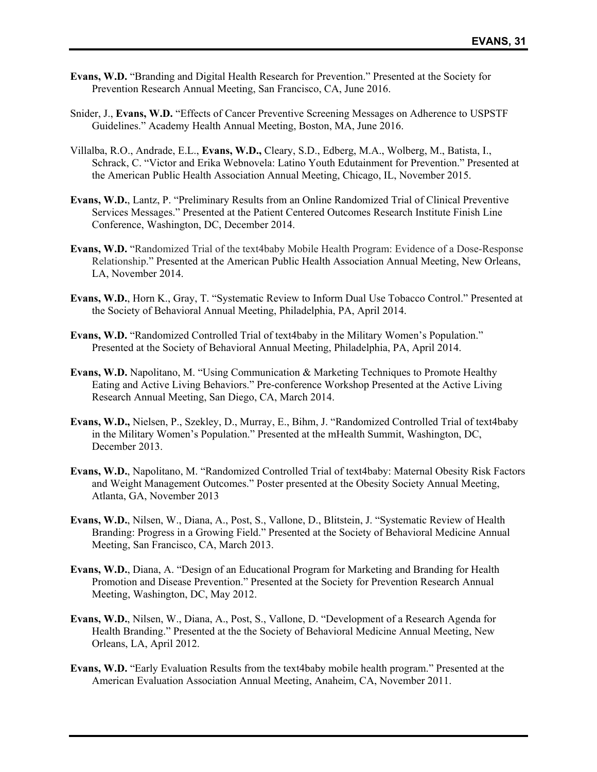**Evans, W.D.** "Branding and Digital Health Research for Prevention." Presented at the Society for Prevention Research Annual Meeting, San Francisco, CA, June 2016.

Snider, J., **Evans, W.D.** "Effects of Cancer Preventive Screening Messages on Adherence to USPSTF Guidelines." Academy Health Annual Meeting, Boston, MA, June 2016.

Villalba, R.O., Andrade, E.L., **Evans, W.D.,** Cleary, S.D., Edberg, M.A., Wolberg, M., Batista, I., Schrack, C. "Victor and Erika Webnovela: Latino Youth Edutainment for Prevention." Presented at the American Public Health Association Annual Meeting, Chicago, IL, November 2015.

**Evans, W.D.**, Lantz, P. "Preliminary Results from an Online Randomized Trial of Clinical Preventive Services Messages." Presented at the Patient Centered Outcomes Research Institute Finish Line Conference, Washington, DC, December 2014.

**Evans, W.D.** "Randomized Trial of the text4baby Mobile Health Program: Evidence of a Dose-Response Relationship." Presented at the American Public Health Association Annual Meeting, New Orleans, LA, November 2014.

**Evans, W.D.**, Horn K., Gray, T. "Systematic Review to Inform Dual Use Tobacco Control." Presented at the Society of Behavioral Annual Meeting, Philadelphia, PA, April 2014.

**Evans, W.D.** "Randomized Controlled Trial of text4baby in the Military Women's Population." Presented at the Society of Behavioral Annual Meeting, Philadelphia, PA, April 2014.

**Evans, W.D.** Napolitano, M. "Using Communication & Marketing Techniques to Promote Healthy Eating and Active Living Behaviors." Pre-conference Workshop Presented at the Active Living Research Annual Meeting, San Diego, CA, March 2014.

**Evans, W.D.,** Nielsen, P., Szekley, D., Murray, E., Bihm, J. "Randomized Controlled Trial of text4baby in the Military Women's Population." Presented at the mHealth Summit, Washington, DC, December 2013.

**Evans, W.D.**, Napolitano, M. "Randomized Controlled Trial of text4baby: Maternal Obesity Risk Factors and Weight Management Outcomes." Poster presented at the Obesity Society Annual Meeting, Atlanta, GA, November 2013

**Evans, W.D.**, Nilsen, W., Diana, A., Post, S., Vallone, D., Blitstein, J. "Systematic Review of Health Branding: Progress in a Growing Field." Presented at the Society of Behavioral Medicine Annual Meeting, San Francisco, CA, March 2013.

**Evans, W.D.**, Diana, A. "Design of an Educational Program for Marketing and Branding for Health Promotion and Disease Prevention." Presented at the Society for Prevention Research Annual Meeting, Washington, DC, May 2012.

**Evans, W.D.**, Nilsen, W., Diana, A., Post, S., Vallone, D. "Development of a Research Agenda for Health Branding." Presented at the the Society of Behavioral Medicine Annual Meeting, New Orleans, LA, April 2012.

**Evans, W.D.** "Early Evaluation Results from the text4baby mobile health program." Presented at the American Evaluation Association Annual Meeting, Anaheim, CA, November 2011.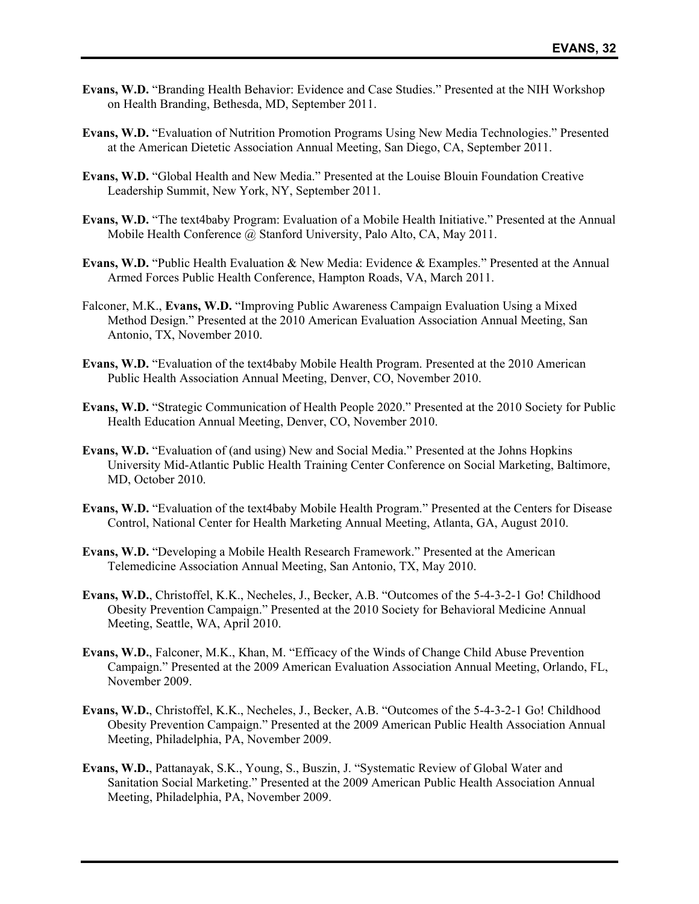**Evans, W.D.** "Branding Health Behavior: Evidence and Case Studies." Presented at the NIH Workshop on Health Branding, Bethesda, MD, September 2011.

**Evans, W.D.** "Evaluation of Nutrition Promotion Programs Using New Media Technologies." Presented at the American Dietetic Association Annual Meeting, San Diego, CA, September 2011.

**Evans, W.D.** "Global Health and New Media." Presented at the Louise Blouin Foundation Creative Leadership Summit, New York, NY, September 2011.

**Evans, W.D.** "The text4baby Program: Evaluation of a Mobile Health Initiative." Presented at the Annual Mobile Health Conference @ Stanford University, Palo Alto, CA, May 2011.

**Evans, W.D.** "Public Health Evaluation & New Media: Evidence & Examples." Presented at the Annual Armed Forces Public Health Conference, Hampton Roads, VA, March 2011.

Falconer, M.K., **Evans, W.D.** "Improving Public Awareness Campaign Evaluation Using a Mixed Method Design." Presented at the 2010 American Evaluation Association Annual Meeting, San Antonio, TX, November 2010.

**Evans, W.D.** "Evaluation of the text4baby Mobile Health Program. Presented at the 2010 American Public Health Association Annual Meeting, Denver, CO, November 2010.

**Evans, W.D.** "Strategic Communication of Health People 2020." Presented at the 2010 Society for Public Health Education Annual Meeting, Denver, CO, November 2010.

**Evans, W.D.** "Evaluation of (and using) New and Social Media." Presented at the Johns Hopkins University Mid-Atlantic Public Health Training Center Conference on Social Marketing, Baltimore, MD, October 2010.

**Evans, W.D.** "Evaluation of the text4baby Mobile Health Program." Presented at the Centers for Disease Control, National Center for Health Marketing Annual Meeting, Atlanta, GA, August 2010.

**Evans, W.D.** "Developing a Mobile Health Research Framework." Presented at the American Telemedicine Association Annual Meeting, San Antonio, TX, May 2010.

**Evans, W.D.**, Christoffel, K.K., Necheles, J., Becker, A.B. "Outcomes of the 5-4-3-2-1 Go! Childhood Obesity Prevention Campaign." Presented at the 2010 Society for Behavioral Medicine Annual Meeting, Seattle, WA, April 2010.

**Evans, W.D.**, Falconer, M.K., Khan, M. "Efficacy of the Winds of Change Child Abuse Prevention Campaign." Presented at the 2009 American Evaluation Association Annual Meeting, Orlando, FL, November 2009.

**Evans, W.D.**, Christoffel, K.K., Necheles, J., Becker, A.B. "Outcomes of the 5-4-3-2-1 Go! Childhood Obesity Prevention Campaign." Presented at the 2009 American Public Health Association Annual Meeting, Philadelphia, PA, November 2009.

**Evans, W.D.**, Pattanayak, S.K., Young, S., Buszin, J. "Systematic Review of Global Water and Sanitation Social Marketing." Presented at the 2009 American Public Health Association Annual Meeting, Philadelphia, PA, November 2009.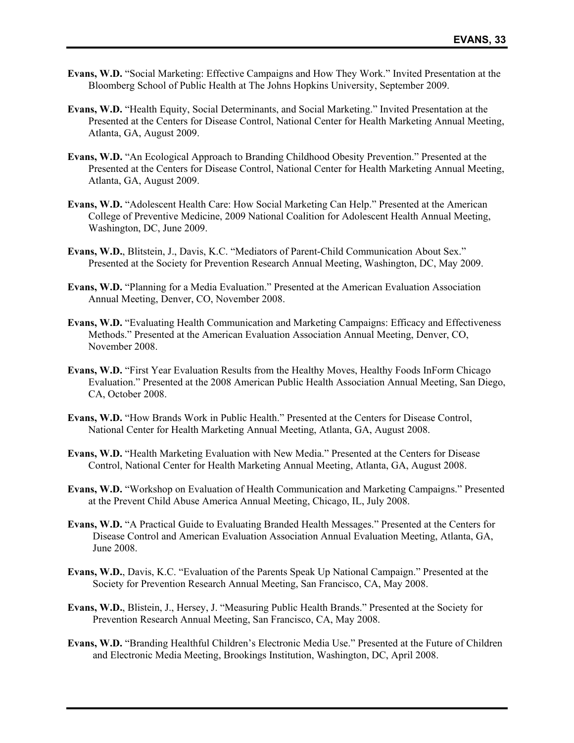**Evans, W.D.** "Social Marketing: Effective Campaigns and How They Work." Invited Presentation at the Bloomberg School of Public Health at The Johns Hopkins University, September 2009.

**Evans, W.D.** "Health Equity, Social Determinants, and Social Marketing." Invited Presentation at the Presented at the Centers for Disease Control, National Center for Health Marketing Annual Meeting, Atlanta, GA, August 2009.

**Evans, W.D.** "An Ecological Approach to Branding Childhood Obesity Prevention." Presented at the Presented at the Centers for Disease Control, National Center for Health Marketing Annual Meeting, Atlanta, GA, August 2009.

**Evans, W.D.** "Adolescent Health Care: How Social Marketing Can Help." Presented at the American College of Preventive Medicine, 2009 National Coalition for Adolescent Health Annual Meeting, Washington, DC, June 2009.

**Evans, W.D.**, Blitstein, J., Davis, K.C. "Mediators of Parent-Child Communication About Sex." Presented at the Society for Prevention Research Annual Meeting, Washington, DC, May 2009.

**Evans, W.D.** "Planning for a Media Evaluation." Presented at the American Evaluation Association Annual Meeting, Denver, CO, November 2008.

**Evans, W.D.** "Evaluating Health Communication and Marketing Campaigns: Efficacy and Effectiveness Methods." Presented at the American Evaluation Association Annual Meeting, Denver, CO, November 2008.

**Evans, W.D.** "First Year Evaluation Results from the Healthy Moves, Healthy Foods InForm Chicago Evaluation." Presented at the 2008 American Public Health Association Annual Meeting, San Diego, CA, October 2008.

**Evans, W.D.** "How Brands Work in Public Health." Presented at the Centers for Disease Control, National Center for Health Marketing Annual Meeting, Atlanta, GA, August 2008.

**Evans, W.D.** "Health Marketing Evaluation with New Media." Presented at the Centers for Disease Control, National Center for Health Marketing Annual Meeting, Atlanta, GA, August 2008.

**Evans, W.D.** "Workshop on Evaluation of Health Communication and Marketing Campaigns." Presented at the Prevent Child Abuse America Annual Meeting, Chicago, IL, July 2008.

**Evans, W.D.** "A Practical Guide to Evaluating Branded Health Messages." Presented at the Centers for Disease Control and American Evaluation Association Annual Evaluation Meeting, Atlanta, GA, June 2008.

**Evans, W.D.**, Davis, K.C. "Evaluation of the Parents Speak Up National Campaign." Presented at the Society for Prevention Research Annual Meeting, San Francisco, CA, May 2008.

**Evans, W.D.**, Blistein, J., Hersey, J. "Measuring Public Health Brands." Presented at the Society for Prevention Research Annual Meeting, San Francisco, CA, May 2008.

**Evans, W.D.** "Branding Healthful Children's Electronic Media Use." Presented at the Future of Children and Electronic Media Meeting, Brookings Institution, Washington, DC, April 2008.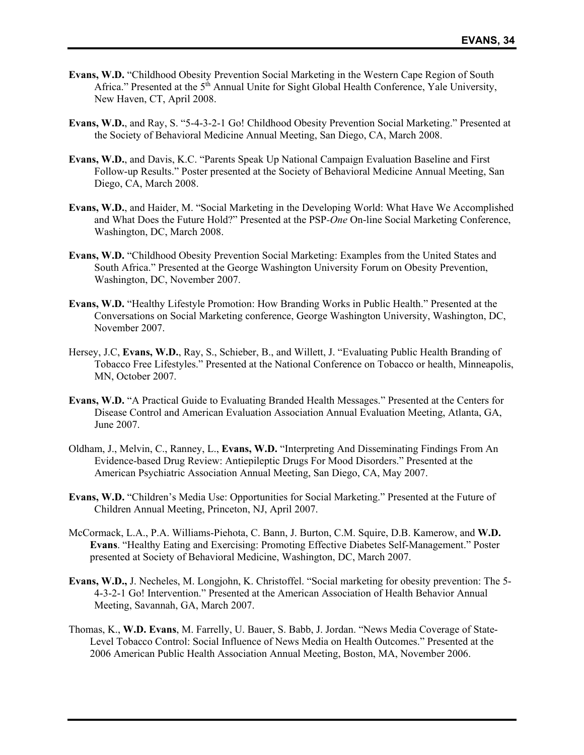**Evans, W.D.** "Childhood Obesity Prevention Social Marketing in the Western Cape Region of South Africa." Presented at the 5th Annual Unite for Sight Global Health Conference, Yale University, New Haven, CT, April 2008.

**Evans, W.D.**, and Ray, S. "5-4-3-2-1 Go! Childhood Obesity Prevention Social Marketing." Presented at the Society of Behavioral Medicine Annual Meeting, San Diego, CA, March 2008.

**Evans, W.D.**, and Davis, K.C. "Parents Speak Up National Campaign Evaluation Baseline and First Follow-up Results." Poster presented at the Society of Behavioral Medicine Annual Meeting, San Diego, CA, March 2008.

**Evans, W.D.**, and Haider, M. "Social Marketing in the Developing World: What Have We Accomplished and What Does the Future Hold?" Presented at the PSP-*One* On-line Social Marketing Conference, Washington, DC, March 2008.

**Evans, W.D.** "Childhood Obesity Prevention Social Marketing: Examples from the United States and South Africa." Presented at the George Washington University Forum on Obesity Prevention, Washington, DC, November 2007.

**Evans, W.D.** "Healthy Lifestyle Promotion: How Branding Works in Public Health." Presented at the Conversations on Social Marketing conference, George Washington University, Washington, DC, November 2007.

Hersey, J.C, **Evans, W.D.**, Ray, S., Schieber, B., and Willett, J. "Evaluating Public Health Branding of Tobacco Free Lifestyles." Presented at the National Conference on Tobacco or health, Minneapolis, MN, October 2007.

**Evans, W.D.** "A Practical Guide to Evaluating Branded Health Messages." Presented at the Centers for Disease Control and American Evaluation Association Annual Evaluation Meeting, Atlanta, GA, June 2007.

Oldham, J., Melvin, C., Ranney, L., **Evans, W.D.** "Interpreting And Disseminating Findings From An Evidence-based Drug Review: Antiepileptic Drugs For Mood Disorders." Presented at the American Psychiatric Association Annual Meeting, San Diego, CA, May 2007.

**Evans, W.D.** "Children's Media Use: Opportunities for Social Marketing." Presented at the Future of Children Annual Meeting, Princeton, NJ, April 2007.

McCormack, L.A., P.A. Williams-Piehota, C. Bann, J. Burton, C.M. Squire, D.B. Kamerow, and **W.D. Evans**. "Healthy Eating and Exercising: Promoting Effective Diabetes Self-Management." Poster presented at Society of Behavioral Medicine, Washington, DC, March 2007.

**Evans, W.D.,** J. Necheles, M. Longjohn, K. Christoffel. "Social marketing for obesity prevention: The 5-4-3-2-1 Go! Intervention." Presented at the American Association of Health Behavior Annual Meeting, Savannah, GA, March 2007.

Thomas, K., **W.D. Evans**, M. Farrelly, U. Bauer, S. Babb, J. Jordan. "News Media Coverage of State-Level Tobacco Control: Social Influence of News Media on Health Outcomes." Presented at the 2006 American Public Health Association Annual Meeting, Boston, MA, November 2006.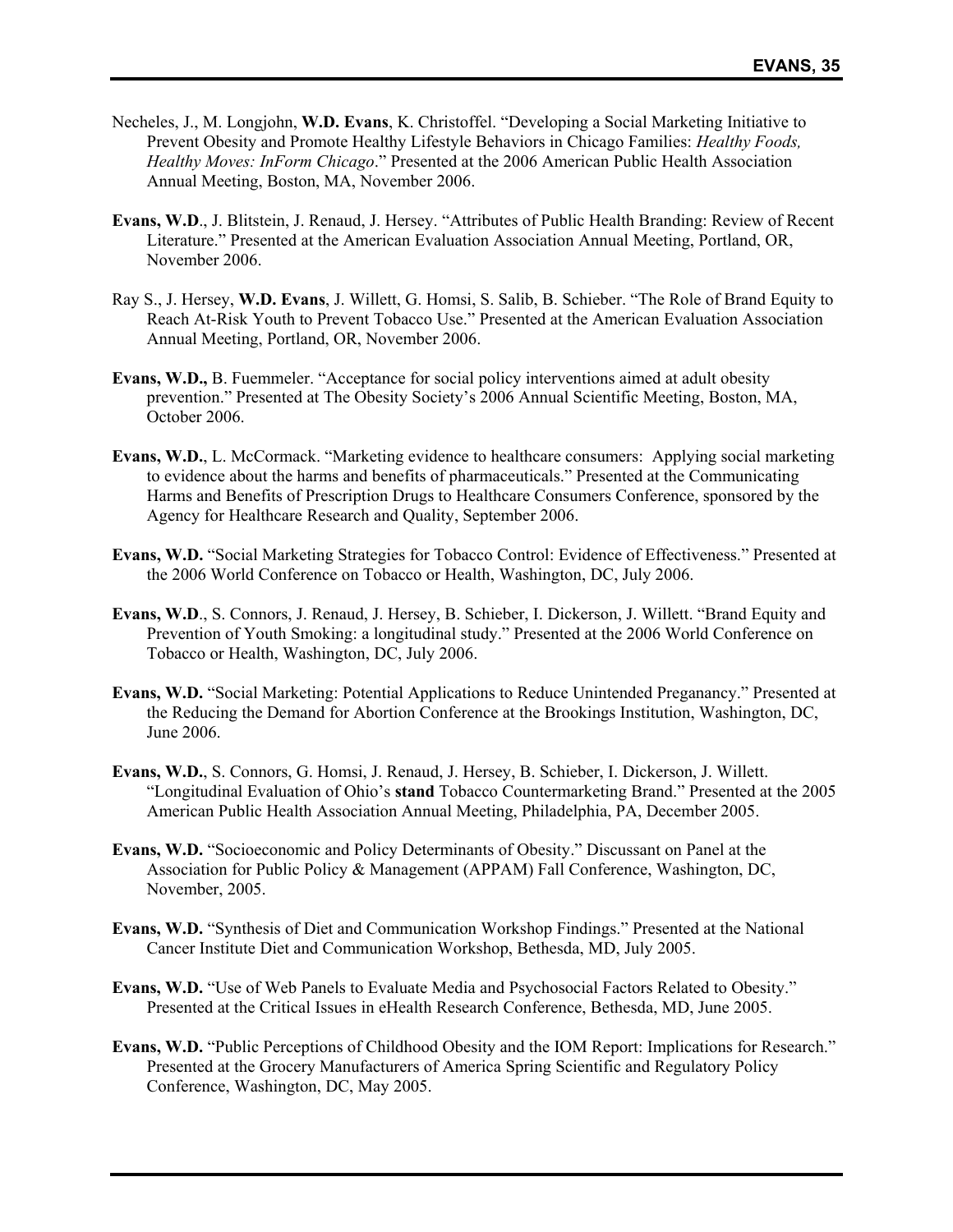Necheles, J., M. Longjohn, **W.D. Evans**, K. Christoffel. "Developing a Social Marketing Initiative to Prevent Obesity and Promote Healthy Lifestyle Behaviors in Chicago Families: *Healthy Foods, Healthy Moves: InForm Chicago*." Presented at the 2006 American Public Health Association Annual Meeting, Boston, MA, November 2006.

**Evans, W.D**., J. Blitstein, J. Renaud, J. Hersey. "Attributes of Public Health Branding: Review of Recent Literature." Presented at the American Evaluation Association Annual Meeting, Portland, OR, November 2006.

Ray S., J. Hersey, **W.D. Evans**, J. Willett, G. Homsi, S. Salib, B. Schieber. "The Role of Brand Equity to Reach At-Risk Youth to Prevent Tobacco Use." Presented at the American Evaluation Association Annual Meeting, Portland, OR, November 2006.

**Evans, W.D.,** B. Fuemmeler. "Acceptance for social policy interventions aimed at adult obesity prevention." Presented at The Obesity Society's 2006 Annual Scientific Meeting, Boston, MA, October 2006.

**Evans, W.D.**, L. McCormack. "Marketing evidence to healthcare consumers: Applying social marketing to evidence about the harms and benefits of pharmaceuticals." Presented at the Communicating Harms and Benefits of Prescription Drugs to Healthcare Consumers Conference, sponsored by the Agency for Healthcare Research and Quality, September 2006.

**Evans, W.D.** "Social Marketing Strategies for Tobacco Control: Evidence of Effectiveness." Presented at the 2006 World Conference on Tobacco or Health, Washington, DC, July 2006.

**Evans, W.D**., S. Connors, J. Renaud, J. Hersey, B. Schieber, I. Dickerson, J. Willett. "Brand Equity and Prevention of Youth Smoking: a longitudinal study." Presented at the 2006 World Conference on Tobacco or Health, Washington, DC, July 2006.

**Evans, W.D.** "Social Marketing: Potential Applications to Reduce Unintended Preganancy." Presented at the Reducing the Demand for Abortion Conference at the Brookings Institution, Washington, DC, June 2006.

**Evans, W.D.**, S. Connors, G. Homsi, J. Renaud, J. Hersey, B. Schieber, I. Dickerson, J. Willett. "Longitudinal Evaluation of Ohio's **stand** Tobacco Countermarketing Brand." Presented at the 2005 American Public Health Association Annual Meeting, Philadelphia, PA, December 2005.

**Evans, W.D.** "Socioeconomic and Policy Determinants of Obesity." Discussant on Panel at the Association for Public Policy & Management (APPAM) Fall Conference, Washington, DC, November, 2005.

**Evans, W.D.** "Synthesis of Diet and Communication Workshop Findings." Presented at the National Cancer Institute Diet and Communication Workshop, Bethesda, MD, July 2005.

**Evans, W.D.** "Use of Web Panels to Evaluate Media and Psychosocial Factors Related to Obesity." Presented at the Critical Issues in eHealth Research Conference, Bethesda, MD, June 2005.

**Evans, W.D.** "Public Perceptions of Childhood Obesity and the IOM Report: Implications for Research." Presented at the Grocery Manufacturers of America Spring Scientific and Regulatory Policy Conference, Washington, DC, May 2005.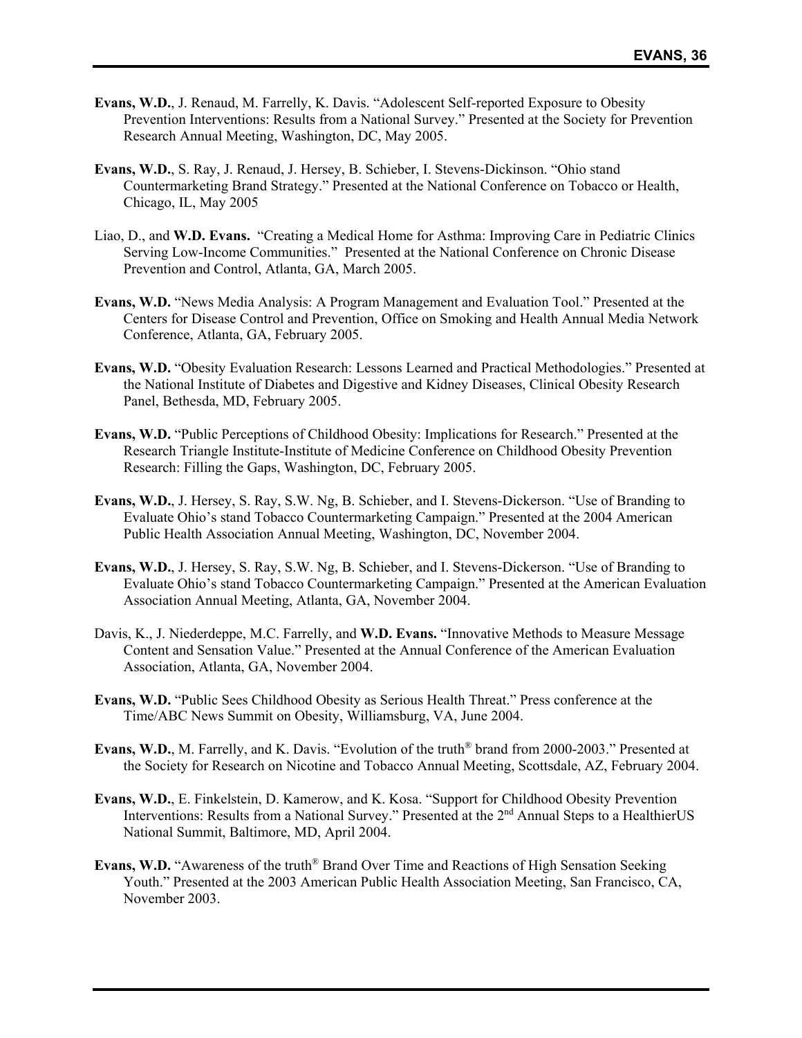**Evans, W.D.**, J. Renaud, M. Farrelly, K. Davis. "Adolescent Self-reported Exposure to Obesity Prevention Interventions: Results from a National Survey." Presented at the Society for Prevention Research Annual Meeting, Washington, DC, May 2005.

**Evans, W.D.**, S. Ray, J. Renaud, J. Hersey, B. Schieber, I. Stevens-Dickinson. "Ohio stand Countermarketing Brand Strategy." Presented at the National Conference on Tobacco or Health, Chicago, IL, May 2005

Liao, D., and **W.D. Evans.** "Creating a Medical Home for Asthma: Improving Care in Pediatric Clinics Serving Low-Income Communities." Presented at the National Conference on Chronic Disease Prevention and Control, Atlanta, GA, March 2005.

**Evans, W.D.** "News Media Analysis: A Program Management and Evaluation Tool." Presented at the Centers for Disease Control and Prevention, Office on Smoking and Health Annual Media Network Conference, Atlanta, GA, February 2005.

**Evans, W.D.** "Obesity Evaluation Research: Lessons Learned and Practical Methodologies." Presented at the National Institute of Diabetes and Digestive and Kidney Diseases, Clinical Obesity Research Panel, Bethesda, MD, February 2005.

**Evans, W.D.** "Public Perceptions of Childhood Obesity: Implications for Research." Presented at the Research Triangle Institute-Institute of Medicine Conference on Childhood Obesity Prevention Research: Filling the Gaps, Washington, DC, February 2005.

**Evans, W.D.**, J. Hersey, S. Ray, S.W. Ng, B. Schieber, and I. Stevens-Dickerson. "Use of Branding to Evaluate Ohio's stand Tobacco Countermarketing Campaign." Presented at the 2004 American Public Health Association Annual Meeting, Washington, DC, November 2004.

**Evans, W.D.**, J. Hersey, S. Ray, S.W. Ng, B. Schieber, and I. Stevens-Dickerson. "Use of Branding to Evaluate Ohio's stand Tobacco Countermarketing Campaign." Presented at the American Evaluation Association Annual Meeting, Atlanta, GA, November 2004.

Davis, K., J. Niederdeppe, M.C. Farrelly, and **W.D. Evans.** "Innovative Methods to Measure Message Content and Sensation Value." Presented at the Annual Conference of the American Evaluation Association, Atlanta, GA, November 2004.

**Evans, W.D.** "Public Sees Childhood Obesity as Serious Health Threat." Press conference at the Time/ABC News Summit on Obesity, Williamsburg, VA, June 2004.

**Evans, W.D.**, M. Farrelly, and K. Davis. "Evolution of the truth® brand from 2000-2003." Presented at the Society for Research on Nicotine and Tobacco Annual Meeting, Scottsdale, AZ, February 2004.

**Evans, W.D.**, E. Finkelstein, D. Kamerow, and K. Kosa. "Support for Childhood Obesity Prevention Interventions: Results from a National Survey." Presented at the 2nd Annual Steps to a HealthierUS National Summit, Baltimore, MD, April 2004.

**Evans, W.D.** "Awareness of the truth® Brand Over Time and Reactions of High Sensation Seeking Youth." Presented at the 2003 American Public Health Association Meeting, San Francisco, CA, November 2003.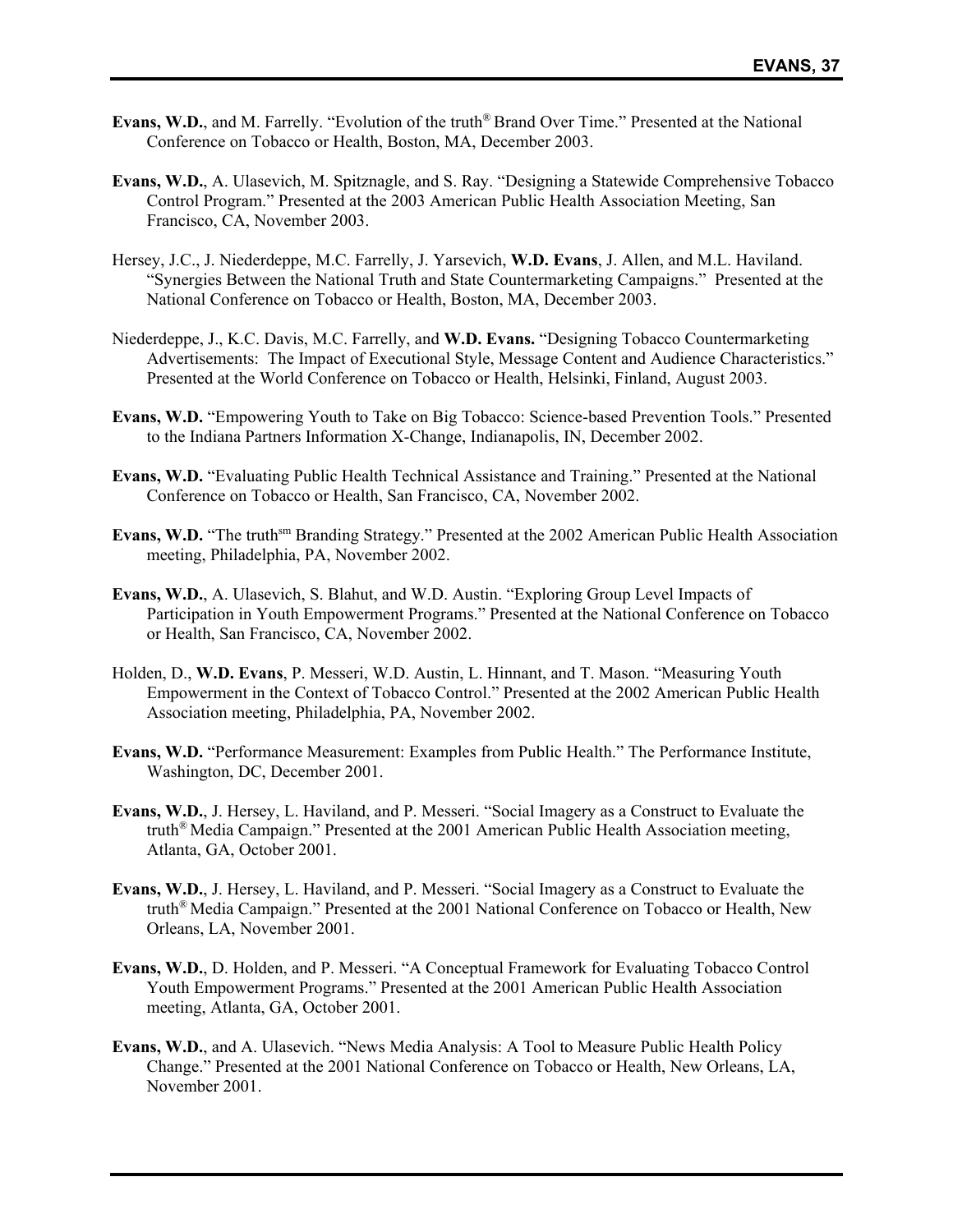**Evans, W.D.**, and M. Farrelly. "Evolution of the truth® Brand Over Time." Presented at the National Conference on Tobacco or Health, Boston, MA, December 2003.

**Evans, W.D.**, A. Ulasevich, M. Spitznagle, and S. Ray. "Designing a Statewide Comprehensive Tobacco Control Program." Presented at the 2003 American Public Health Association Meeting, San Francisco, CA, November 2003.

Hersey, J.C., J. Niederdeppe, M.C. Farrelly, J. Yarsevich, **W.D. Evans**, J. Allen, and M.L. Haviland. "Synergies Between the National Truth and State Countermarketing Campaigns." Presented at the National Conference on Tobacco or Health, Boston, MA, December 2003.

Niederdeppe, J., K.C. Davis, M.C. Farrelly, and **W.D. Evans.** "Designing Tobacco Countermarketing Advertisements: The Impact of Executional Style, Message Content and Audience Characteristics." Presented at the World Conference on Tobacco or Health, Helsinki, Finland, August 2003.

**Evans, W.D.** "Empowering Youth to Take on Big Tobacco: Science-based Prevention Tools." Presented to the Indiana Partners Information X-Change, Indianapolis, IN, December 2002.

**Evans, W.D.** "Evaluating Public Health Technical Assistance and Training." Presented at the National Conference on Tobacco or Health, San Francisco, CA, November 2002.

**Evans, W.D.** "The truth[sm] Branding Strategy." Presented at the 2002 American Public Health Association meeting, Philadelphia, PA, November 2002.

**Evans, W.D.**, A. Ulasevich, S. Blahut, and W.D. Austin. "Exploring Group Level Impacts of Participation in Youth Empowerment Programs." Presented at the National Conference on Tobacco or Health, San Francisco, CA, November 2002.

Holden, D., **W.D. Evans**, P. Messeri, W.D. Austin, L. Hinnant, and T. Mason. "Measuring Youth Empowerment in the Context of Tobacco Control." Presented at the 2002 American Public Health Association meeting, Philadelphia, PA, November 2002.

**Evans, W.D.** "Performance Measurement: Examples from Public Health." The Performance Institute, Washington, DC, December 2001.

**Evans, W.D.**, J. Hersey, L. Haviland, and P. Messeri. "Social Imagery as a Construct to Evaluate the truth® Media Campaign." Presented at the 2001 American Public Health Association meeting, Atlanta, GA, October 2001.

**Evans, W.D.**, J. Hersey, L. Haviland, and P. Messeri. "Social Imagery as a Construct to Evaluate the truth® Media Campaign." Presented at the 2001 National Conference on Tobacco or Health, New Orleans, LA, November 2001.

**Evans, W.D.**, D. Holden, and P. Messeri. "A Conceptual Framework for Evaluating Tobacco Control Youth Empowerment Programs." Presented at the 2001 American Public Health Association meeting, Atlanta, GA, October 2001.

**Evans, W.D.**, and A. Ulasevich. "News Media Analysis: A Tool to Measure Public Health Policy Change." Presented at the 2001 National Conference on Tobacco or Health, New Orleans, LA, November 2001.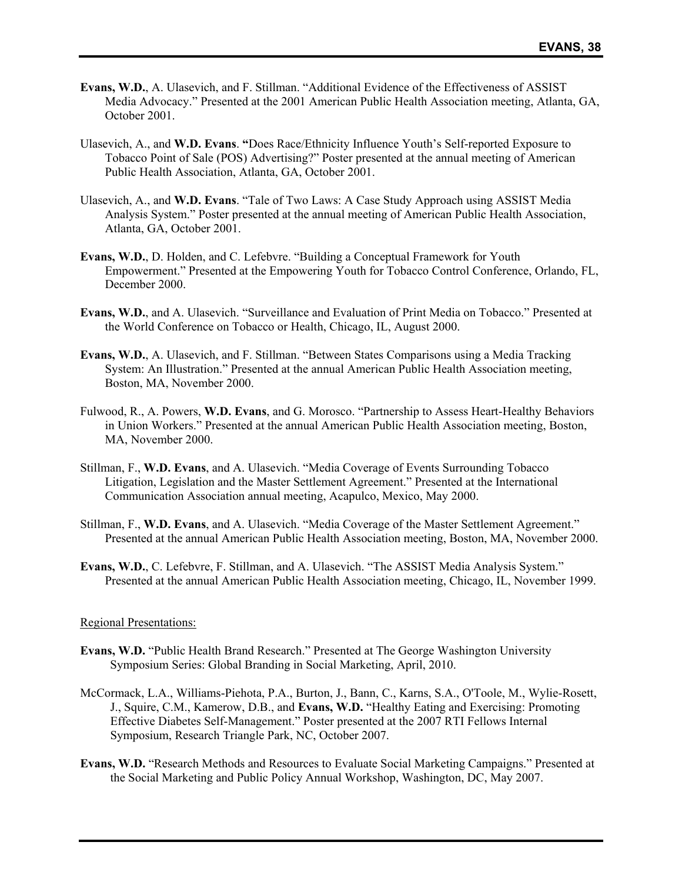**Evans, W.D.**, A. Ulasevich, and F. Stillman. "Additional Evidence of the Effectiveness of ASSIST Media Advocacy." Presented at the 2001 American Public Health Association meeting, Atlanta, GA, October 2001.

Ulasevich, A., and **W.D. Evans**. **"**Does Race/Ethnicity Influence Youth's Self-reported Exposure to Tobacco Point of Sale (POS) Advertising?" Poster presented at the annual meeting of American Public Health Association, Atlanta, GA, October 2001.

Ulasevich, A., and **W.D. Evans**. "Tale of Two Laws: A Case Study Approach using ASSIST Media Analysis System." Poster presented at the annual meeting of American Public Health Association, Atlanta, GA, October 2001.

**Evans, W.D.**, D. Holden, and C. Lefebvre. "Building a Conceptual Framework for Youth Empowerment." Presented at the Empowering Youth for Tobacco Control Conference, Orlando, FL, December 2000.

**Evans, W.D.**, and A. Ulasevich. "Surveillance and Evaluation of Print Media on Tobacco." Presented at the World Conference on Tobacco or Health, Chicago, IL, August 2000.

**Evans, W.D.**, A. Ulasevich, and F. Stillman. "Between States Comparisons using a Media Tracking System: An Illustration." Presented at the annual American Public Health Association meeting, Boston, MA, November 2000.

Fulwood, R., A. Powers, **W.D. Evans**, and G. Morosco. "Partnership to Assess Heart-Healthy Behaviors in Union Workers." Presented at the annual American Public Health Association meeting, Boston, MA, November 2000.

Stillman, F., **W.D. Evans**, and A. Ulasevich. "Media Coverage of Events Surrounding Tobacco Litigation, Legislation and the Master Settlement Agreement." Presented at the International Communication Association annual meeting, Acapulco, Mexico, May 2000.

Stillman, F., **W.D. Evans**, and A. Ulasevich. "Media Coverage of the Master Settlement Agreement." Presented at the annual American Public Health Association meeting, Boston, MA, November 2000.

**Evans, W.D.**, C. Lefebvre, F. Stillman, and A. Ulasevich. "The ASSIST Media Analysis System." Presented at the annual American Public Health Association meeting, Chicago, IL, November 1999.

Regional Presentations:

**Evans, W.D.** "Public Health Brand Research." Presented at The George Washington University Symposium Series: Global Branding in Social Marketing, April, 2010.

McCormack, L.A., Williams-Piehota, P.A., Burton, J., Bann, C., Karns, S.A., O'Toole, M., Wylie-Rosett, J., Squire, C.M., Kamerow, D.B., and **Evans, W.D.** "Healthy Eating and Exercising: Promoting Effective Diabetes Self-Management." Poster presented at the 2007 RTI Fellows Internal Symposium, Research Triangle Park, NC, October 2007.

**Evans, W.D.** "Research Methods and Resources to Evaluate Social Marketing Campaigns." Presented at the Social Marketing and Public Policy Annual Workshop, Washington, DC, May 2007.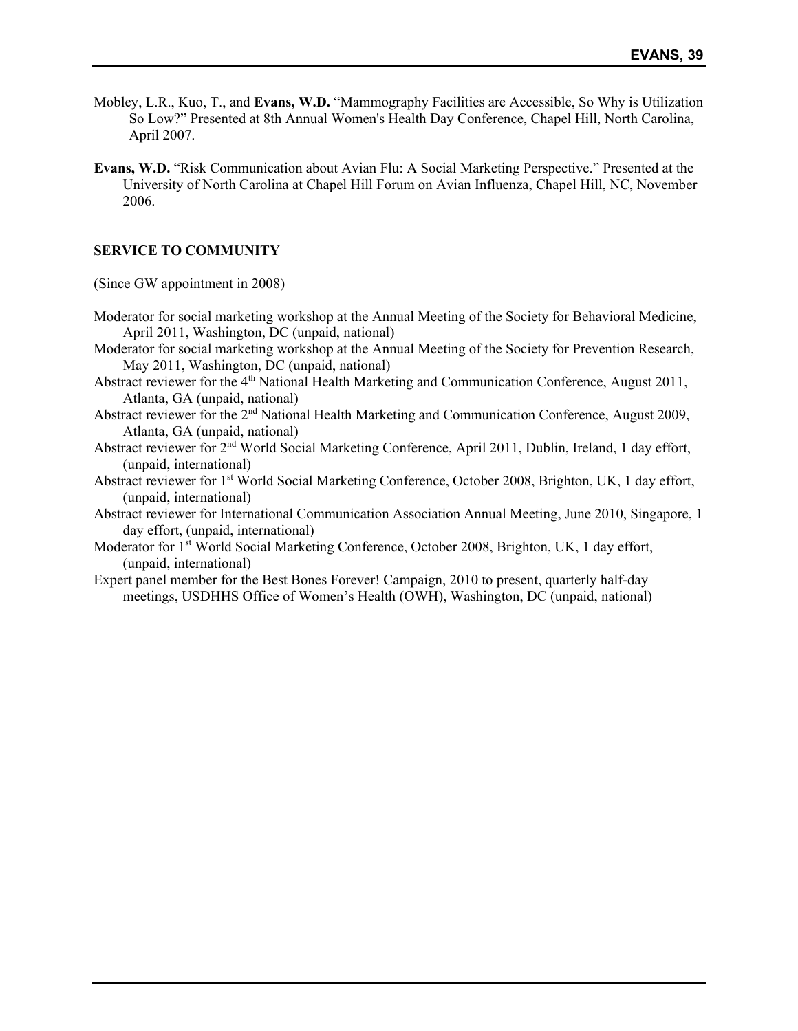Mobley, L.R., Kuo, T., and **Evans, W.D.** "Mammography Facilities are Accessible, So Why is Utilization So Low?" Presented at 8th Annual Women's Health Day Conference, Chapel Hill, North Carolina, April 2007.

**Evans, W.D.** "Risk Communication about Avian Flu: A Social Marketing Perspective." Presented at the University of North Carolina at Chapel Hill Forum on Avian Influenza, Chapel Hill, NC, November 2006.

## SERVICE TO COMMUNITY

(Since GW appointment in 2008)

Moderator for social marketing workshop at the Annual Meeting of the Society for Behavioral Medicine, April 2011, Washington, DC (unpaid, national)

Moderator for social marketing workshop at the Annual Meeting of the Society for Prevention Research, May 2011, Washington, DC (unpaid, national)

Abstract reviewer for the 4th National Health Marketing and Communication Conference, August 2011, Atlanta, GA (unpaid, national)

Abstract reviewer for the 2nd National Health Marketing and Communication Conference, August 2009, Atlanta, GA (unpaid, national)

Abstract reviewer for 2nd World Social Marketing Conference, April 2011, Dublin, Ireland, 1 day effort, (unpaid, international)

Abstract reviewer for 1st World Social Marketing Conference, October 2008, Brighton, UK, 1 day effort, (unpaid, international)

Abstract reviewer for International Communication Association Annual Meeting, June 2010, Singapore, 1 day effort, (unpaid, international)

Moderator for 1st World Social Marketing Conference, October 2008, Brighton, UK, 1 day effort, (unpaid, international)

Expert panel member for the Best Bones Forever! Campaign, 2010 to present, quarterly half-day meetings, USDHHS Office of Women's Health (OWH), Washington, DC (unpaid, national)